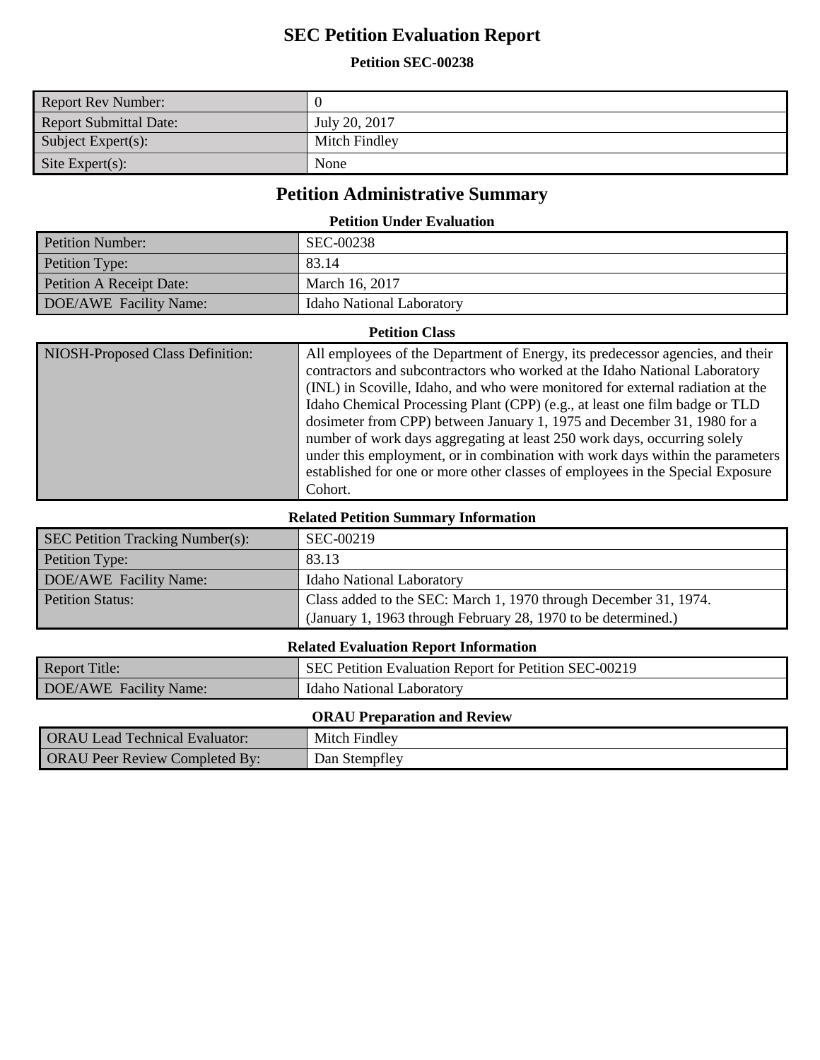# SEC Petition Evaluation Report

**Petition SEC-00238**

| | |
|---|---|
| Report Rev Number: | 0 |
| Report Submittal Date: | July 20, 2017 |
| Subject Expert(s): | Mitch Findley |
| Site Expert(s): | None |

## Petition Administrative Summary

**Petition Under Evaluation**

| | |
|---|---|
| Petition Number: | SEC-00238 |
| Petition Type: | 83.14 |
| Petition A Receipt Date: | March 16, 2017 |
| DOE/AWE Facility Name: | Idaho National Laboratory |

**Petition Class**

| | |
|---|---|
| NIOSH-Proposed Class Definition: | All employees of the Department of Energy, its predecessor agencies, and their contractors and subcontractors who worked at the Idaho National Laboratory (INL) in Scoville, Idaho, and who were monitored for external radiation at the Idaho Chemical Processing Plant (CPP) (e.g., at least one film badge or TLD dosimeter from CPP) between January 1, 1975 and December 31, 1980 for a number of work days aggregating at least 250 work days, occurring solely under this employment, or in combination with work days within the parameters established for one or more other classes of employees in the Special Exposure Cohort. |

**Related Petition Summary Information**

| | |
|---|---|
| SEC Petition Tracking Number(s): | SEC-00219 |
| Petition Type: | 83.13 |
| DOE/AWE Facility Name: | Idaho National Laboratory |
| Petition Status: | Class added to the SEC: March 1, 1970 through December 31, 1974. (January 1, 1963 through February 28, 1970 to be determined.) |

**Related Evaluation Report Information**

| | |
|---|---|
| Report Title: | SEC Petition Evaluation Report for Petition SEC-00219 |
| DOE/AWE Facility Name: | Idaho National Laboratory |

**ORAU Preparation and Review**

| | |
|---|---|
| ORAU Lead Technical Evaluator: | Mitch Findley |
| ORAU Peer Review Completed By: | Dan Stempfley |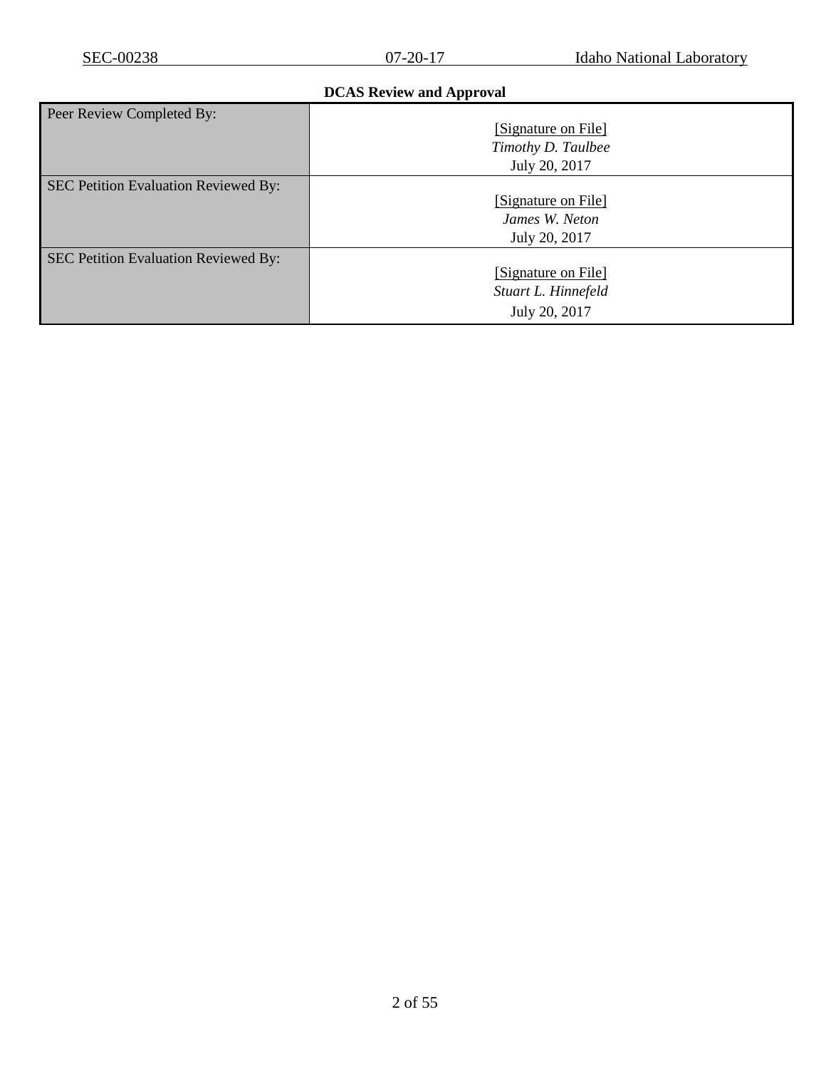**DCAS Review and Approval**

| | |
|---|---|
| Peer Review Completed By: | [Signature on File]<br>*Timothy D. Taulbee*<br>July 20, 2017 |
| SEC Petition Evaluation Reviewed By: | [Signature on File]<br>*James W. Neton*<br>July 20, 2017 |
| SEC Petition Evaluation Reviewed By: | [Signature on File]<br>*Stuart L. Hinnefeld*<br>July 20, 2017 |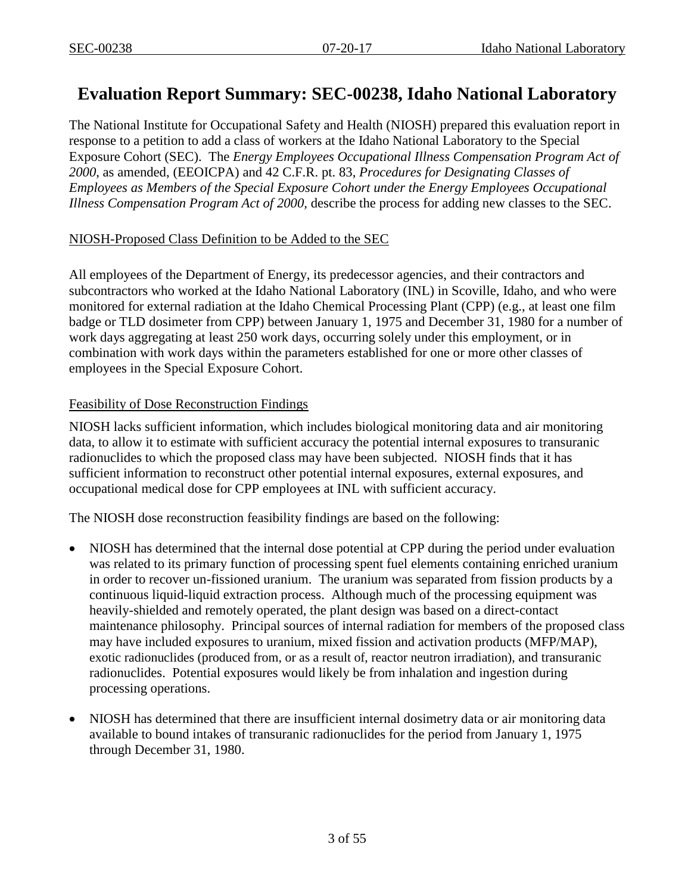# Evaluation Report Summary: SEC-00238, Idaho National Laboratory

The National Institute for Occupational Safety and Health (NIOSH) prepared this evaluation report in response to a petition to add a class of workers at the Idaho National Laboratory to the Special Exposure Cohort (SEC). The *Energy Employees Occupational Illness Compensation Program Act of 2000*, as amended, (EEOICPA) and 42 C.F.R. pt. 83, *Procedures for Designating Classes of Employees as Members of the Special Exposure Cohort under the Energy Employees Occupational Illness Compensation Program Act of 2000*, describe the process for adding new classes to the SEC.

## NIOSH-Proposed Class Definition to be Added to the SEC

All employees of the Department of Energy, its predecessor agencies, and their contractors and subcontractors who worked at the Idaho National Laboratory (INL) in Scoville, Idaho, and who were monitored for external radiation at the Idaho Chemical Processing Plant (CPP) (e.g., at least one film badge or TLD dosimeter from CPP) between January 1, 1975 and December 31, 1980 for a number of work days aggregating at least 250 work days, occurring solely under this employment, or in combination with work days within the parameters established for one or more other classes of employees in the Special Exposure Cohort.

## Feasibility of Dose Reconstruction Findings

NIOSH lacks sufficient information, which includes biological monitoring data and air monitoring data, to allow it to estimate with sufficient accuracy the potential internal exposures to transuranic radionuclides to which the proposed class may have been subjected. NIOSH finds that it has sufficient information to reconstruct other potential internal exposures, external exposures, and occupational medical dose for CPP employees at INL with sufficient accuracy.

The NIOSH dose reconstruction feasibility findings are based on the following:

- NIOSH has determined that the internal dose potential at CPP during the period under evaluation was related to its primary function of processing spent fuel elements containing enriched uranium in order to recover un-fissioned uranium. The uranium was separated from fission products by a continuous liquid-liquid extraction process. Although much of the processing equipment was heavily-shielded and remotely operated, the plant design was based on a direct-contact maintenance philosophy. Principal sources of internal radiation for members of the proposed class may have included exposures to uranium, mixed fission and activation products (MFP/MAP), exotic radionuclides (produced from, or as a result of, reactor neutron irradiation), and transuranic radionuclides. Potential exposures would likely be from inhalation and ingestion during processing operations.

- NIOSH has determined that there are insufficient internal dosimetry data or air monitoring data available to bound intakes of transuranic radionuclides for the period from January 1, 1975 through December 31, 1980.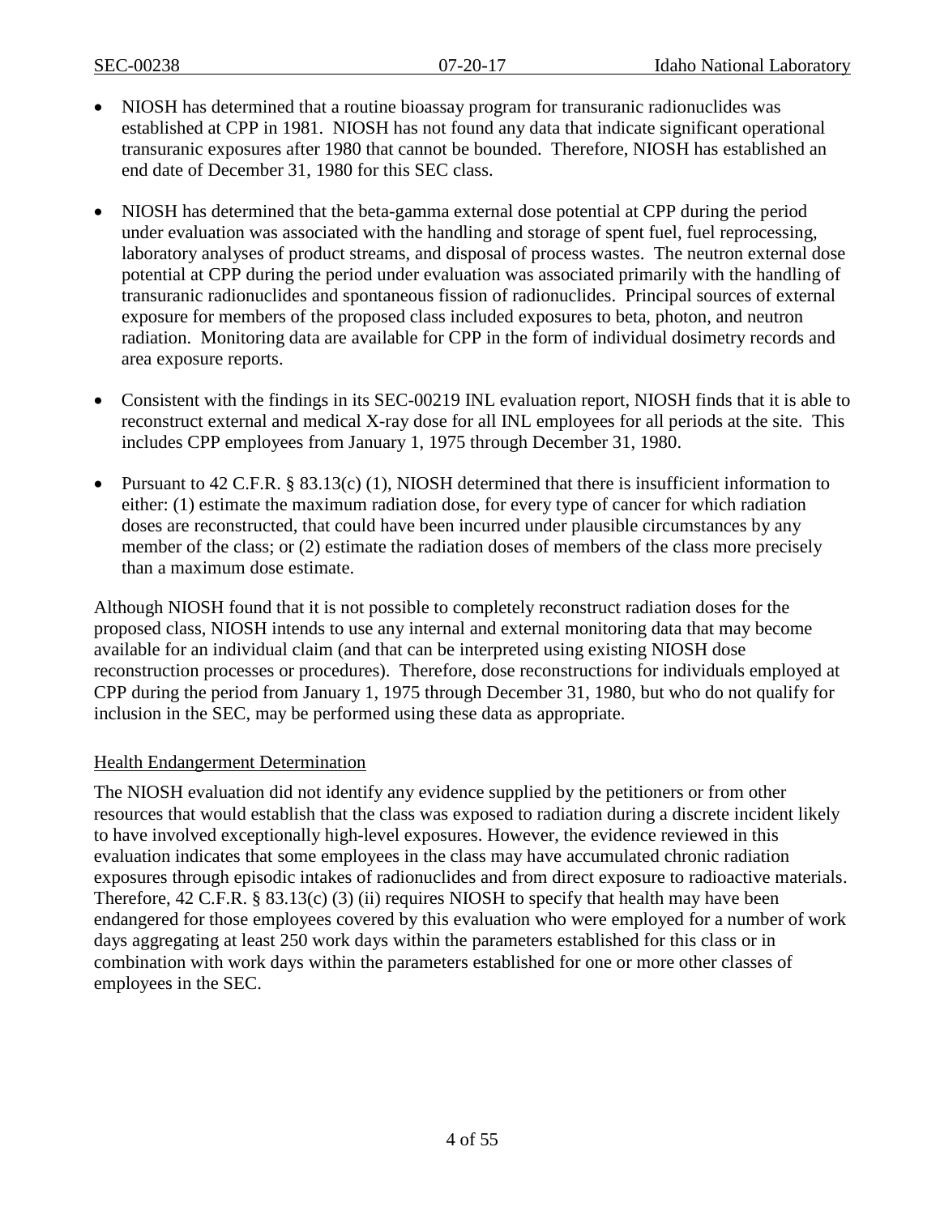- NIOSH has determined that a routine bioassay program for transuranic radionuclides was established at CPP in 1981. NIOSH has not found any data that indicate significant operational transuranic exposures after 1980 that cannot be bounded. Therefore, NIOSH has established an end date of December 31, 1980 for this SEC class.

- NIOSH has determined that the beta-gamma external dose potential at CPP during the period under evaluation was associated with the handling and storage of spent fuel, fuel reprocessing, laboratory analyses of product streams, and disposal of process wastes. The neutron external dose potential at CPP during the period under evaluation was associated primarily with the handling of transuranic radionuclides and spontaneous fission of radionuclides. Principal sources of external exposure for members of the proposed class included exposures to beta, photon, and neutron radiation. Monitoring data are available for CPP in the form of individual dosimetry records and area exposure reports.

- Consistent with the findings in its SEC-00219 INL evaluation report, NIOSH finds that it is able to reconstruct external and medical X-ray dose for all INL employees for all periods at the site. This includes CPP employees from January 1, 1975 through December 31, 1980.

- Pursuant to 42 C.F.R. § 83.13(c) (1), NIOSH determined that there is insufficient information to either: (1) estimate the maximum radiation dose, for every type of cancer for which radiation doses are reconstructed, that could have been incurred under plausible circumstances by any member of the class; or (2) estimate the radiation doses of members of the class more precisely than a maximum dose estimate.

Although NIOSH found that it is not possible to completely reconstruct radiation doses for the proposed class, NIOSH intends to use any internal and external monitoring data that may become available for an individual claim (and that can be interpreted using existing NIOSH dose reconstruction processes or procedures). Therefore, dose reconstructions for individuals employed at CPP during the period from January 1, 1975 through December 31, 1980, but who do not qualify for inclusion in the SEC, may be performed using these data as appropriate.

## Health Endangerment Determination

The NIOSH evaluation did not identify any evidence supplied by the petitioners or from other resources that would establish that the class was exposed to radiation during a discrete incident likely to have involved exceptionally high-level exposures. However, the evidence reviewed in this evaluation indicates that some employees in the class may have accumulated chronic radiation exposures through episodic intakes of radionuclides and from direct exposure to radioactive materials. Therefore, 42 C.F.R. § 83.13(c) (3) (ii) requires NIOSH to specify that health may have been endangered for those employees covered by this evaluation who were employed for a number of work days aggregating at least 250 work days within the parameters established for this class or in combination with work days within the parameters established for one or more other classes of employees in the SEC.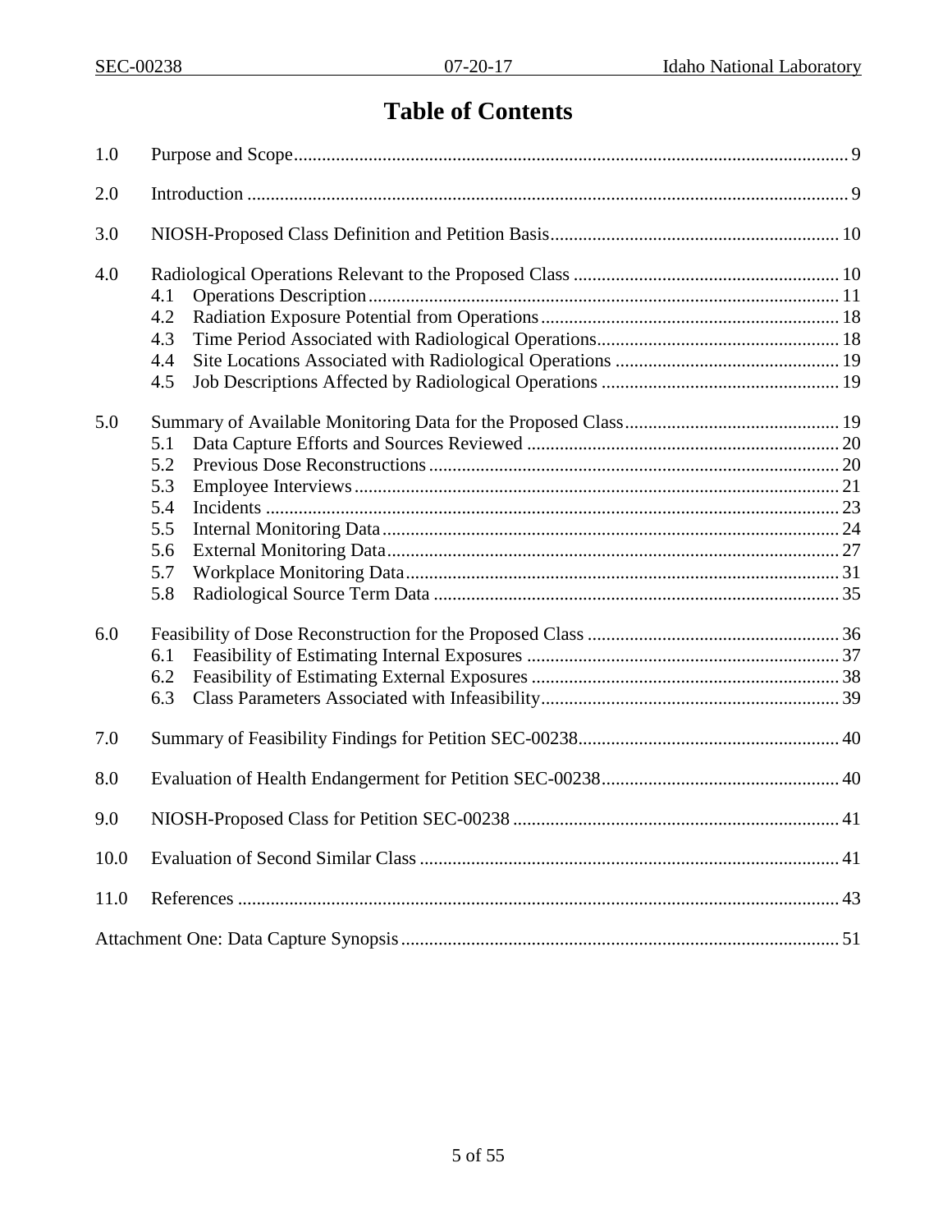# Table of Contents

1.0 Purpose and Scope ........ 9

2.0 Introduction ........ 9

3.0 NIOSH-Proposed Class Definition and Petition Basis ........ 10

4.0 Radiological Operations Relevant to the Proposed Class ........ 10
- 4.1 Operations Description ........ 11
- 4.2 Radiation Exposure Potential from Operations ........ 18
- 4.3 Time Period Associated with Radiological Operations ........ 18
- 4.4 Site Locations Associated with Radiological Operations ........ 19
- 4.5 Job Descriptions Affected by Radiological Operations ........ 19

5.0 Summary of Available Monitoring Data for the Proposed Class ........ 19
- 5.1 Data Capture Efforts and Sources Reviewed ........ 20
- 5.2 Previous Dose Reconstructions ........ 20
- 5.3 Employee Interviews ........ 21
- 5.4 Incidents ........ 23
- 5.5 Internal Monitoring Data ........ 24
- 5.6 External Monitoring Data ........ 27
- 5.7 Workplace Monitoring Data ........ 31
- 5.8 Radiological Source Term Data ........ 35

6.0 Feasibility of Dose Reconstruction for the Proposed Class ........ 36
- 6.1 Feasibility of Estimating Internal Exposures ........ 37
- 6.2 Feasibility of Estimating External Exposures ........ 38
- 6.3 Class Parameters Associated with Infeasibility ........ 39

7.0 Summary of Feasibility Findings for Petition SEC-00238 ........ 40

8.0 Evaluation of Health Endangerment for Petition SEC-00238 ........ 40

9.0 NIOSH-Proposed Class for Petition SEC-00238 ........ 41

10.0 Evaluation of Second Similar Class ........ 41

11.0 References ........ 43

Attachment One: Data Capture Synopsis ........ 51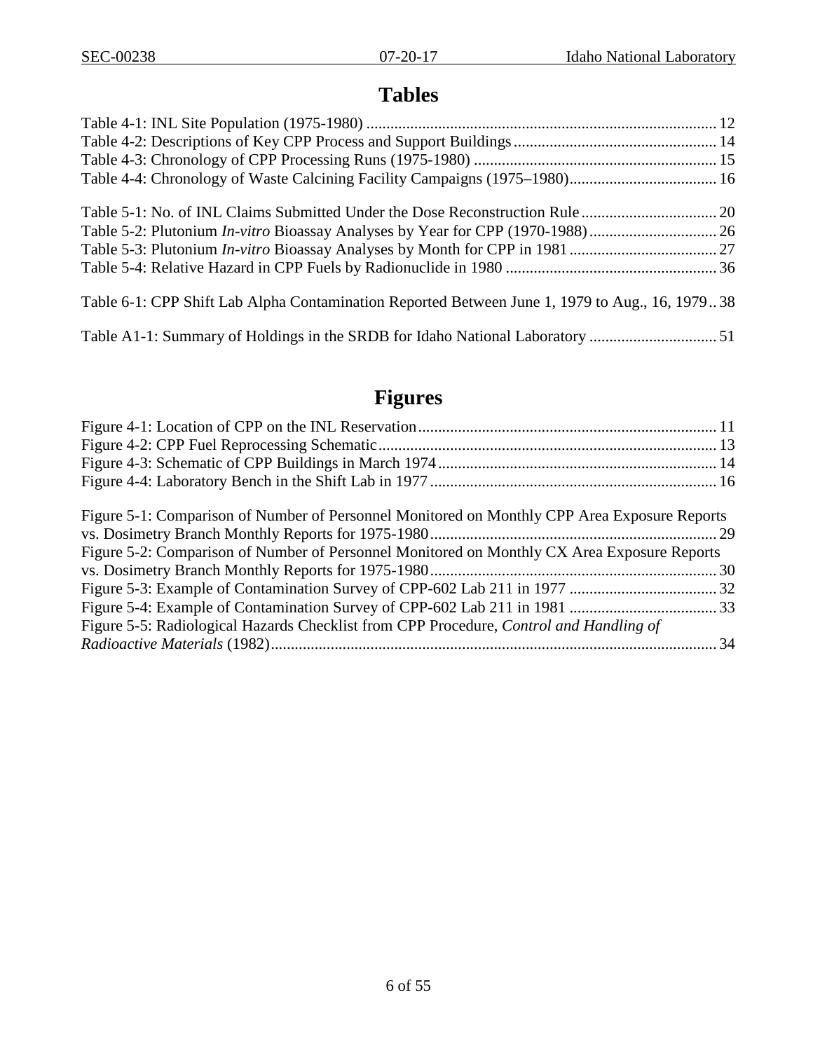# Tables

Table 4-1: INL Site Population (1975-1980) ........................................................................................ 12
Table 4-2: Descriptions of Key CPP Process and Support Buildings ................................................... 14
Table 4-3: Chronology of CPP Processing Runs (1975-1980) ............................................................. 15
Table 4-4: Chronology of Waste Calcining Facility Campaigns (1975–1980)..................................... 16

Table 5-1: No. of INL Claims Submitted Under the Dose Reconstruction Rule .................................. 20
Table 5-2: Plutonium *In-vitro* Bioassay Analyses by Year for CPP (1970-1988) ................................ 26
Table 5-3: Plutonium *In-vitro* Bioassay Analyses by Month for CPP in 1981 ..................................... 27
Table 5-4: Relative Hazard in CPP Fuels by Radionuclide in 1980 ..................................................... 36

Table 6-1: CPP Shift Lab Alpha Contamination Reported Between June 1, 1979 to Aug., 16, 1979 .. 38

Table A1-1: Summary of Holdings in the SRDB for Idaho National Laboratory ................................ 51

# Figures

Figure 4-1: Location of CPP on the INL Reservation........................................................................... 11
Figure 4-2: CPP Fuel Reprocessing Schematic..................................................................................... 13
Figure 4-3: Schematic of CPP Buildings in March 1974...................................................................... 14
Figure 4-4: Laboratory Bench in the Shift Lab in 1977 ........................................................................ 16

Figure 5-1: Comparison of Number of Personnel Monitored on Monthly CPP Area Exposure Reports vs. Dosimetry Branch Monthly Reports for 1975-1980........................................................................ 29
Figure 5-2: Comparison of Number of Personnel Monitored on Monthly CX Area Exposure Reports vs. Dosimetry Branch Monthly Reports for 1975-1980........................................................................ 30
Figure 5-3: Example of Contamination Survey of CPP-602 Lab 211 in 1977 ..................................... 32
Figure 5-4: Example of Contamination Survey of CPP-602 Lab 211 in 1981 ..................................... 33
Figure 5-5: Radiological Hazards Checklist from CPP Procedure, *Control and Handling of Radioactive Materials* (1982)................................................................................................................ 34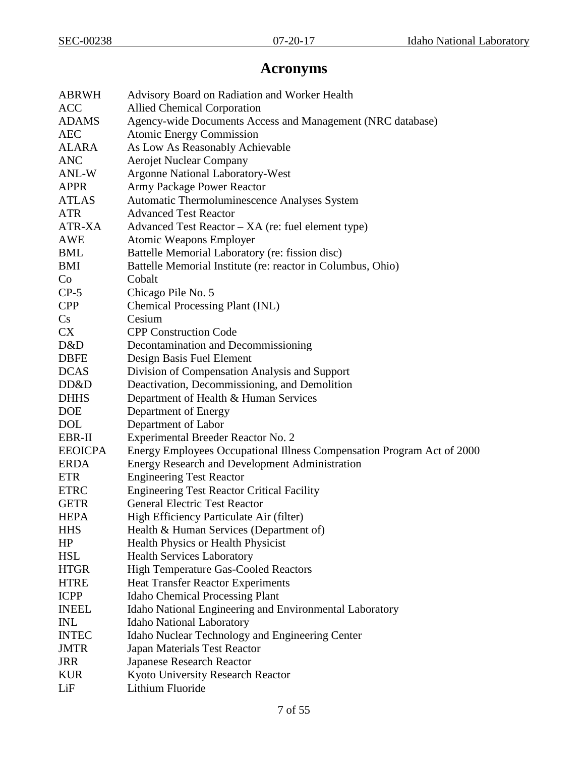# Acronyms

| | |
|---|---|
| ABRWH | Advisory Board on Radiation and Worker Health |
| ACC | Allied Chemical Corporation |
| ADAMS | Agency-wide Documents Access and Management (NRC database) |
| AEC | Atomic Energy Commission |
| ALARA | As Low As Reasonably Achievable |
| ANC | Aerojet Nuclear Company |
| ANL-W | Argonne National Laboratory-West |
| APPR | Army Package Power Reactor |
| ATLAS | Automatic Thermoluminescence Analyses System |
| ATR | Advanced Test Reactor |
| ATR-XA | Advanced Test Reactor – XA (re: fuel element type) |
| AWE | Atomic Weapons Employer |
| BML | Battelle Memorial Laboratory (re: fission disc) |
| BMI | Battelle Memorial Institute (re: reactor in Columbus, Ohio) |
| Co | Cobalt |
| CP-5 | Chicago Pile No. 5 |
| CPP | Chemical Processing Plant (INL) |
| Cs | Cesium |
| CX | CPP Construction Code |
| D&D | Decontamination and Decommissioning |
| DBFE | Design Basis Fuel Element |
| DCAS | Division of Compensation Analysis and Support |
| DD&D | Deactivation, Decommissioning, and Demolition |
| DHHS | Department of Health & Human Services |
| DOE | Department of Energy |
| DOL | Department of Labor |
| EBR-II | Experimental Breeder Reactor No. 2 |
| EEOICPA | Energy Employees Occupational Illness Compensation Program Act of 2000 |
| ERDA | Energy Research and Development Administration |
| ETR | Engineering Test Reactor |
| ETRC | Engineering Test Reactor Critical Facility |
| GETR | General Electric Test Reactor |
| HEPA | High Efficiency Particulate Air (filter) |
| HHS | Health & Human Services (Department of) |
| HP | Health Physics or Health Physicist |
| HSL | Health Services Laboratory |
| HTGR | High Temperature Gas-Cooled Reactors |
| HTRE | Heat Transfer Reactor Experiments |
| ICPP | Idaho Chemical Processing Plant |
| INEEL | Idaho National Engineering and Environmental Laboratory |
| INL | Idaho National Laboratory |
| INTEC | Idaho Nuclear Technology and Engineering Center |
| JMTR | Japan Materials Test Reactor |
| JRR | Japanese Research Reactor |
| KUR | Kyoto University Research Reactor |
| LiF | Lithium Fluoride |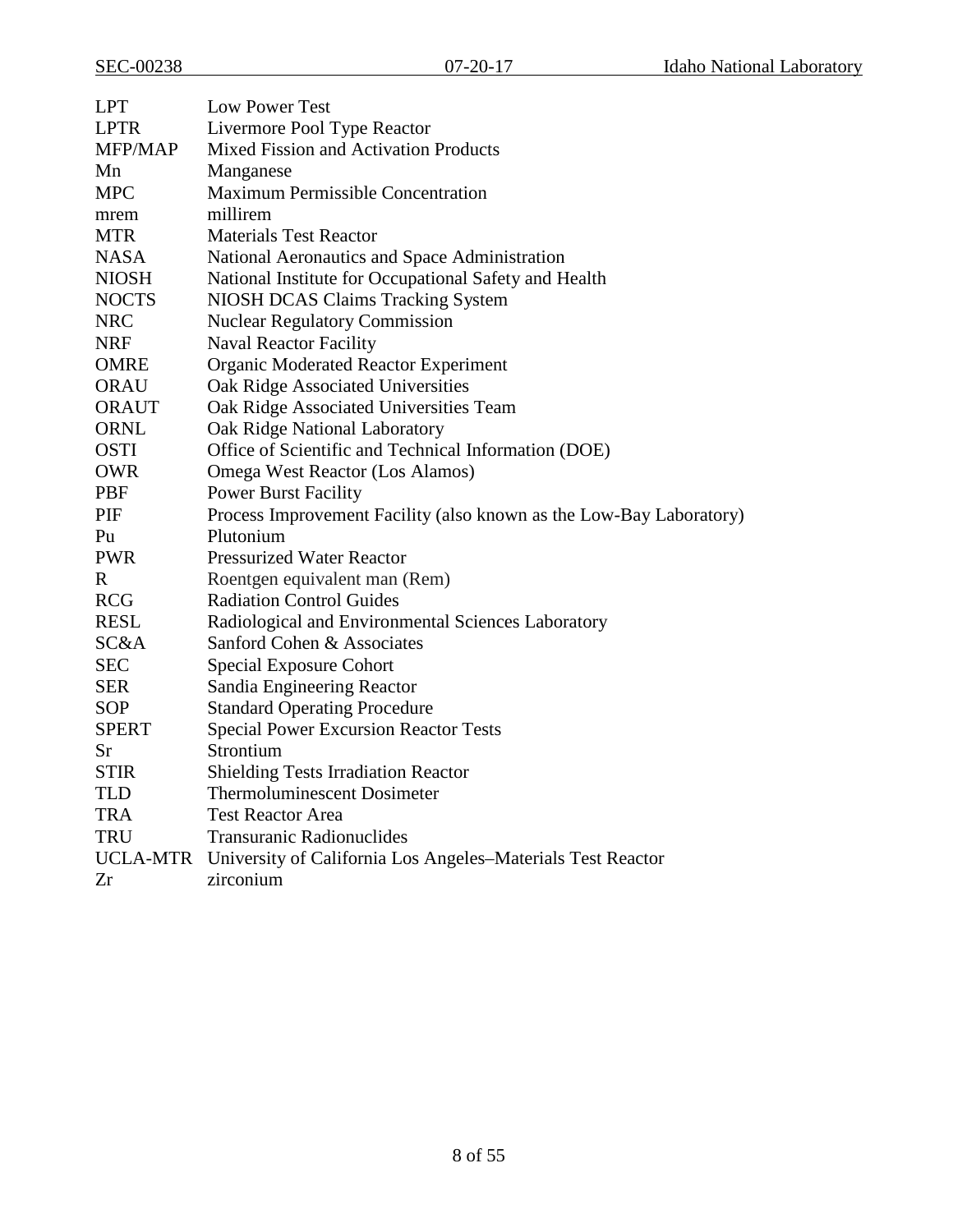| | |
|---|---|
| LPT | Low Power Test |
| LPTR | Livermore Pool Type Reactor |
| MFP/MAP | Mixed Fission and Activation Products |
| Mn | Manganese |
| MPC | Maximum Permissible Concentration |
| mrem | millirem |
| MTR | Materials Test Reactor |
| NASA | National Aeronautics and Space Administration |
| NIOSH | National Institute for Occupational Safety and Health |
| NOCTS | NIOSH DCAS Claims Tracking System |
| NRC | Nuclear Regulatory Commission |
| NRF | Naval Reactor Facility |
| OMRE | Organic Moderated Reactor Experiment |
| ORAU | Oak Ridge Associated Universities |
| ORAUT | Oak Ridge Associated Universities Team |
| ORNL | Oak Ridge National Laboratory |
| OSTI | Office of Scientific and Technical Information (DOE) |
| OWR | Omega West Reactor (Los Alamos) |
| PBF | Power Burst Facility |
| PIF | Process Improvement Facility (also known as the Low-Bay Laboratory) |
| Pu | Plutonium |
| PWR | Pressurized Water Reactor |
| R | Roentgen equivalent man (Rem) |
| RCG | Radiation Control Guides |
| RESL | Radiological and Environmental Sciences Laboratory |
| SC&A | Sanford Cohen & Associates |
| SEC | Special Exposure Cohort |
| SER | Sandia Engineering Reactor |
| SOP | Standard Operating Procedure |
| SPERT | Special Power Excursion Reactor Tests |
| Sr | Strontium |
| STIR | Shielding Tests Irradiation Reactor |
| TLD | Thermoluminescent Dosimeter |
| TRA | Test Reactor Area |
| TRU | Transuranic Radionuclides |
| UCLA-MTR | University of California Los Angeles–Materials Test Reactor |
| Zr | zirconium |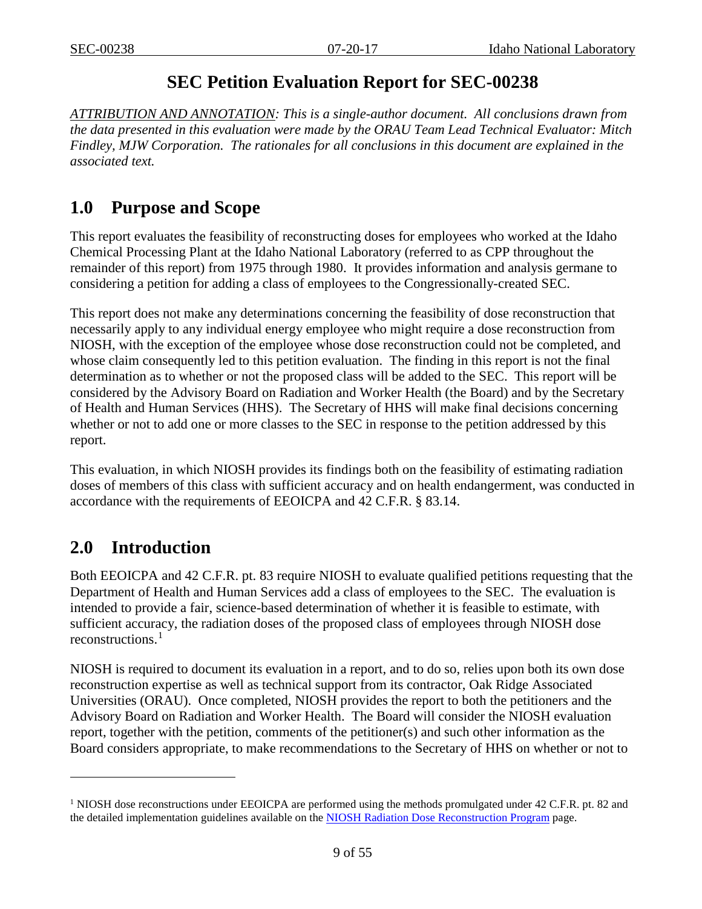# SEC Petition Evaluation Report for SEC-00238

*ATTRIBUTION AND ANNOTATION: This is a single-author document. All conclusions drawn from the data presented in this evaluation were made by the ORAU Team Lead Technical Evaluator: Mitch Findley, MJW Corporation. The rationales for all conclusions in this document are explained in the associated text.*

## 1.0 Purpose and Scope

This report evaluates the feasibility of reconstructing doses for employees who worked at the Idaho Chemical Processing Plant at the Idaho National Laboratory (referred to as CPP throughout the remainder of this report) from 1975 through 1980. It provides information and analysis germane to considering a petition for adding a class of employees to the Congressionally-created SEC.

This report does not make any determinations concerning the feasibility of dose reconstruction that necessarily apply to any individual energy employee who might require a dose reconstruction from NIOSH, with the exception of the employee whose dose reconstruction could not be completed, and whose claim consequently led to this petition evaluation. The finding in this report is not the final determination as to whether or not the proposed class will be added to the SEC. This report will be considered by the Advisory Board on Radiation and Worker Health (the Board) and by the Secretary of Health and Human Services (HHS). The Secretary of HHS will make final decisions concerning whether or not to add one or more classes to the SEC in response to the petition addressed by this report.

This evaluation, in which NIOSH provides its findings both on the feasibility of estimating radiation doses of members of this class with sufficient accuracy and on health endangerment, was conducted in accordance with the requirements of EEOICPA and 42 C.F.R. § 83.14.

## 2.0 Introduction

Both EEOICPA and 42 C.F.R. pt. 83 require NIOSH to evaluate qualified petitions requesting that the Department of Health and Human Services add a class of employees to the SEC. The evaluation is intended to provide a fair, science-based determination of whether it is feasible to estimate, with sufficient accuracy, the radiation doses of the proposed class of employees through NIOSH dose reconstructions.[1]

NIOSH is required to document its evaluation in a report, and to do so, relies upon both its own dose reconstruction expertise as well as technical support from its contractor, Oak Ridge Associated Universities (ORAU). Once completed, NIOSH provides the report to both the petitioners and the Advisory Board on Radiation and Worker Health. The Board will consider the NIOSH evaluation report, together with the petition, comments of the petitioner(s) and such other information as the Board considers appropriate, to make recommendations to the Secretary of HHS on whether or not to

---

[1] NIOSH dose reconstructions under EEOICPA are performed using the methods promulgated under 42 C.F.R. pt. 82 and the detailed implementation guidelines available on the NIOSH Radiation Dose Reconstruction Program page.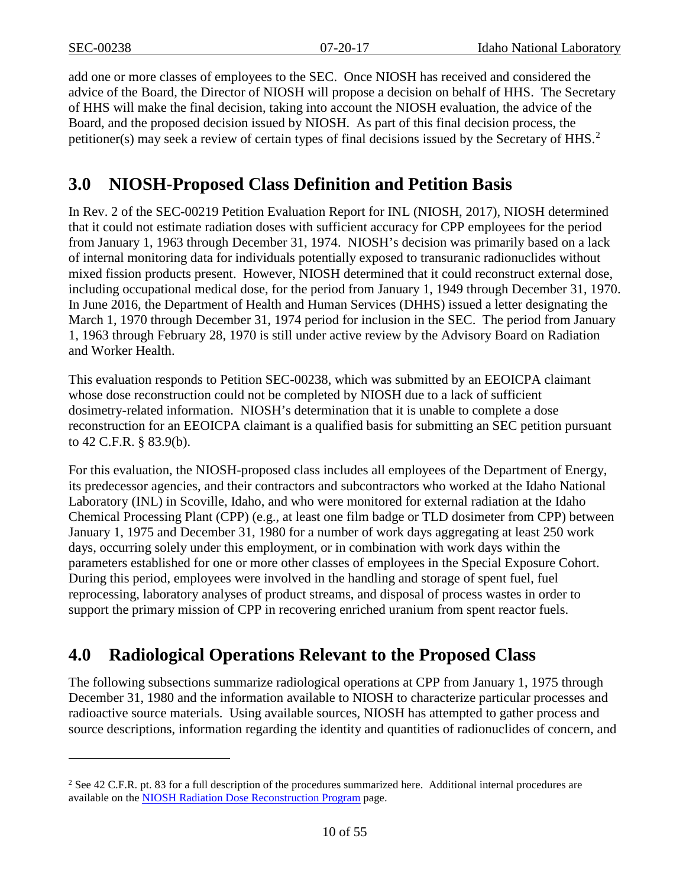add one or more classes of employees to the SEC. Once NIOSH has received and considered the advice of the Board, the Director of NIOSH will propose a decision on behalf of HHS. The Secretary of HHS will make the final decision, taking into account the NIOSH evaluation, the advice of the Board, and the proposed decision issued by NIOSH. As part of this final decision process, the petitioner(s) may seek a review of certain types of final decisions issued by the Secretary of HHS.[2]

## 3.0 NIOSH-Proposed Class Definition and Petition Basis

In Rev. 2 of the SEC-00219 Petition Evaluation Report for INL (NIOSH, 2017), NIOSH determined that it could not estimate radiation doses with sufficient accuracy for CPP employees for the period from January 1, 1963 through December 31, 1974. NIOSH's decision was primarily based on a lack of internal monitoring data for individuals potentially exposed to transuranic radionuclides without mixed fission products present. However, NIOSH determined that it could reconstruct external dose, including occupational medical dose, for the period from January 1, 1949 through December 31, 1970. In June 2016, the Department of Health and Human Services (DHHS) issued a letter designating the March 1, 1970 through December 31, 1974 period for inclusion in the SEC. The period from January 1, 1963 through February 28, 1970 is still under active review by the Advisory Board on Radiation and Worker Health.

This evaluation responds to Petition SEC-00238, which was submitted by an EEOICPA claimant whose dose reconstruction could not be completed by NIOSH due to a lack of sufficient dosimetry-related information. NIOSH's determination that it is unable to complete a dose reconstruction for an EEOICPA claimant is a qualified basis for submitting an SEC petition pursuant to 42 C.F.R. § 83.9(b).

For this evaluation, the NIOSH-proposed class includes all employees of the Department of Energy, its predecessor agencies, and their contractors and subcontractors who worked at the Idaho National Laboratory (INL) in Scoville, Idaho, and who were monitored for external radiation at the Idaho Chemical Processing Plant (CPP) (e.g., at least one film badge or TLD dosimeter from CPP) between January 1, 1975 and December 31, 1980 for a number of work days aggregating at least 250 work days, occurring solely under this employment, or in combination with work days within the parameters established for one or more other classes of employees in the Special Exposure Cohort. During this period, employees were involved in the handling and storage of spent fuel, fuel reprocessing, laboratory analyses of product streams, and disposal of process wastes in order to support the primary mission of CPP in recovering enriched uranium from spent reactor fuels.

## 4.0 Radiological Operations Relevant to the Proposed Class

The following subsections summarize radiological operations at CPP from January 1, 1975 through December 31, 1980 and the information available to NIOSH to characterize particular processes and radioactive source materials. Using available sources, NIOSH has attempted to gather process and source descriptions, information regarding the identity and quantities of radionuclides of concern, and

---

[2] See 42 C.F.R. pt. 83 for a full description of the procedures summarized here. Additional internal procedures are available on the NIOSH Radiation Dose Reconstruction Program page.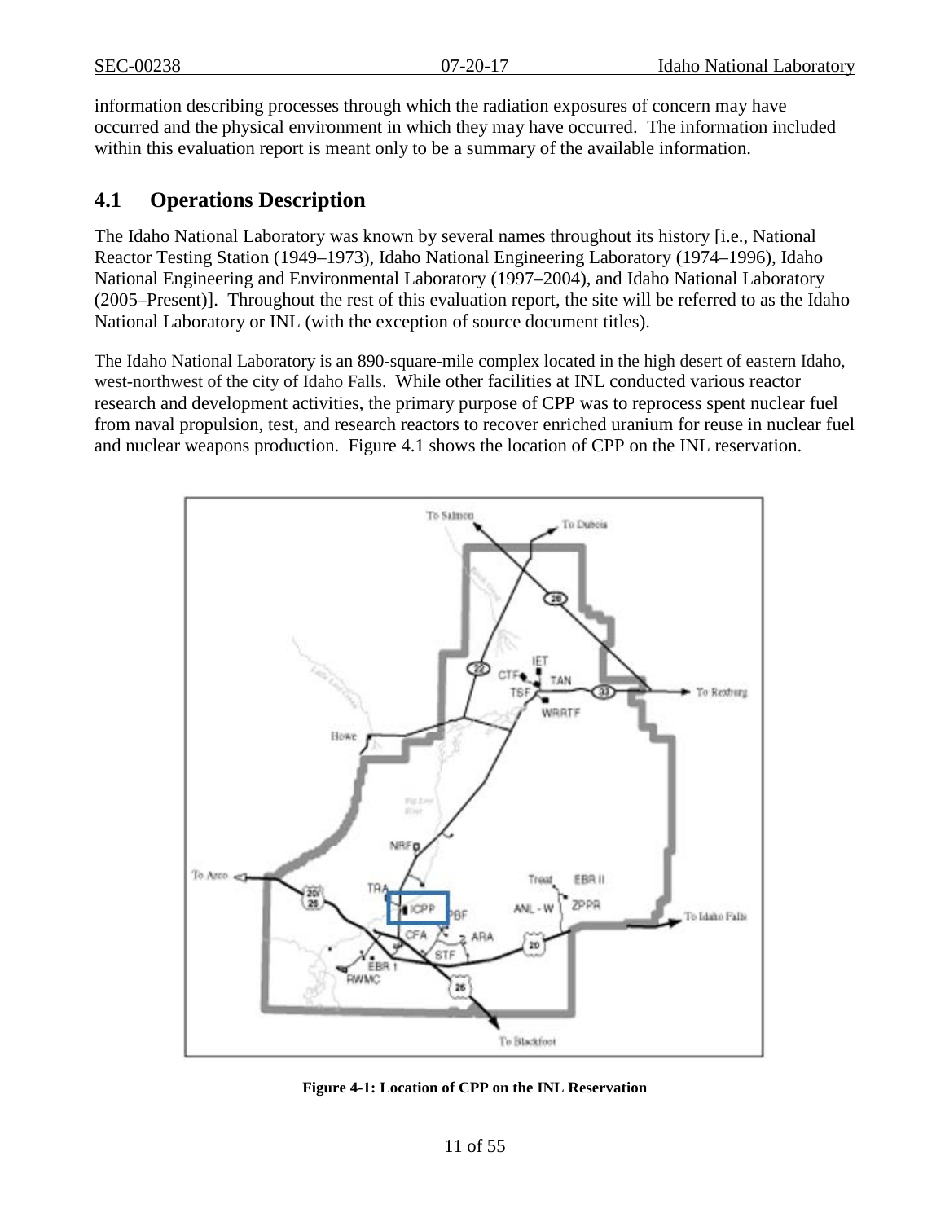information describing processes through which the radiation exposures of concern may have occurred and the physical environment in which they may have occurred. The information included within this evaluation report is meant only to be a summary of the available information.

## 4.1 Operations Description

The Idaho National Laboratory was known by several names throughout its history [i.e., National Reactor Testing Station (1949–1973), Idaho National Engineering Laboratory (1974–1996), Idaho National Engineering and Environmental Laboratory (1997–2004), and Idaho National Laboratory (2005–Present)]. Throughout the rest of this evaluation report, the site will be referred to as the Idaho National Laboratory or INL (with the exception of source document titles).

The Idaho National Laboratory is an 890-square-mile complex located in the high desert of eastern Idaho, west-northwest of the city of Idaho Falls. While other facilities at INL conducted various reactor research and development activities, the primary purpose of CPP was to reprocess spent nuclear fuel from naval propulsion, test, and research reactors to recover enriched uranium for reuse in nuclear fuel and nuclear weapons production. Figure 4.1 shows the location of CPP on the INL reservation.

**Figure 4-1: Location of CPP on the INL Reservation**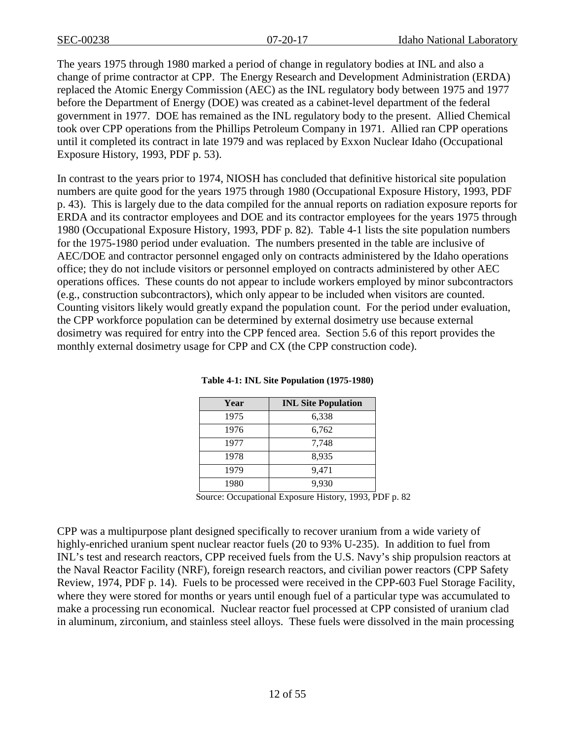The years 1975 through 1980 marked a period of change in regulatory bodies at INL and also a change of prime contractor at CPP. The Energy Research and Development Administration (ERDA) replaced the Atomic Energy Commission (AEC) as the INL regulatory body between 1975 and 1977 before the Department of Energy (DOE) was created as a cabinet-level department of the federal government in 1977. DOE has remained as the INL regulatory body to the present. Allied Chemical took over CPP operations from the Phillips Petroleum Company in 1971. Allied ran CPP operations until it completed its contract in late 1979 and was replaced by Exxon Nuclear Idaho (Occupational Exposure History, 1993, PDF p. 53).

In contrast to the years prior to 1974, NIOSH has concluded that definitive historical site population numbers are quite good for the years 1975 through 1980 (Occupational Exposure History, 1993, PDF p. 43). This is largely due to the data compiled for the annual reports on radiation exposure reports for ERDA and its contractor employees and DOE and its contractor employees for the years 1975 through 1980 (Occupational Exposure History, 1993, PDF p. 82). Table 4-1 lists the site population numbers for the 1975-1980 period under evaluation. The numbers presented in the table are inclusive of AEC/DOE and contractor personnel engaged only on contracts administered by the Idaho operations office; they do not include visitors or personnel employed on contracts administered by other AEC operations offices. These counts do not appear to include workers employed by minor subcontractors (e.g., construction subcontractors), which only appear to be included when visitors are counted. Counting visitors likely would greatly expand the population count. For the period under evaluation, the CPP workforce population can be determined by external dosimetry use because external dosimetry was required for entry into the CPP fenced area. Section 5.6 of this report provides the monthly external dosimetry usage for CPP and CX (the CPP construction code).

**Table 4-1: INL Site Population (1975-1980)**

| Year | INL Site Population |
|---|---|
| 1975 | 6,338 |
| 1976 | 6,762 |
| 1977 | 7,748 |
| 1978 | 8,935 |
| 1979 | 9,471 |
| 1980 | 9,930 |

Source: Occupational Exposure History, 1993, PDF p. 82

CPP was a multipurpose plant designed specifically to recover uranium from a wide variety of highly-enriched uranium spent nuclear reactor fuels (20 to 93% U-235). In addition to fuel from INL's test and research reactors, CPP received fuels from the U.S. Navy's ship propulsion reactors at the Naval Reactor Facility (NRF), foreign research reactors, and civilian power reactors (CPP Safety Review, 1974, PDF p. 14). Fuels to be processed were received in the CPP-603 Fuel Storage Facility, where they were stored for months or years until enough fuel of a particular type was accumulated to make a processing run economical. Nuclear reactor fuel processed at CPP consisted of uranium clad in aluminum, zirconium, and stainless steel alloys. These fuels were dissolved in the main processing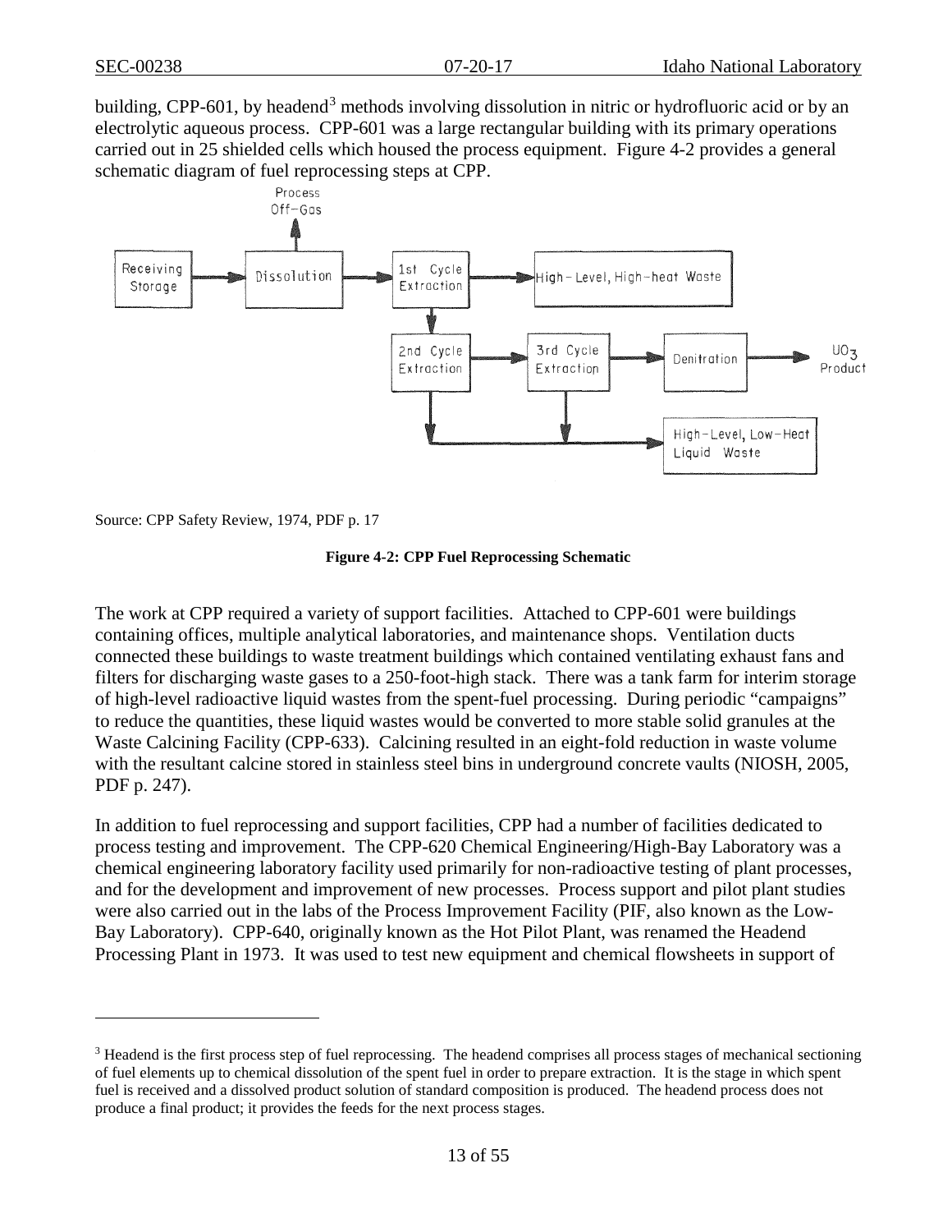building, CPP-601, by headend[3] methods involving dissolution in nitric or hydrofluoric acid or by an electrolytic aqueous process. CPP-601 was a large rectangular building with its primary operations carried out in 25 shielded cells which housed the process equipment. Figure 4-2 provides a general schematic diagram of fuel reprocessing steps at CPP.

Source: CPP Safety Review, 1974, PDF p. 17

**Figure 4-2: CPP Fuel Reprocessing Schematic**

The work at CPP required a variety of support facilities. Attached to CPP-601 were buildings containing offices, multiple analytical laboratories, and maintenance shops. Ventilation ducts connected these buildings to waste treatment buildings which contained ventilating exhaust fans and filters for discharging waste gases to a 250-foot-high stack. There was a tank farm for interim storage of high-level radioactive liquid wastes from the spent-fuel processing. During periodic "campaigns" to reduce the quantities, these liquid wastes would be converted to more stable solid granules at the Waste Calcining Facility (CPP-633). Calcining resulted in an eight-fold reduction in waste volume with the resultant calcine stored in stainless steel bins in underground concrete vaults (NIOSH, 2005, PDF p. 247).

In addition to fuel reprocessing and support facilities, CPP had a number of facilities dedicated to process testing and improvement. The CPP-620 Chemical Engineering/High-Bay Laboratory was a chemical engineering laboratory facility used primarily for non-radioactive testing of plant processes, and for the development and improvement of new processes. Process support and pilot plant studies were also carried out in the labs of the Process Improvement Facility (PIF, also known as the Low-Bay Laboratory). CPP-640, originally known as the Hot Pilot Plant, was renamed the Headend Processing Plant in 1973. It was used to test new equipment and chemical flowsheets in support of

[3] Headend is the first process step of fuel reprocessing. The headend comprises all process stages of mechanical sectioning of fuel elements up to chemical dissolution of the spent fuel in order to prepare extraction. It is the stage in which spent fuel is received and a dissolved product solution of standard composition is produced. The headend process does not produce a final product; it provides the feeds for the next process stages.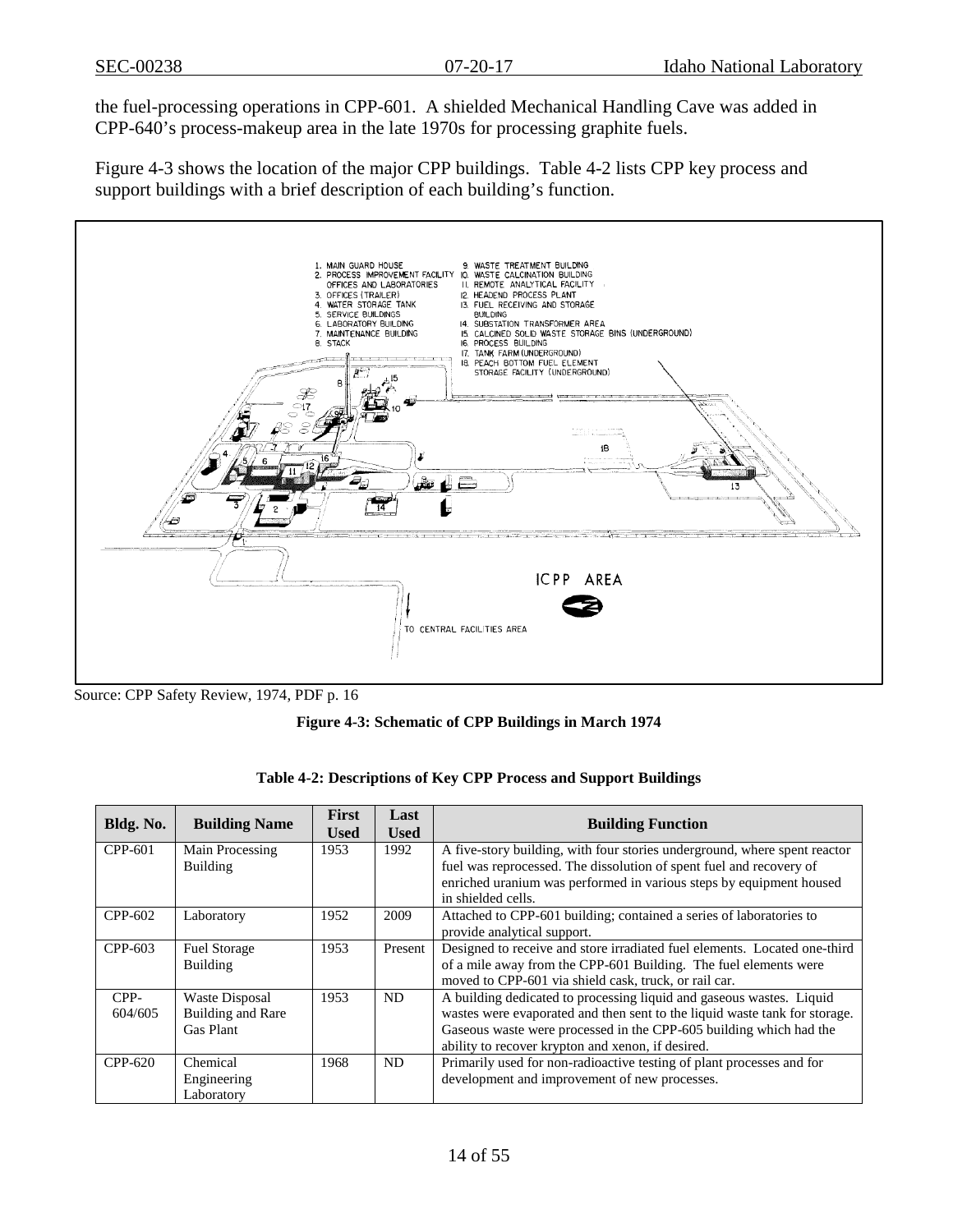the fuel-processing operations in CPP-601. A shielded Mechanical Handling Cave was added in CPP-640's process-makeup area in the late 1970s for processing graphite fuels.

Figure 4-3 shows the location of the major CPP buildings. Table 4-2 lists CPP key process and support buildings with a brief description of each building's function.

1. MAIN GUARD HOUSE
2. PROCESS IMPROVEMENT FACILITY OFFICES AND LABORATORIES
3. OFFICES (TRAILER)
4. WATER STORAGE TANK
5. SERVICE BUILDINGS
6. LABORATORY BUILDING
7. MAINTENANCE BUILDING
8. STACK
9. WASTE TREATMENT BUILDING
10. WASTE CALCINATION BUILDING
11. REMOTE ANALYTICAL FACILITY
12. HEADEND PROCESS PLANT
13. FUEL RECEIVING AND STORAGE BUILDING
14. SUBSTATION TRANSFORMER AREA
15. CALCINED SOLID WASTE STORAGE BINS (UNDERGROUND)
16. PROCESS BUILDING
17. TANK FARM (UNDERGROUND)
18. PEACH BOTTOM FUEL ELEMENT STORAGE FACILITY (UNDERGROUND)

ICPP AREA

TO CENTRAL FACILITIES AREA

Source: CPP Safety Review, 1974, PDF p. 16

**Figure 4-3: Schematic of CPP Buildings in March 1974**

**Table 4-2: Descriptions of Key CPP Process and Support Buildings**

| Bldg. No. | Building Name | First Used | Last Used | Building Function |
|---|---|---|---|---|
| CPP-601 | Main Processing Building | 1953 | 1992 | A five-story building, with four stories underground, where spent reactor fuel was reprocessed. The dissolution of spent fuel and recovery of enriched uranium was performed in various steps by equipment housed in shielded cells. |
| CPP-602 | Laboratory | 1952 | 2009 | Attached to CPP-601 building; contained a series of laboratories to provide analytical support. |
| CPP-603 | Fuel Storage Building | 1953 | Present | Designed to receive and store irradiated fuel elements. Located one-third of a mile away from the CPP-601 Building. The fuel elements were moved to CPP-601 via shield cask, truck, or rail car. |
| CPP-604/605 | Waste Disposal Building and Rare Gas Plant | 1953 | ND | A building dedicated to processing liquid and gaseous wastes. Liquid wastes were evaporated and then sent to the liquid waste tank for storage. Gaseous waste were processed in the CPP-605 building which had the ability to recover krypton and xenon, if desired. |
| CPP-620 | Chemical Engineering Laboratory | 1968 | ND | Primarily used for non-radioactive testing of plant processes and for development and improvement of new processes. |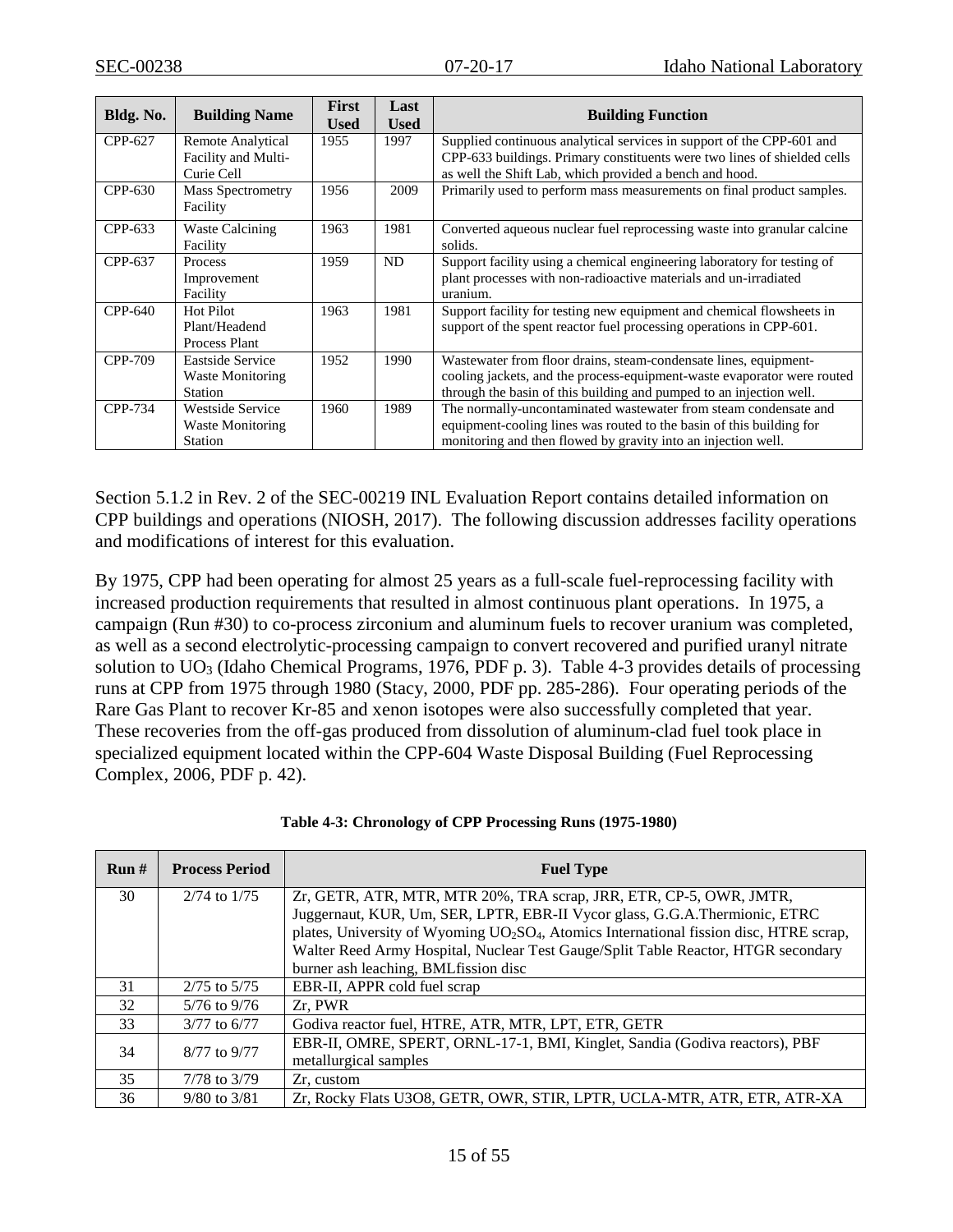| Bldg. No. | Building Name | First Used | Last Used | Building Function |
|---|---|---|---|---|
| CPP-627 | Remote Analytical Facility and Multi-Curie Cell | 1955 | 1997 | Supplied continuous analytical services in support of the CPP-601 and CPP-633 buildings. Primary constituents were two lines of shielded cells as well the Shift Lab, which provided a bench and hood. |
| CPP-630 | Mass Spectrometry Facility | 1956 | 2009 | Primarily used to perform mass measurements on final product samples. |
| CPP-633 | Waste Calcining Facility | 1963 | 1981 | Converted aqueous nuclear fuel reprocessing waste into granular calcine solids. |
| CPP-637 | Process Improvement Facility | 1959 | ND | Support facility using a chemical engineering laboratory for testing of plant processes with non-radioactive materials and un-irradiated uranium. |
| CPP-640 | Hot Pilot Plant/Headend Process Plant | 1963 | 1981 | Support facility for testing new equipment and chemical flowsheets in support of the spent reactor fuel processing operations in CPP-601. |
| CPP-709 | Eastside Service Waste Monitoring Station | 1952 | 1990 | Wastewater from floor drains, steam-condensate lines, equipment-cooling jackets, and the process-equipment-waste evaporator were routed through the basin of this building and pumped to an injection well. |
| CPP-734 | Westside Service Waste Monitoring Station | 1960 | 1989 | The normally-uncontaminated wastewater from steam condensate and equipment-cooling lines was routed to the basin of this building for monitoring and then flowed by gravity into an injection well. |

Section 5.1.2 in Rev. 2 of the SEC-00219 INL Evaluation Report contains detailed information on CPP buildings and operations (NIOSH, 2017). The following discussion addresses facility operations and modifications of interest for this evaluation.

By 1975, CPP had been operating for almost 25 years as a full-scale fuel-reprocessing facility with increased production requirements that resulted in almost continuous plant operations. In 1975, a campaign (Run #30) to co-process zirconium and aluminum fuels to recover uranium was completed, as well as a second electrolytic-processing campaign to convert recovered and purified uranyl nitrate solution to $UO_3$ (Idaho Chemical Programs, 1976, PDF p. 3). Table 4-3 provides details of processing runs at CPP from 1975 through 1980 (Stacy, 2000, PDF pp. 285-286). Four operating periods of the Rare Gas Plant to recover Kr-85 and xenon isotopes were also successfully completed that year. These recoveries from the off-gas produced from dissolution of aluminum-clad fuel took place in specialized equipment located within the CPP-604 Waste Disposal Building (Fuel Reprocessing Complex, 2006, PDF p. 42).

**Table 4-3: Chronology of CPP Processing Runs (1975-1980)**

| Run # | Process Period | Fuel Type |
|---|---|---|
| 30 | 2/74 to 1/75 | Zr, GETR, ATR, MTR, MTR 20%, TRA scrap, JRR, ETR, CP-5, OWR, JMTR, Juggernaut, KUR, Um, SER, LPTR, EBR-II Vycor glass, G.G.A.Thermionic, ETRC plates, University of Wyoming $UO_2SO_4$, Atomics International fission disc, HTRE scrap, Walter Reed Army Hospital, Nuclear Test Gauge/Split Table Reactor, HTGR secondary burner ash leaching, BMLfission disc |
| 31 | 2/75 to 5/75 | EBR-II, APPR cold fuel scrap |
| 32 | 5/76 to 9/76 | Zr, PWR |
| 33 | 3/77 to 6/77 | Godiva reactor fuel, HTRE, ATR, MTR, LPT, ETR, GETR |
| 34 | 8/77 to 9/77 | EBR-II, OMRE, SPERT, ORNL-17-1, BMI, Kinglet, Sandia (Godiva reactors), PBF metallurgical samples |
| 35 | 7/78 to 3/79 | Zr, custom |
| 36 | 9/80 to 3/81 | Zr, Rocky Flats U3O8, GETR, OWR, STIR, LPTR, UCLA-MTR, ATR, ETR, ATR-XA |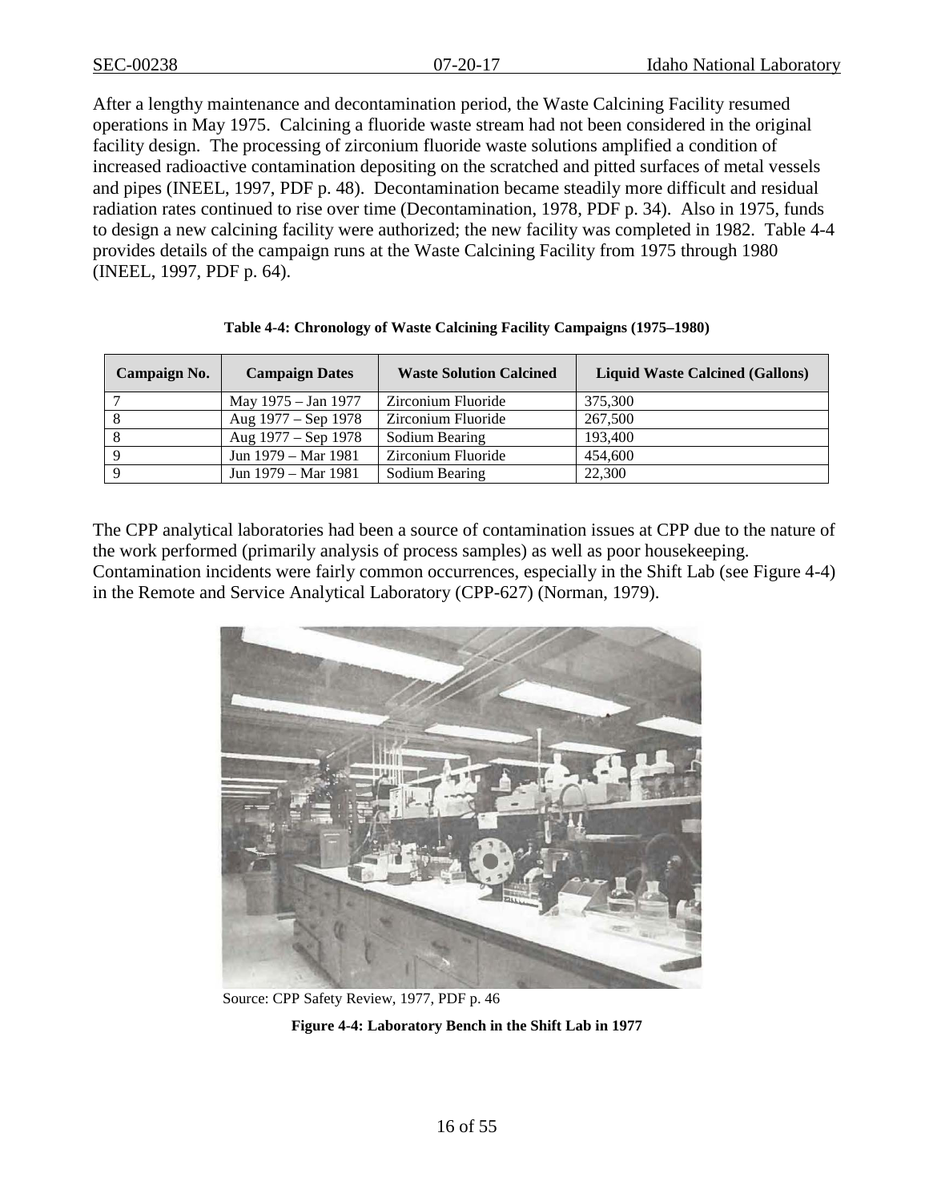After a lengthy maintenance and decontamination period, the Waste Calcining Facility resumed operations in May 1975. Calcining a fluoride waste stream had not been considered in the original facility design. The processing of zirconium fluoride waste solutions amplified a condition of increased radioactive contamination depositing on the scratched and pitted surfaces of metal vessels and pipes (INEEL, 1997, PDF p. 48). Decontamination became steadily more difficult and residual radiation rates continued to rise over time (Decontamination, 1978, PDF p. 34). Also in 1975, funds to design a new calcining facility were authorized; the new facility was completed in 1982. Table 4-4 provides details of the campaign runs at the Waste Calcining Facility from 1975 through 1980 (INEEL, 1997, PDF p. 64).

**Table 4-4: Chronology of Waste Calcining Facility Campaigns (1975–1980)**

| Campaign No. | Campaign Dates | Waste Solution Calcined | Liquid Waste Calcined (Gallons) |
|---|---|---|---|
| 7 | May 1975 – Jan 1977 | Zirconium Fluoride | 375,300 |
| 8 | Aug 1977 – Sep 1978 | Zirconium Fluoride | 267,500 |
| 8 | Aug 1977 – Sep 1978 | Sodium Bearing | 193,400 |
| 9 | Jun 1979 – Mar 1981 | Zirconium Fluoride | 454,600 |
| 9 | Jun 1979 – Mar 1981 | Sodium Bearing | 22,300 |

The CPP analytical laboratories had been a source of contamination issues at CPP due to the nature of the work performed (primarily analysis of process samples) as well as poor housekeeping. Contamination incidents were fairly common occurrences, especially in the Shift Lab (see Figure 4-4) in the Remote and Service Analytical Laboratory (CPP-627) (Norman, 1979).

Source: CPP Safety Review, 1977, PDF p. 46

**Figure 4-4: Laboratory Bench in the Shift Lab in 1977**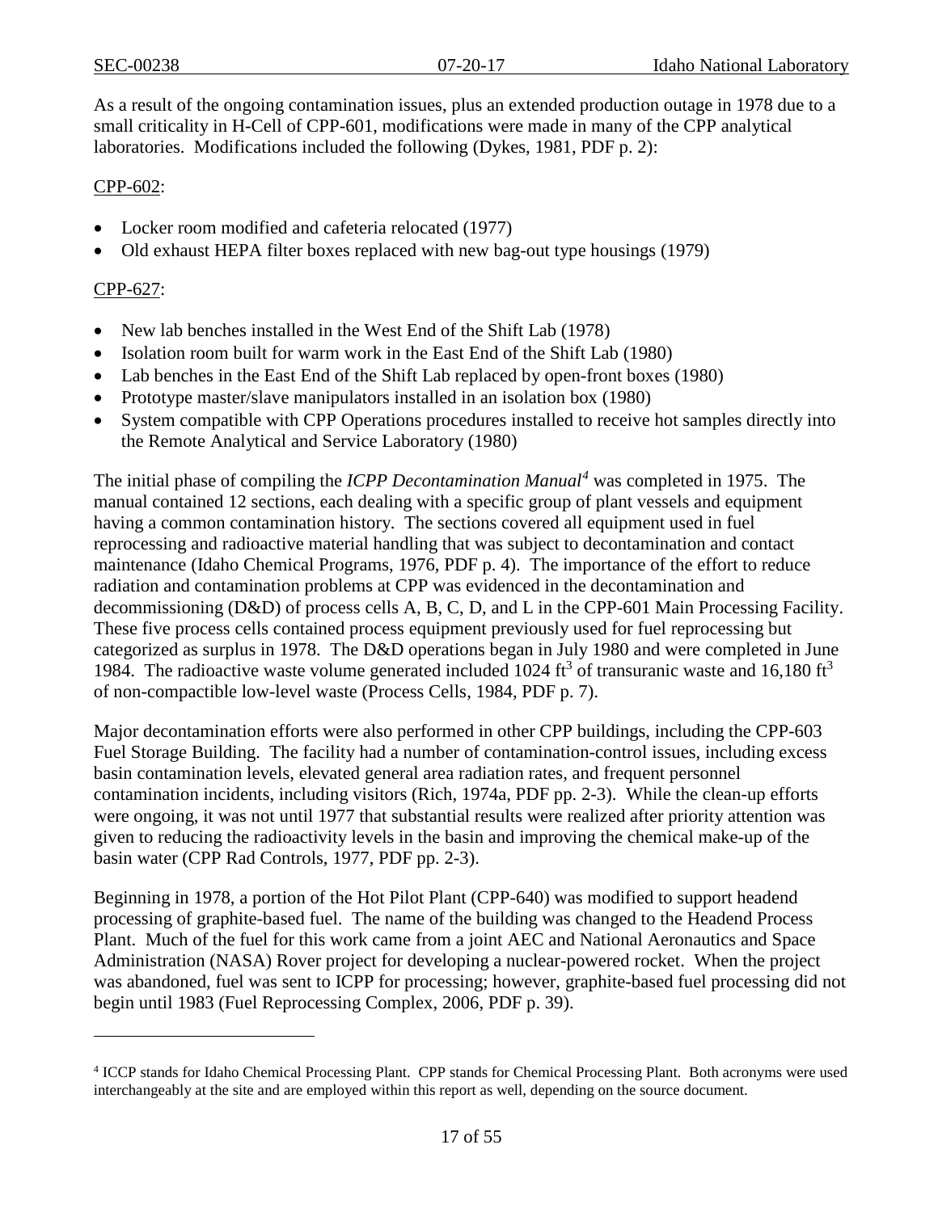As a result of the ongoing contamination issues, plus an extended production outage in 1978 due to a small criticality in H-Cell of CPP-601, modifications were made in many of the CPP analytical laboratories. Modifications included the following (Dykes, 1981, PDF p. 2):

CPP-602:

- Locker room modified and cafeteria relocated (1977)
- Old exhaust HEPA filter boxes replaced with new bag-out type housings (1979)

CPP-627:

- New lab benches installed in the West End of the Shift Lab (1978)
- Isolation room built for warm work in the East End of the Shift Lab (1980)
- Lab benches in the East End of the Shift Lab replaced by open-front boxes (1980)
- Prototype master/slave manipulators installed in an isolation box (1980)
- System compatible with CPP Operations procedures installed to receive hot samples directly into the Remote Analytical and Service Laboratory (1980)

The initial phase of compiling the *ICPP Decontamination Manual*[4] was completed in 1975. The manual contained 12 sections, each dealing with a specific group of plant vessels and equipment having a common contamination history. The sections covered all equipment used in fuel reprocessing and radioactive material handling that was subject to decontamination and contact maintenance (Idaho Chemical Programs, 1976, PDF p. 4). The importance of the effort to reduce radiation and contamination problems at CPP was evidenced in the decontamination and decommissioning (D&D) of process cells A, B, C, D, and L in the CPP-601 Main Processing Facility. These five process cells contained process equipment previously used for fuel reprocessing but categorized as surplus in 1978. The D&D operations began in July 1980 and were completed in June 1984. The radioactive waste volume generated included 1024 $ft^3$ of transuranic waste and 16,180 $ft^3$ of non-compactible low-level waste (Process Cells, 1984, PDF p. 7).

Major decontamination efforts were also performed in other CPP buildings, including the CPP-603 Fuel Storage Building. The facility had a number of contamination-control issues, including excess basin contamination levels, elevated general area radiation rates, and frequent personnel contamination incidents, including visitors (Rich, 1974a, PDF pp. 2-3). While the clean-up efforts were ongoing, it was not until 1977 that substantial results were realized after priority attention was given to reducing the radioactivity levels in the basin and improving the chemical make-up of the basin water (CPP Rad Controls, 1977, PDF pp. 2-3).

Beginning in 1978, a portion of the Hot Pilot Plant (CPP-640) was modified to support headend processing of graphite-based fuel. The name of the building was changed to the Headend Process Plant. Much of the fuel for this work came from a joint AEC and National Aeronautics and Space Administration (NASA) Rover project for developing a nuclear-powered rocket. When the project was abandoned, fuel was sent to ICPP for processing; however, graphite-based fuel processing did not begin until 1983 (Fuel Reprocessing Complex, 2006, PDF p. 39).

---

[4] ICCP stands for Idaho Chemical Processing Plant. CPP stands for Chemical Processing Plant. Both acronyms were used interchangeably at the site and are employed within this report as well, depending on the source document.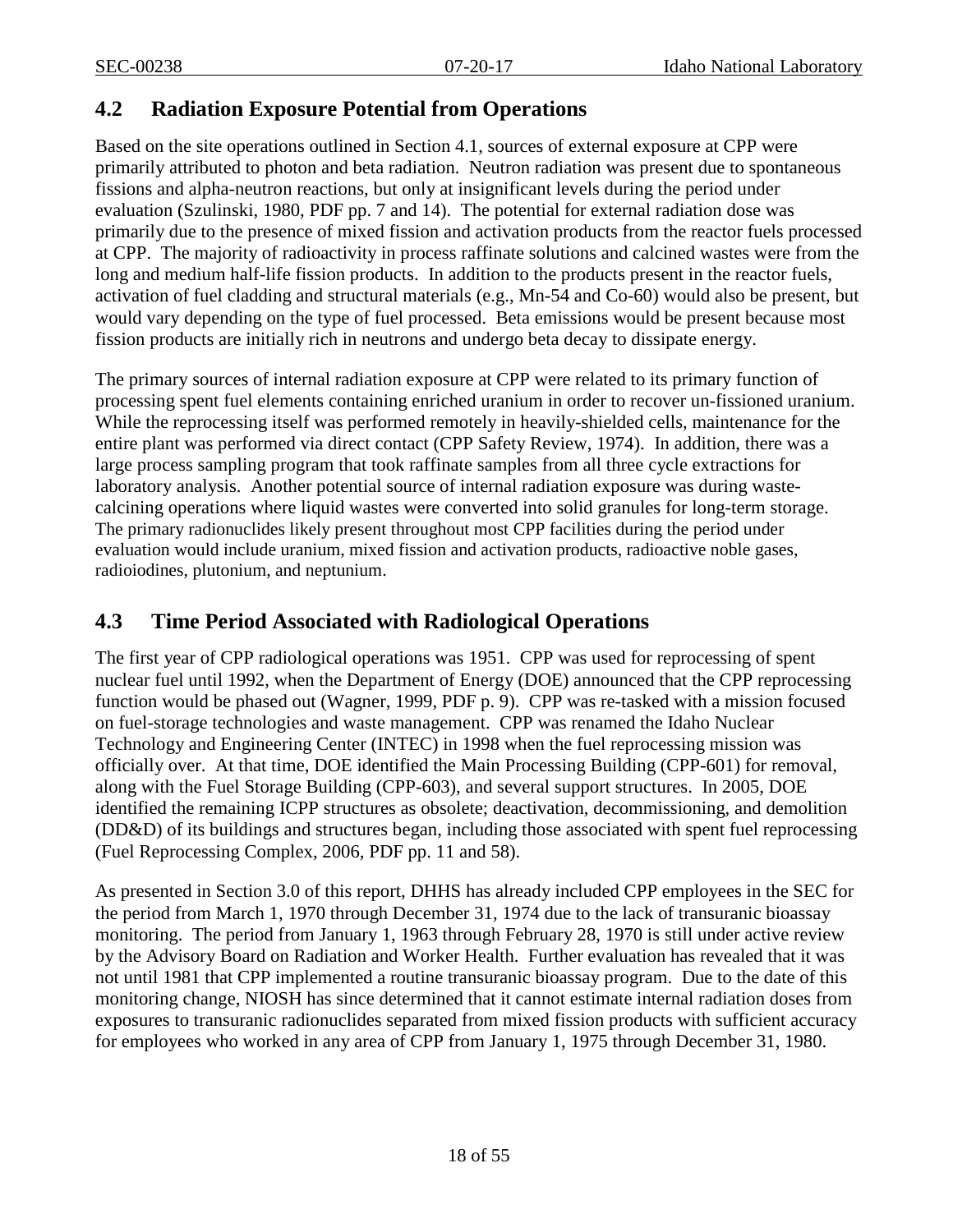## 4.2 Radiation Exposure Potential from Operations

Based on the site operations outlined in Section 4.1, sources of external exposure at CPP were primarily attributed to photon and beta radiation. Neutron radiation was present due to spontaneous fissions and alpha-neutron reactions, but only at insignificant levels during the period under evaluation (Szulinski, 1980, PDF pp. 7 and 14). The potential for external radiation dose was primarily due to the presence of mixed fission and activation products from the reactor fuels processed at CPP. The majority of radioactivity in process raffinate solutions and calcined wastes were from the long and medium half-life fission products. In addition to the products present in the reactor fuels, activation of fuel cladding and structural materials (e.g., Mn-54 and Co-60) would also be present, but would vary depending on the type of fuel processed. Beta emissions would be present because most fission products are initially rich in neutrons and undergo beta decay to dissipate energy.

The primary sources of internal radiation exposure at CPP were related to its primary function of processing spent fuel elements containing enriched uranium in order to recover un-fissioned uranium. While the reprocessing itself was performed remotely in heavily-shielded cells, maintenance for the entire plant was performed via direct contact (CPP Safety Review, 1974). In addition, there was a large process sampling program that took raffinate samples from all three cycle extractions for laboratory analysis. Another potential source of internal radiation exposure was during waste-calcining operations where liquid wastes were converted into solid granules for long-term storage. The primary radionuclides likely present throughout most CPP facilities during the period under evaluation would include uranium, mixed fission and activation products, radioactive noble gases, radioiodines, plutonium, and neptunium.

## 4.3 Time Period Associated with Radiological Operations

The first year of CPP radiological operations was 1951. CPP was used for reprocessing of spent nuclear fuel until 1992, when the Department of Energy (DOE) announced that the CPP reprocessing function would be phased out (Wagner, 1999, PDF p. 9). CPP was re-tasked with a mission focused on fuel-storage technologies and waste management. CPP was renamed the Idaho Nuclear Technology and Engineering Center (INTEC) in 1998 when the fuel reprocessing mission was officially over. At that time, DOE identified the Main Processing Building (CPP-601) for removal, along with the Fuel Storage Building (CPP-603), and several support structures. In 2005, DOE identified the remaining ICPP structures as obsolete; deactivation, decommissioning, and demolition (DD&D) of its buildings and structures began, including those associated with spent fuel reprocessing (Fuel Reprocessing Complex, 2006, PDF pp. 11 and 58).

As presented in Section 3.0 of this report, DHHS has already included CPP employees in the SEC for the period from March 1, 1970 through December 31, 1974 due to the lack of transuranic bioassay monitoring. The period from January 1, 1963 through February 28, 1970 is still under active review by the Advisory Board on Radiation and Worker Health. Further evaluation has revealed that it was not until 1981 that CPP implemented a routine transuranic bioassay program. Due to the date of this monitoring change, NIOSH has since determined that it cannot estimate internal radiation doses from exposures to transuranic radionuclides separated from mixed fission products with sufficient accuracy for employees who worked in any area of CPP from January 1, 1975 through December 31, 1980.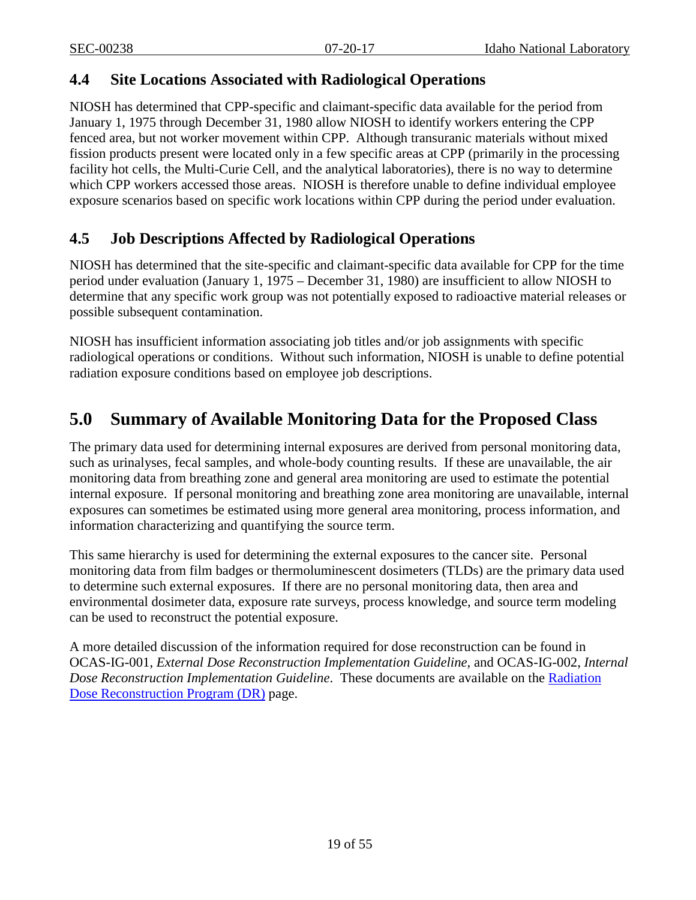## 4.4 Site Locations Associated with Radiological Operations

NIOSH has determined that CPP-specific and claimant-specific data available for the period from January 1, 1975 through December 31, 1980 allow NIOSH to identify workers entering the CPP fenced area, but not worker movement within CPP. Although transuranic materials without mixed fission products present were located only in a few specific areas at CPP (primarily in the processing facility hot cells, the Multi-Curie Cell, and the analytical laboratories), there is no way to determine which CPP workers accessed those areas. NIOSH is therefore unable to define individual employee exposure scenarios based on specific work locations within CPP during the period under evaluation.

## 4.5 Job Descriptions Affected by Radiological Operations

NIOSH has determined that the site-specific and claimant-specific data available for CPP for the time period under evaluation (January 1, 1975 – December 31, 1980) are insufficient to allow NIOSH to determine that any specific work group was not potentially exposed to radioactive material releases or possible subsequent contamination.

NIOSH has insufficient information associating job titles and/or job assignments with specific radiological operations or conditions. Without such information, NIOSH is unable to define potential radiation exposure conditions based on employee job descriptions.

# 5.0 Summary of Available Monitoring Data for the Proposed Class

The primary data used for determining internal exposures are derived from personal monitoring data, such as urinalyses, fecal samples, and whole-body counting results. If these are unavailable, the air monitoring data from breathing zone and general area monitoring are used to estimate the potential internal exposure. If personal monitoring and breathing zone area monitoring are unavailable, internal exposures can sometimes be estimated using more general area monitoring, process information, and information characterizing and quantifying the source term.

This same hierarchy is used for determining the external exposures to the cancer site. Personal monitoring data from film badges or thermoluminescent dosimeters (TLDs) are the primary data used to determine such external exposures. If there are no personal monitoring data, then area and environmental dosimeter data, exposure rate surveys, process knowledge, and source term modeling can be used to reconstruct the potential exposure.

A more detailed discussion of the information required for dose reconstruction can be found in OCAS-IG-001, *External Dose Reconstruction Implementation Guideline,* and OCAS-IG-002, *Internal Dose Reconstruction Implementation Guideline*. These documents are available on the Radiation Dose Reconstruction Program (DR) page.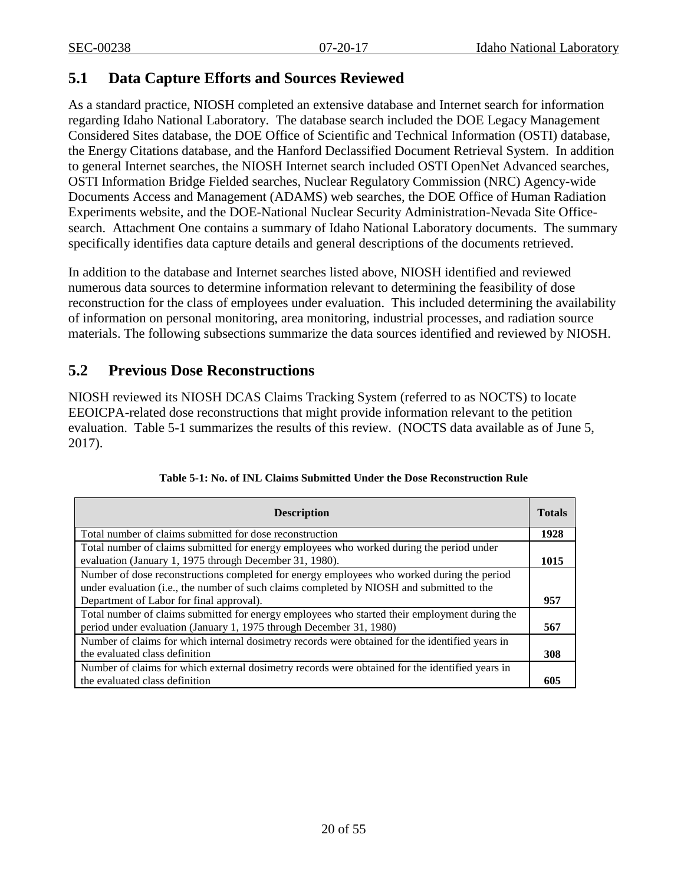## 5.1 Data Capture Efforts and Sources Reviewed

As a standard practice, NIOSH completed an extensive database and Internet search for information regarding Idaho National Laboratory. The database search included the DOE Legacy Management Considered Sites database, the DOE Office of Scientific and Technical Information (OSTI) database, the Energy Citations database, and the Hanford Declassified Document Retrieval System. In addition to general Internet searches, the NIOSH Internet search included OSTI OpenNet Advanced searches, OSTI Information Bridge Fielded searches, Nuclear Regulatory Commission (NRC) Agency-wide Documents Access and Management (ADAMS) web searches, the DOE Office of Human Radiation Experiments website, and the DOE-National Nuclear Security Administration-Nevada Site Office-search. Attachment One contains a summary of Idaho National Laboratory documents. The summary specifically identifies data capture details and general descriptions of the documents retrieved.

In addition to the database and Internet searches listed above, NIOSH identified and reviewed numerous data sources to determine information relevant to determining the feasibility of dose reconstruction for the class of employees under evaluation. This included determining the availability of information on personal monitoring, area monitoring, industrial processes, and radiation source materials. The following subsections summarize the data sources identified and reviewed by NIOSH.

## 5.2 Previous Dose Reconstructions

NIOSH reviewed its NIOSH DCAS Claims Tracking System (referred to as NOCTS) to locate EEOICPA-related dose reconstructions that might provide information relevant to the petition evaluation. Table 5-1 summarizes the results of this review. (NOCTS data available as of June 5, 2017).

**Table 5-1: No. of INL Claims Submitted Under the Dose Reconstruction Rule**

| Description | Totals |
|---|---|
| Total number of claims submitted for dose reconstruction | **1928** |
| Total number of claims submitted for energy employees who worked during the period under evaluation (January 1, 1975 through December 31, 1980). | **1015** |
| Number of dose reconstructions completed for energy employees who worked during the period under evaluation (i.e., the number of such claims completed by NIOSH and submitted to the Department of Labor for final approval). | **957** |
| Total number of claims submitted for energy employees who started their employment during the period under evaluation (January 1, 1975 through December 31, 1980) | **567** |
| Number of claims for which internal dosimetry records were obtained for the identified years in the evaluated class definition | **308** |
| Number of claims for which external dosimetry records were obtained for the identified years in the evaluated class definition | **605** |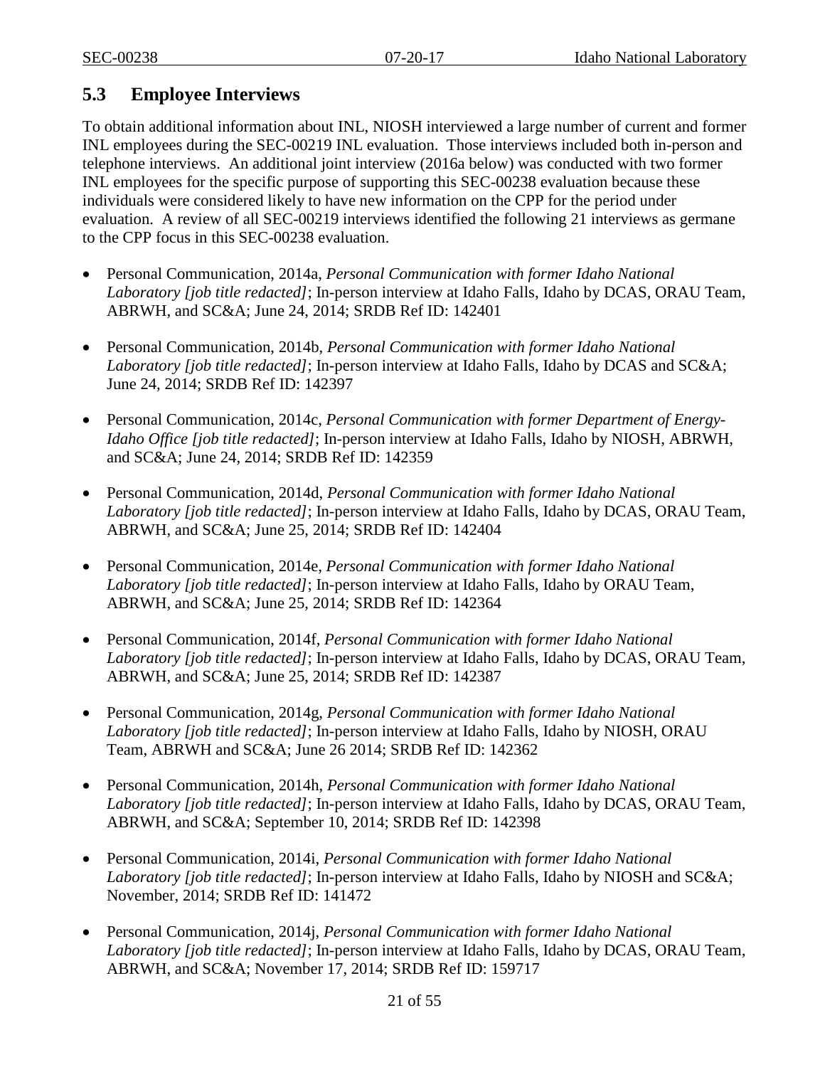## 5.3 Employee Interviews

To obtain additional information about INL, NIOSH interviewed a large number of current and former INL employees during the SEC-00219 INL evaluation. Those interviews included both in-person and telephone interviews. An additional joint interview (2016a below) was conducted with two former INL employees for the specific purpose of supporting this SEC-00238 evaluation because these individuals were considered likely to have new information on the CPP for the period under evaluation. A review of all SEC-00219 interviews identified the following 21 interviews as germane to the CPP focus in this SEC-00238 evaluation.

- Personal Communication, 2014a, *Personal Communication with former Idaho National Laboratory [job title redacted]*; In-person interview at Idaho Falls, Idaho by DCAS, ORAU Team, ABRWH, and SC&A; June 24, 2014; SRDB Ref ID: 142401
- Personal Communication, 2014b, *Personal Communication with former Idaho National Laboratory [job title redacted]*; In-person interview at Idaho Falls, Idaho by DCAS and SC&A; June 24, 2014; SRDB Ref ID: 142397
- Personal Communication, 2014c, *Personal Communication with former Department of Energy-Idaho Office [job title redacted]*; In-person interview at Idaho Falls, Idaho by NIOSH, ABRWH, and SC&A; June 24, 2014; SRDB Ref ID: 142359
- Personal Communication, 2014d, *Personal Communication with former Idaho National Laboratory [job title redacted]*; In-person interview at Idaho Falls, Idaho by DCAS, ORAU Team, ABRWH, and SC&A; June 25, 2014; SRDB Ref ID: 142404
- Personal Communication, 2014e, *Personal Communication with former Idaho National Laboratory [job title redacted]*; In-person interview at Idaho Falls, Idaho by ORAU Team, ABRWH, and SC&A; June 25, 2014; SRDB Ref ID: 142364
- Personal Communication, 2014f, *Personal Communication with former Idaho National Laboratory [job title redacted]*; In-person interview at Idaho Falls, Idaho by DCAS, ORAU Team, ABRWH, and SC&A; June 25, 2014; SRDB Ref ID: 142387
- Personal Communication, 2014g, *Personal Communication with former Idaho National Laboratory [job title redacted]*; In-person interview at Idaho Falls, Idaho by NIOSH, ORAU Team, ABRWH and SC&A; June 26 2014; SRDB Ref ID: 142362
- Personal Communication, 2014h, *Personal Communication with former Idaho National Laboratory [job title redacted]*; In-person interview at Idaho Falls, Idaho by DCAS, ORAU Team, ABRWH, and SC&A; September 10, 2014; SRDB Ref ID: 142398
- Personal Communication, 2014i, *Personal Communication with former Idaho National Laboratory [job title redacted]*; In-person interview at Idaho Falls, Idaho by NIOSH and SC&A; November, 2014; SRDB Ref ID: 141472
- Personal Communication, 2014j, *Personal Communication with former Idaho National Laboratory [job title redacted]*; In-person interview at Idaho Falls, Idaho by DCAS, ORAU Team, ABRWH, and SC&A; November 17, 2014; SRDB Ref ID: 159717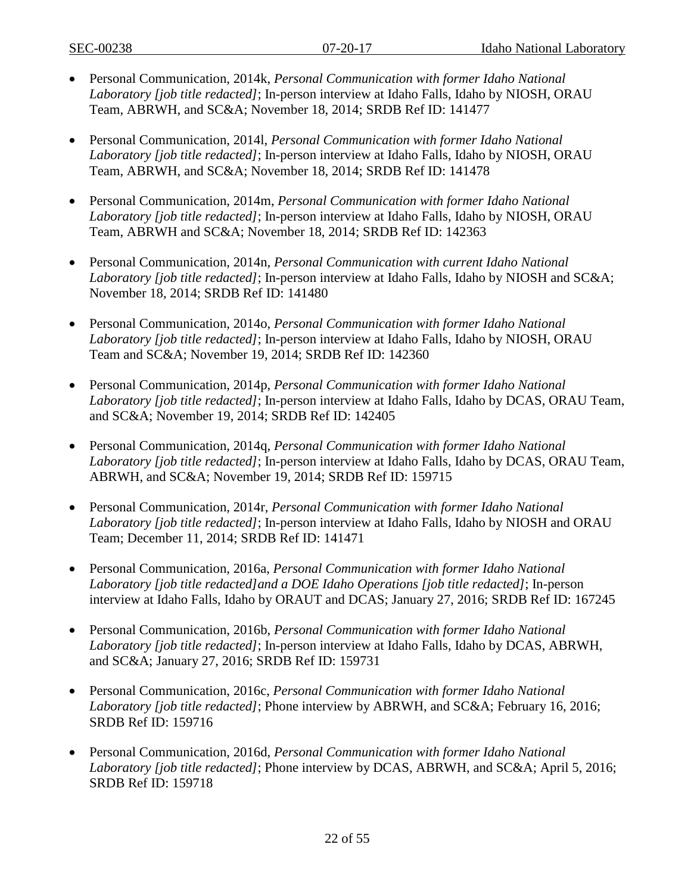- Personal Communication, 2014k, *Personal Communication with former Idaho National Laboratory [job title redacted]*; In-person interview at Idaho Falls, Idaho by NIOSH, ORAU Team, ABRWH, and SC&A; November 18, 2014; SRDB Ref ID: 141477

- Personal Communication, 2014l, *Personal Communication with former Idaho National Laboratory [job title redacted]*; In-person interview at Idaho Falls, Idaho by NIOSH, ORAU Team, ABRWH, and SC&A; November 18, 2014; SRDB Ref ID: 141478

- Personal Communication, 2014m, *Personal Communication with former Idaho National Laboratory [job title redacted]*; In-person interview at Idaho Falls, Idaho by NIOSH, ORAU Team, ABRWH and SC&A; November 18, 2014; SRDB Ref ID: 142363

- Personal Communication, 2014n, *Personal Communication with current Idaho National Laboratory [job title redacted]*; In-person interview at Idaho Falls, Idaho by NIOSH and SC&A; November 18, 2014; SRDB Ref ID: 141480

- Personal Communication, 2014o, *Personal Communication with former Idaho National Laboratory [job title redacted]*; In-person interview at Idaho Falls, Idaho by NIOSH, ORAU Team and SC&A; November 19, 2014; SRDB Ref ID: 142360

- Personal Communication, 2014p, *Personal Communication with former Idaho National Laboratory [job title redacted]*; In-person interview at Idaho Falls, Idaho by DCAS, ORAU Team, and SC&A; November 19, 2014; SRDB Ref ID: 142405

- Personal Communication, 2014q, *Personal Communication with former Idaho National Laboratory [job title redacted]*; In-person interview at Idaho Falls, Idaho by DCAS, ORAU Team, ABRWH, and SC&A; November 19, 2014; SRDB Ref ID: 159715

- Personal Communication, 2014r, *Personal Communication with former Idaho National Laboratory [job title redacted]*; In-person interview at Idaho Falls, Idaho by NIOSH and ORAU Team; December 11, 2014; SRDB Ref ID: 141471

- Personal Communication, 2016a, *Personal Communication with former Idaho National Laboratory [job title redacted]and a DOE Idaho Operations [job title redacted]*; In-person interview at Idaho Falls, Idaho by ORAUT and DCAS; January 27, 2016; SRDB Ref ID: 167245

- Personal Communication, 2016b, *Personal Communication with former Idaho National Laboratory [job title redacted]*; In-person interview at Idaho Falls, Idaho by DCAS, ABRWH, and SC&A; January 27, 2016; SRDB Ref ID: 159731

- Personal Communication, 2016c, *Personal Communication with former Idaho National Laboratory [job title redacted]*; Phone interview by ABRWH, and SC&A; February 16, 2016; SRDB Ref ID: 159716

- Personal Communication, 2016d, *Personal Communication with former Idaho National Laboratory [job title redacted]*; Phone interview by DCAS, ABRWH, and SC&A; April 5, 2016; SRDB Ref ID: 159718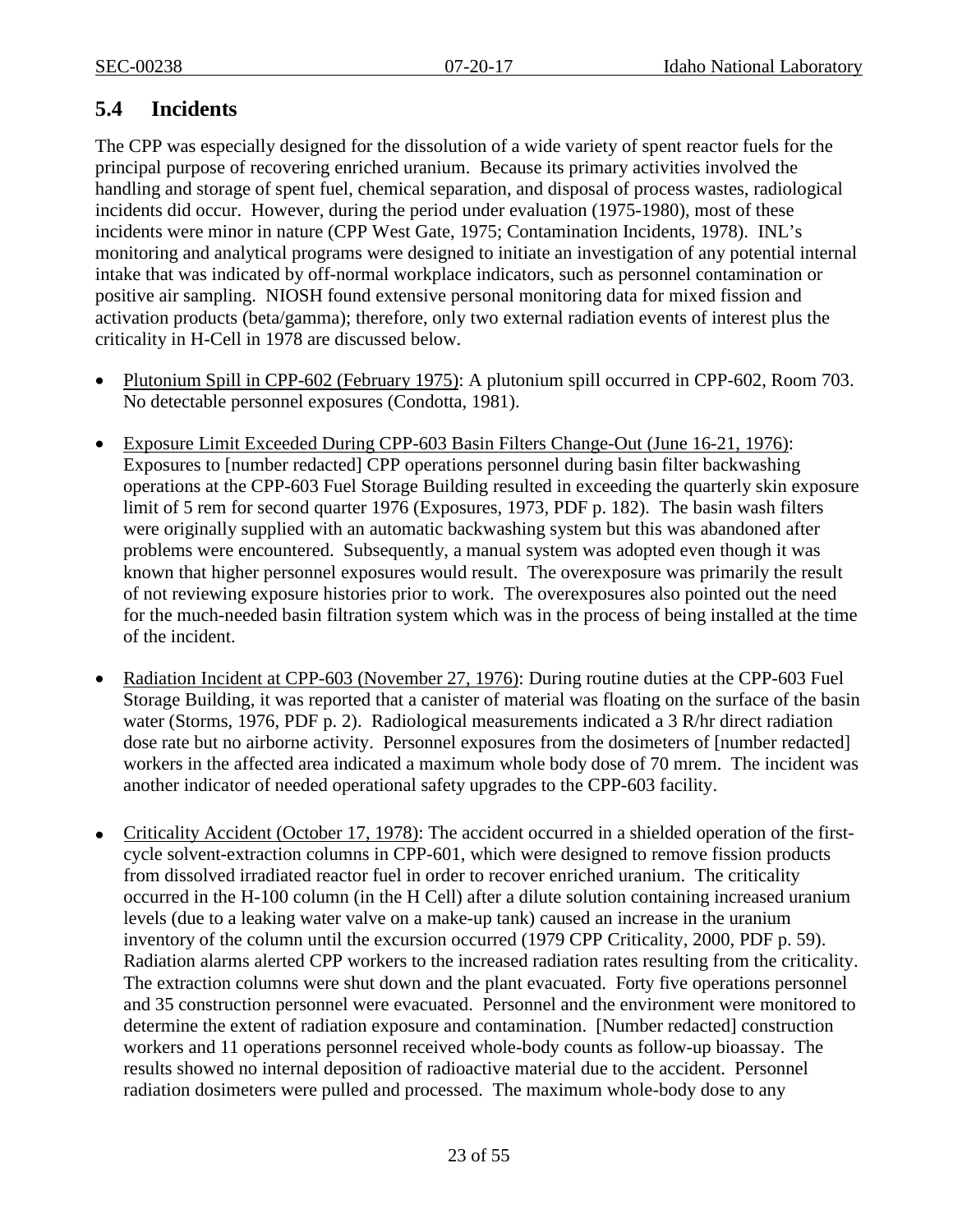## 5.4 Incidents

The CPP was especially designed for the dissolution of a wide variety of spent reactor fuels for the principal purpose of recovering enriched uranium. Because its primary activities involved the handling and storage of spent fuel, chemical separation, and disposal of process wastes, radiological incidents did occur. However, during the period under evaluation (1975-1980), most of these incidents were minor in nature (CPP West Gate, 1975; Contamination Incidents, 1978). INL's monitoring and analytical programs were designed to initiate an investigation of any potential internal intake that was indicated by off-normal workplace indicators, such as personnel contamination or positive air sampling. NIOSH found extensive personal monitoring data for mixed fission and activation products (beta/gamma); therefore, only two external radiation events of interest plus the criticality in H-Cell in 1978 are discussed below.

- Plutonium Spill in CPP-602 (February 1975): A plutonium spill occurred in CPP-602, Room 703. No detectable personnel exposures (Condotta, 1981).
- Exposure Limit Exceeded During CPP-603 Basin Filters Change-Out (June 16-21, 1976): Exposures to [number redacted] CPP operations personnel during basin filter backwashing operations at the CPP-603 Fuel Storage Building resulted in exceeding the quarterly skin exposure limit of 5 rem for second quarter 1976 (Exposures, 1973, PDF p. 182). The basin wash filters were originally supplied with an automatic backwashing system but this was abandoned after problems were encountered. Subsequently, a manual system was adopted even though it was known that higher personnel exposures would result. The overexposure was primarily the result of not reviewing exposure histories prior to work. The overexposures also pointed out the need for the much-needed basin filtration system which was in the process of being installed at the time of the incident.
- Radiation Incident at CPP-603 (November 27, 1976): During routine duties at the CPP-603 Fuel Storage Building, it was reported that a canister of material was floating on the surface of the basin water (Storms, 1976, PDF p. 2). Radiological measurements indicated a 3 R/hr direct radiation dose rate but no airborne activity. Personnel exposures from the dosimeters of [number redacted] workers in the affected area indicated a maximum whole body dose of 70 mrem. The incident was another indicator of needed operational safety upgrades to the CPP-603 facility.
- Criticality Accident (October 17, 1978): The accident occurred in a shielded operation of the first-cycle solvent-extraction columns in CPP-601, which were designed to remove fission products from dissolved irradiated reactor fuel in order to recover enriched uranium. The criticality occurred in the H-100 column (in the H Cell) after a dilute solution containing increased uranium levels (due to a leaking water valve on a make-up tank) caused an increase in the uranium inventory of the column until the excursion occurred (1979 CPP Criticality, 2000, PDF p. 59). Radiation alarms alerted CPP workers to the increased radiation rates resulting from the criticality. The extraction columns were shut down and the plant evacuated. Forty five operations personnel and 35 construction personnel were evacuated. Personnel and the environment were monitored to determine the extent of radiation exposure and contamination. [Number redacted] construction workers and 11 operations personnel received whole-body counts as follow-up bioassay. The results showed no internal deposition of radioactive material due to the accident. Personnel radiation dosimeters were pulled and processed. The maximum whole-body dose to any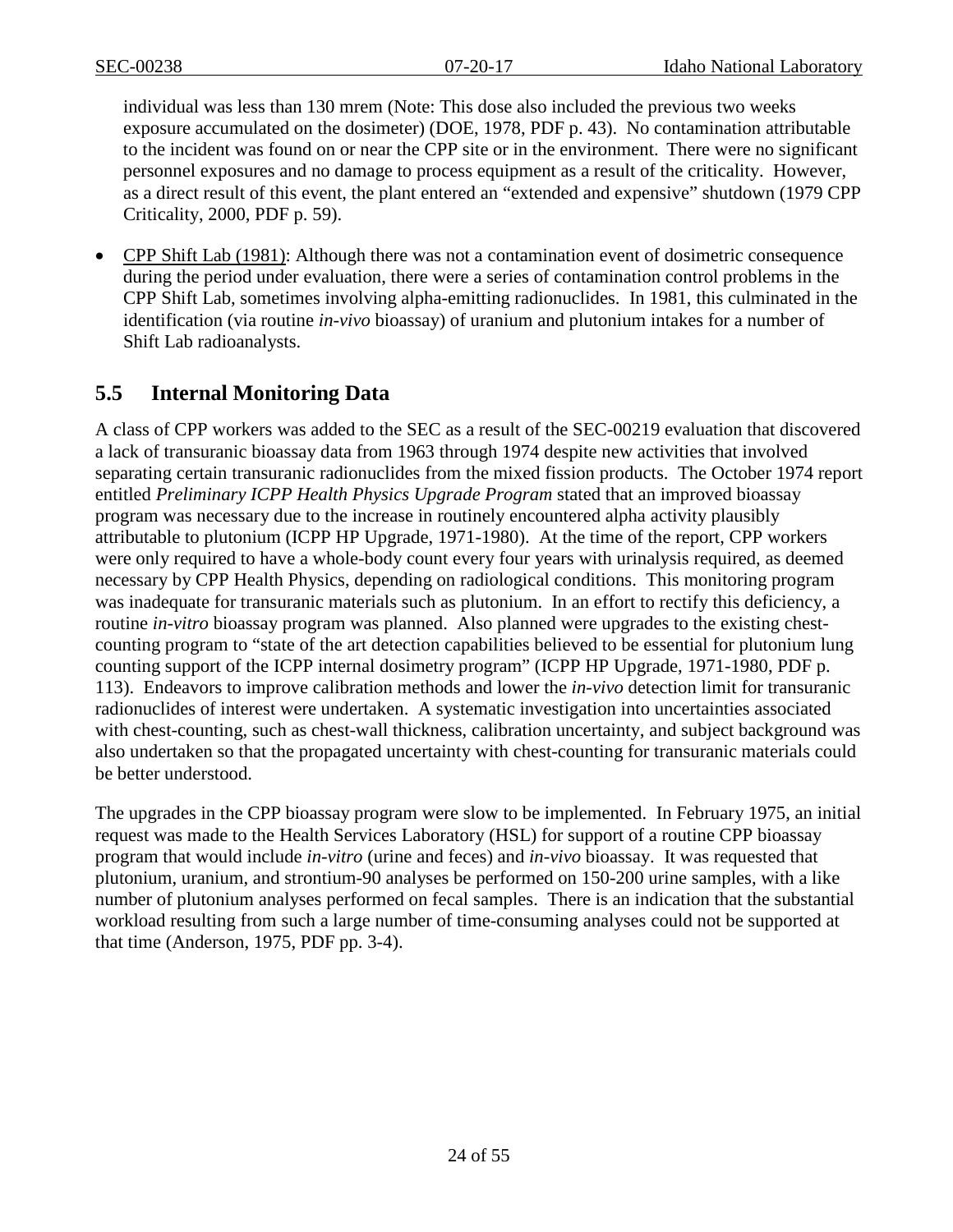individual was less than 130 mrem (Note: This dose also included the previous two weeks exposure accumulated on the dosimeter) (DOE, 1978, PDF p. 43). No contamination attributable to the incident was found on or near the CPP site or in the environment. There were no significant personnel exposures and no damage to process equipment as a result of the criticality. However, as a direct result of this event, the plant entered an "extended and expensive" shutdown (1979 CPP Criticality, 2000, PDF p. 59).

- CPP Shift Lab (1981): Although there was not a contamination event of dosimetric consequence during the period under evaluation, there were a series of contamination control problems in the CPP Shift Lab, sometimes involving alpha-emitting radionuclides. In 1981, this culminated in the identification (via routine *in-vivo* bioassay) of uranium and plutonium intakes for a number of Shift Lab radioanalysts.

## 5.5 Internal Monitoring Data

A class of CPP workers was added to the SEC as a result of the SEC-00219 evaluation that discovered a lack of transuranic bioassay data from 1963 through 1974 despite new activities that involved separating certain transuranic radionuclides from the mixed fission products. The October 1974 report entitled *Preliminary ICPP Health Physics Upgrade Program* stated that an improved bioassay program was necessary due to the increase in routinely encountered alpha activity plausibly attributable to plutonium (ICPP HP Upgrade, 1971-1980). At the time of the report, CPP workers were only required to have a whole-body count every four years with urinalysis required, as deemed necessary by CPP Health Physics, depending on radiological conditions. This monitoring program was inadequate for transuranic materials such as plutonium. In an effort to rectify this deficiency, a routine *in-vitro* bioassay program was planned. Also planned were upgrades to the existing chest-counting program to "state of the art detection capabilities believed to be essential for plutonium lung counting support of the ICPP internal dosimetry program" (ICPP HP Upgrade, 1971-1980, PDF p. 113). Endeavors to improve calibration methods and lower the *in-vivo* detection limit for transuranic radionuclides of interest were undertaken. A systematic investigation into uncertainties associated with chest-counting, such as chest-wall thickness, calibration uncertainty, and subject background was also undertaken so that the propagated uncertainty with chest-counting for transuranic materials could be better understood.

The upgrades in the CPP bioassay program were slow to be implemented. In February 1975, an initial request was made to the Health Services Laboratory (HSL) for support of a routine CPP bioassay program that would include *in-vitro* (urine and feces) and *in-vivo* bioassay. It was requested that plutonium, uranium, and strontium-90 analyses be performed on 150-200 urine samples, with a like number of plutonium analyses performed on fecal samples. There is an indication that the substantial workload resulting from such a large number of time-consuming analyses could not be supported at that time (Anderson, 1975, PDF pp. 3-4).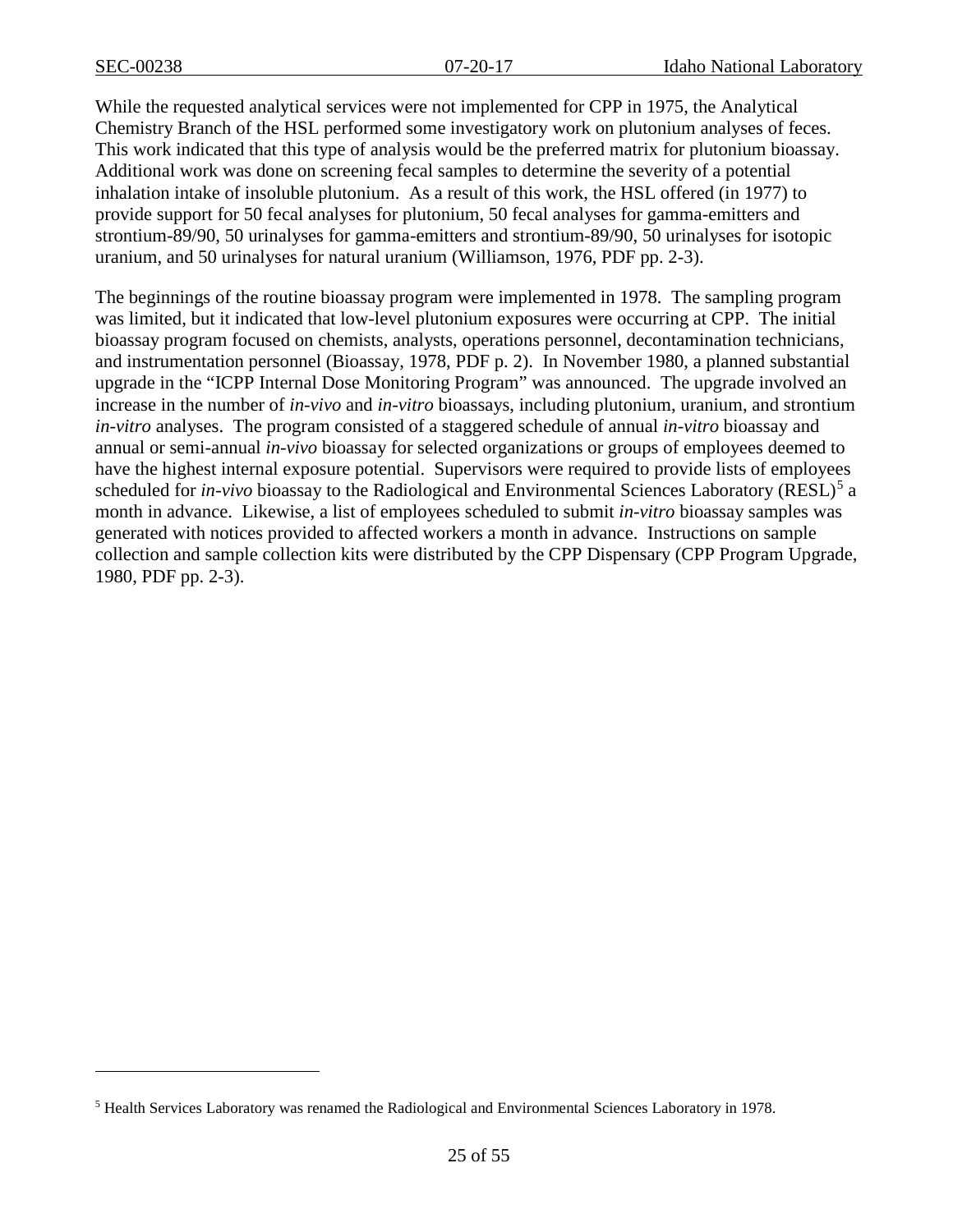While the requested analytical services were not implemented for CPP in 1975, the Analytical Chemistry Branch of the HSL performed some investigatory work on plutonium analyses of feces. This work indicated that this type of analysis would be the preferred matrix for plutonium bioassay. Additional work was done on screening fecal samples to determine the severity of a potential inhalation intake of insoluble plutonium. As a result of this work, the HSL offered (in 1977) to provide support for 50 fecal analyses for plutonium, 50 fecal analyses for gamma-emitters and strontium-89/90, 50 urinalyses for gamma-emitters and strontium-89/90, 50 urinalyses for isotopic uranium, and 50 urinalyses for natural uranium (Williamson, 1976, PDF pp. 2-3).

The beginnings of the routine bioassay program were implemented in 1978. The sampling program was limited, but it indicated that low-level plutonium exposures were occurring at CPP. The initial bioassay program focused on chemists, analysts, operations personnel, decontamination technicians, and instrumentation personnel (Bioassay, 1978, PDF p. 2). In November 1980, a planned substantial upgrade in the "ICPP Internal Dose Monitoring Program" was announced. The upgrade involved an increase in the number of *in-vivo* and *in-vitro* bioassays, including plutonium, uranium, and strontium *in-vitro* analyses. The program consisted of a staggered schedule of annual *in-vitro* bioassay and annual or semi-annual *in-vivo* bioassay for selected organizations or groups of employees deemed to have the highest internal exposure potential. Supervisors were required to provide lists of employees scheduled for *in-vivo* bioassay to the Radiological and Environmental Sciences Laboratory (RESL)[5] a month in advance. Likewise, a list of employees scheduled to submit *in-vitro* bioassay samples was generated with notices provided to affected workers a month in advance. Instructions on sample collection and sample collection kits were distributed by the CPP Dispensary (CPP Program Upgrade, 1980, PDF pp. 2-3).

---

[5] Health Services Laboratory was renamed the Radiological and Environmental Sciences Laboratory in 1978.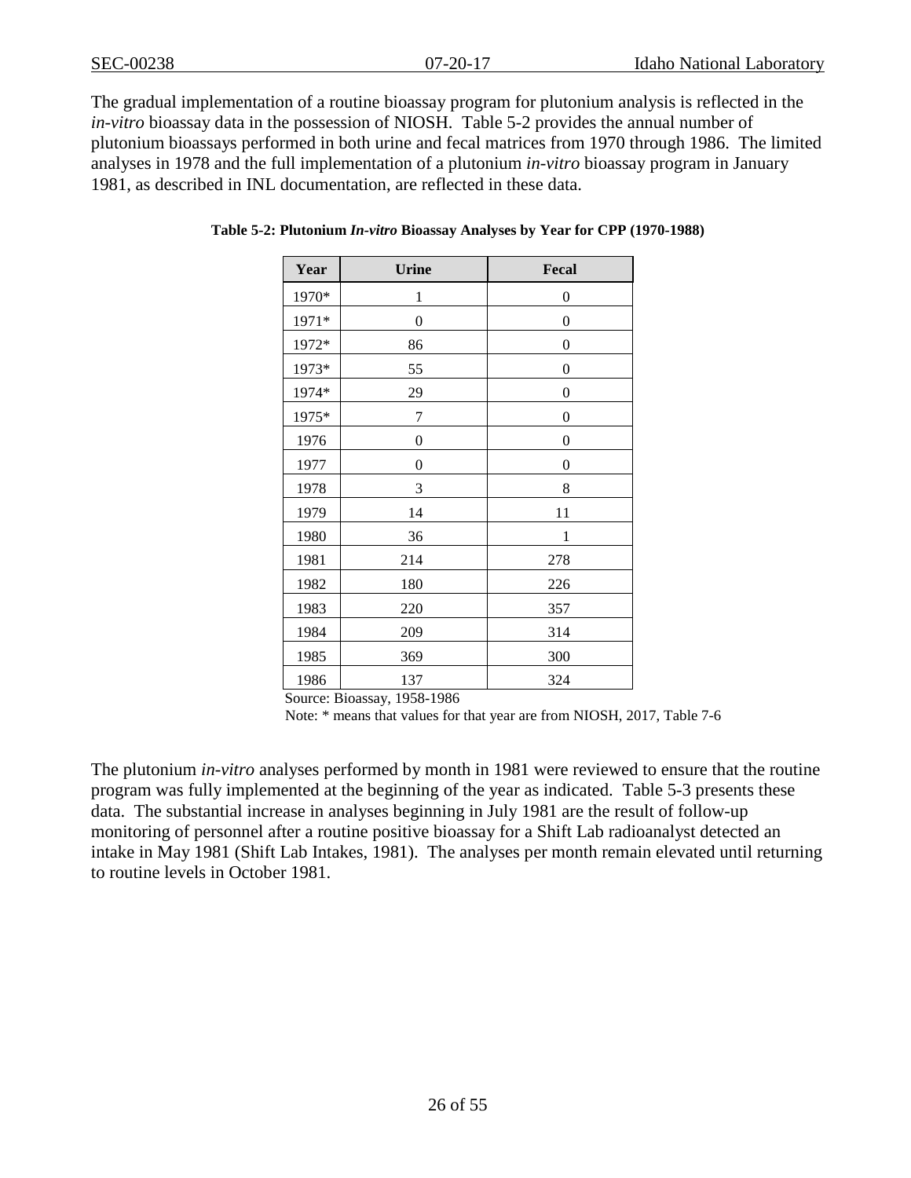The gradual implementation of a routine bioassay program for plutonium analysis is reflected in the *in-vitro* bioassay data in the possession of NIOSH. Table 5-2 provides the annual number of plutonium bioassays performed in both urine and fecal matrices from 1970 through 1986. The limited analyses in 1978 and the full implementation of a plutonium *in-vitro* bioassay program in January 1981, as described in INL documentation, are reflected in these data.

**Table 5-2: Plutonium *In-vitro* Bioassay Analyses by Year for CPP (1970-1988)**

| Year | Urine | Fecal |
|---|---|---|
| 1970* | 1 | 0 |
| 1971* | 0 | 0 |
| 1972* | 86 | 0 |
| 1973* | 55 | 0 |
| 1974* | 29 | 0 |
| 1975* | 7 | 0 |
| 1976 | 0 | 0 |
| 1977 | 0 | 0 |
| 1978 | 3 | 8 |
| 1979 | 14 | 11 |
| 1980 | 36 | 1 |
| 1981 | 214 | 278 |
| 1982 | 180 | 226 |
| 1983 | 220 | 357 |
| 1984 | 209 | 314 |
| 1985 | 369 | 300 |
| 1986 | 137 | 324 |

Source: Bioassay, 1958-1986

Note: * means that values for that year are from NIOSH, 2017, Table 7-6

The plutonium *in-vitro* analyses performed by month in 1981 were reviewed to ensure that the routine program was fully implemented at the beginning of the year as indicated. Table 5-3 presents these data. The substantial increase in analyses beginning in July 1981 are the result of follow-up monitoring of personnel after a routine positive bioassay for a Shift Lab radioanalyst detected an intake in May 1981 (Shift Lab Intakes, 1981). The analyses per month remain elevated until returning to routine levels in October 1981.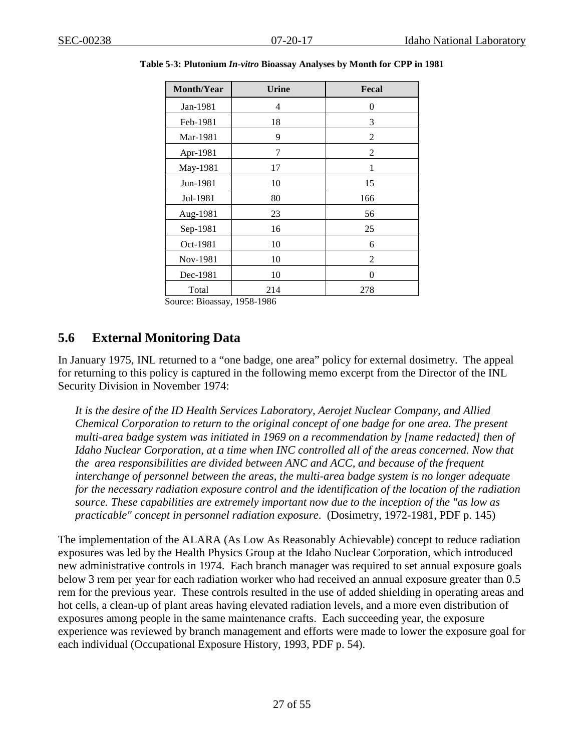**Table 5-3: Plutonium *In-vitro* Bioassay Analyses by Month for CPP in 1981**

| Month/Year | Urine | Fecal |
|---|---|---|
| Jan-1981 | 4 | 0 |
| Feb-1981 | 18 | 3 |
| Mar-1981 | 9 | 2 |
| Apr-1981 | 7 | 2 |
| May-1981 | 17 | 1 |
| Jun-1981 | 10 | 15 |
| Jul-1981 | 80 | 166 |
| Aug-1981 | 23 | 56 |
| Sep-1981 | 16 | 25 |
| Oct-1981 | 10 | 6 |
| Nov-1981 | 10 | 2 |
| Dec-1981 | 10 | 0 |
| Total | 214 | 278 |

Source: Bioassay, 1958-1986

## 5.6 External Monitoring Data

In January 1975, INL returned to a "one badge, one area" policy for external dosimetry. The appeal for returning to this policy is captured in the following memo excerpt from the Director of the INL Security Division in November 1974:

> *It is the desire of the ID Health Services Laboratory, Aerojet Nuclear Company, and Allied Chemical Corporation to return to the original concept of one badge for one area. The present multi-area badge system was initiated in 1969 on a recommendation by [name redacted] then of Idaho Nuclear Corporation, at a time when INC controlled all of the areas concerned. Now that the area responsibilities are divided between ANC and ACC, and because of the frequent interchange of personnel between the areas, the multi-area badge system is no longer adequate for the necessary radiation exposure control and the identification of the location of the radiation source. These capabilities are extremely important now due to the inception of the "as low as practicable" concept in personnel radiation exposure*. (Dosimetry, 1972-1981, PDF p. 145)

The implementation of the ALARA (As Low As Reasonably Achievable) concept to reduce radiation exposures was led by the Health Physics Group at the Idaho Nuclear Corporation, which introduced new administrative controls in 1974. Each branch manager was required to set annual exposure goals below 3 rem per year for each radiation worker who had received an annual exposure greater than 0.5 rem for the previous year. These controls resulted in the use of added shielding in operating areas and hot cells, a clean-up of plant areas having elevated radiation levels, and a more even distribution of exposures among people in the same maintenance crafts. Each succeeding year, the exposure experience was reviewed by branch management and efforts were made to lower the exposure goal for each individual (Occupational Exposure History, 1993, PDF p. 54).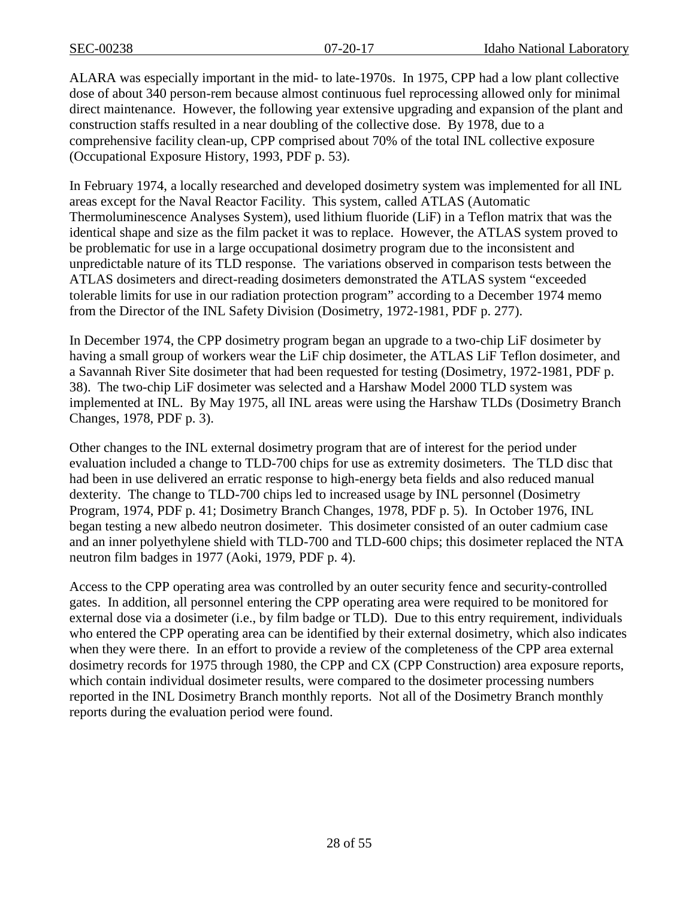ALARA was especially important in the mid- to late-1970s. In 1975, CPP had a low plant collective dose of about 340 person-rem because almost continuous fuel reprocessing allowed only for minimal direct maintenance. However, the following year extensive upgrading and expansion of the plant and construction staffs resulted in a near doubling of the collective dose. By 1978, due to a comprehensive facility clean-up, CPP comprised about 70% of the total INL collective exposure (Occupational Exposure History, 1993, PDF p. 53).

In February 1974, a locally researched and developed dosimetry system was implemented for all INL areas except for the Naval Reactor Facility. This system, called ATLAS (Automatic Thermoluminescence Analyses System), used lithium fluoride (LiF) in a Teflon matrix that was the identical shape and size as the film packet it was to replace. However, the ATLAS system proved to be problematic for use in a large occupational dosimetry program due to the inconsistent and unpredictable nature of its TLD response. The variations observed in comparison tests between the ATLAS dosimeters and direct-reading dosimeters demonstrated the ATLAS system "exceeded tolerable limits for use in our radiation protection program" according to a December 1974 memo from the Director of the INL Safety Division (Dosimetry, 1972-1981, PDF p. 277).

In December 1974, the CPP dosimetry program began an upgrade to a two-chip LiF dosimeter by having a small group of workers wear the LiF chip dosimeter, the ATLAS LiF Teflon dosimeter, and a Savannah River Site dosimeter that had been requested for testing (Dosimetry, 1972-1981, PDF p. 38). The two-chip LiF dosimeter was selected and a Harshaw Model 2000 TLD system was implemented at INL. By May 1975, all INL areas were using the Harshaw TLDs (Dosimetry Branch Changes, 1978, PDF p. 3).

Other changes to the INL external dosimetry program that are of interest for the period under evaluation included a change to TLD-700 chips for use as extremity dosimeters. The TLD disc that had been in use delivered an erratic response to high-energy beta fields and also reduced manual dexterity. The change to TLD-700 chips led to increased usage by INL personnel (Dosimetry Program, 1974, PDF p. 41; Dosimetry Branch Changes, 1978, PDF p. 5). In October 1976, INL began testing a new albedo neutron dosimeter. This dosimeter consisted of an outer cadmium case and an inner polyethylene shield with TLD-700 and TLD-600 chips; this dosimeter replaced the NTA neutron film badges in 1977 (Aoki, 1979, PDF p. 4).

Access to the CPP operating area was controlled by an outer security fence and security-controlled gates. In addition, all personnel entering the CPP operating area were required to be monitored for external dose via a dosimeter (i.e., by film badge or TLD). Due to this entry requirement, individuals who entered the CPP operating area can be identified by their external dosimetry, which also indicates when they were there. In an effort to provide a review of the completeness of the CPP area external dosimetry records for 1975 through 1980, the CPP and CX (CPP Construction) area exposure reports, which contain individual dosimeter results, were compared to the dosimeter processing numbers reported in the INL Dosimetry Branch monthly reports. Not all of the Dosimetry Branch monthly reports during the evaluation period were found.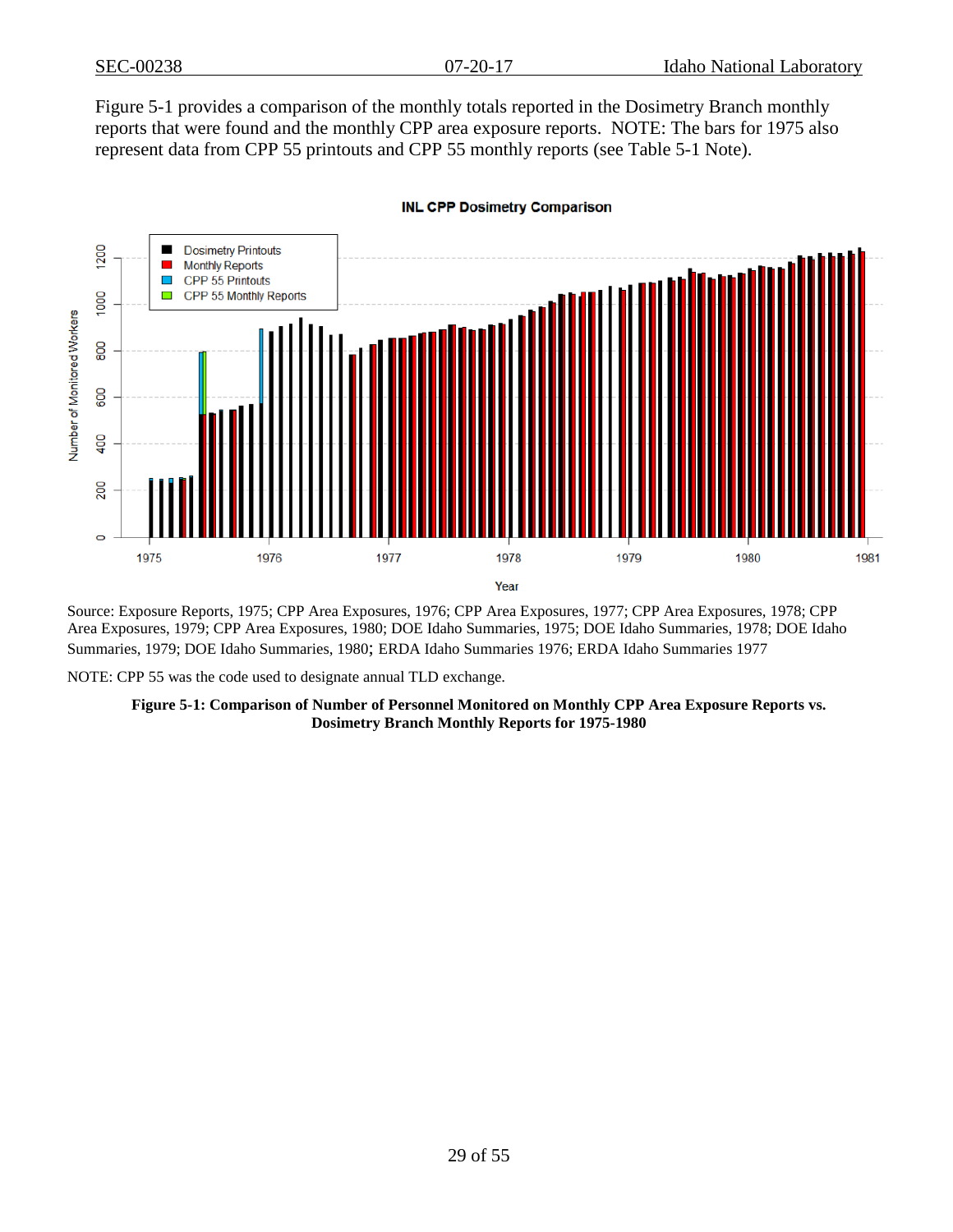Figure 5-1 provides a comparison of the monthly totals reported in the Dosimetry Branch monthly reports that were found and the monthly CPP area exposure reports. NOTE: The bars for 1975 also represent data from CPP 55 printouts and CPP 55 monthly reports (see Table 5-1 Note).

Source: Exposure Reports, 1975; CPP Area Exposures, 1976; CPP Area Exposures, 1977; CPP Area Exposures, 1978; CPP Area Exposures, 1979; CPP Area Exposures, 1980; DOE Idaho Summaries, 1975; DOE Idaho Summaries, 1978; DOE Idaho Summaries, 1979; DOE Idaho Summaries, 1980; ERDA Idaho Summaries 1976; ERDA Idaho Summaries 1977

NOTE: CPP 55 was the code used to designate annual TLD exchange.

**Figure 5-1: Comparison of Number of Personnel Monitored on Monthly CPP Area Exposure Reports vs. Dosimetry Branch Monthly Reports for 1975-1980**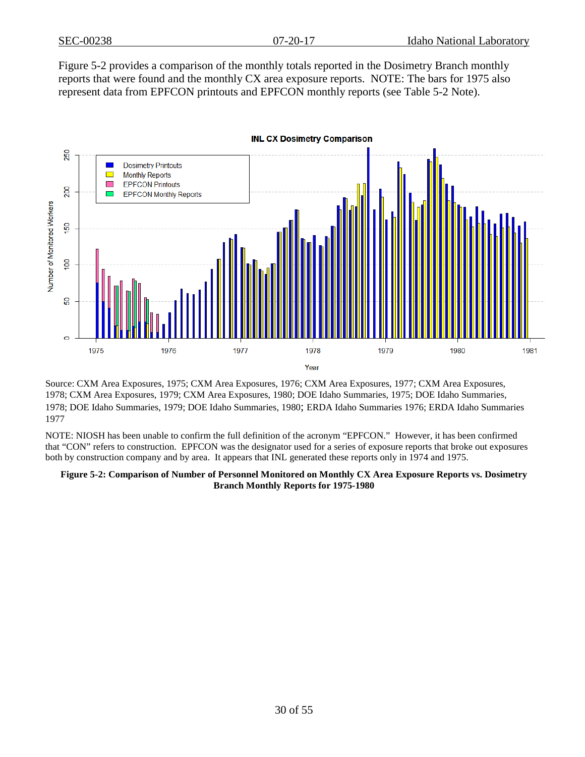Figure 5-2 provides a comparison of the monthly totals reported in the Dosimetry Branch monthly reports that were found and the monthly CX area exposure reports. NOTE: The bars for 1975 also represent data from EPFCON printouts and EPFCON monthly reports (see Table 5-2 Note).

Source: CXM Area Exposures, 1975; CXM Area Exposures, 1976; CXM Area Exposures, 1977; CXM Area Exposures, 1978; CXM Area Exposures, 1979; CXM Area Exposures, 1980; DOE Idaho Summaries, 1975; DOE Idaho Summaries, 1978; DOE Idaho Summaries, 1979; DOE Idaho Summaries, 1980; ERDA Idaho Summaries 1976; ERDA Idaho Summaries 1977

NOTE: NIOSH has been unable to confirm the full definition of the acronym "EPFCON." However, it has been confirmed that "CON" refers to construction. EPFCON was the designator used for a series of exposure reports that broke out exposures both by construction company and by area. It appears that INL generated these reports only in 1974 and 1975.

**Figure 5-2: Comparison of Number of Personnel Monitored on Monthly CX Area Exposure Reports vs. Dosimetry Branch Monthly Reports for 1975-1980**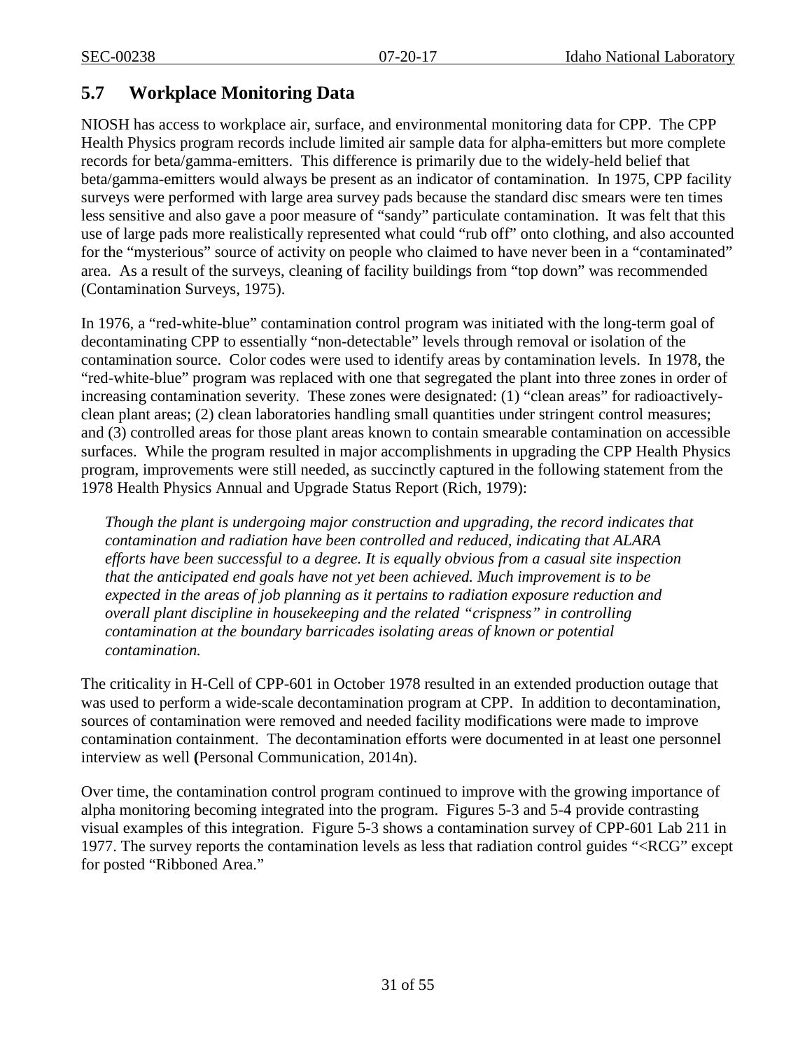## 5.7 Workplace Monitoring Data

NIOSH has access to workplace air, surface, and environmental monitoring data for CPP. The CPP Health Physics program records include limited air sample data for alpha-emitters but more complete records for beta/gamma-emitters. This difference is primarily due to the widely-held belief that beta/gamma-emitters would always be present as an indicator of contamination. In 1975, CPP facility surveys were performed with large area survey pads because the standard disc smears were ten times less sensitive and also gave a poor measure of "sandy" particulate contamination. It was felt that this use of large pads more realistically represented what could "rub off" onto clothing, and also accounted for the "mysterious" source of activity on people who claimed to have never been in a "contaminated" area. As a result of the surveys, cleaning of facility buildings from "top down" was recommended (Contamination Surveys, 1975).

In 1976, a "red-white-blue" contamination control program was initiated with the long-term goal of decontaminating CPP to essentially "non-detectable" levels through removal or isolation of the contamination source. Color codes were used to identify areas by contamination levels. In 1978, the "red-white-blue" program was replaced with one that segregated the plant into three zones in order of increasing contamination severity. These zones were designated: (1) "clean areas" for radioactively-clean plant areas; (2) clean laboratories handling small quantities under stringent control measures; and (3) controlled areas for those plant areas known to contain smearable contamination on accessible surfaces. While the program resulted in major accomplishments in upgrading the CPP Health Physics program, improvements were still needed, as succinctly captured in the following statement from the 1978 Health Physics Annual and Upgrade Status Report (Rich, 1979):

> *Though the plant is undergoing major construction and upgrading, the record indicates that contamination and radiation have been controlled and reduced, indicating that ALARA efforts have been successful to a degree. It is equally obvious from a casual site inspection that the anticipated end goals have not yet been achieved. Much improvement is to be expected in the areas of job planning as it pertains to radiation exposure reduction and overall plant discipline in housekeeping and the related "crispness" in controlling contamination at the boundary barricades isolating areas of known or potential contamination.*

The criticality in H-Cell of CPP-601 in October 1978 resulted in an extended production outage that was used to perform a wide-scale decontamination program at CPP. In addition to decontamination, sources of contamination were removed and needed facility modifications were made to improve contamination containment. The decontamination efforts were documented in at least one personnel interview as well **(**Personal Communication, 2014n).

Over time, the contamination control program continued to improve with the growing importance of alpha monitoring becoming integrated into the program. Figures 5-3 and 5-4 provide contrasting visual examples of this integration. Figure 5-3 shows a contamination survey of CPP-601 Lab 211 in 1977. The survey reports the contamination levels as less that radiation control guides "<RCG" except for posted "Ribboned Area."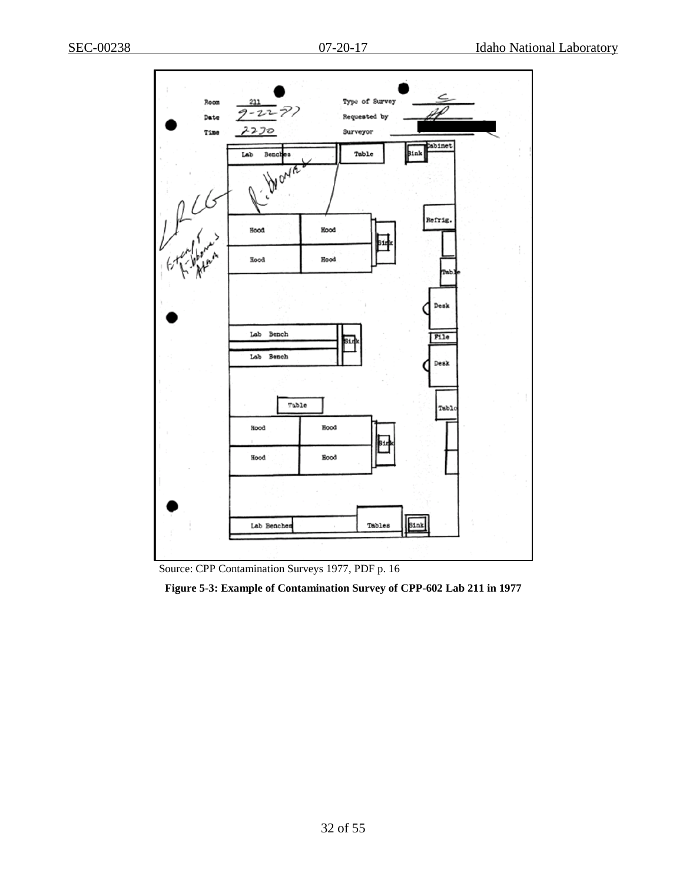Room 211
Date 9-22-77
Time 2230

Type of Survey S
Requested by
Surveyor

Lab Benches
Table
Sink
Cabinet
Hood
Hood
Sink
Refrig.
Hood
Hood
Table
Desk
Lab Bench
Sink
File
Lab Bench
Desk
Table
Table
Hood
Hood
Sink
Hood
Hood
Lab Benches
Tables
Sink

Source: CPP Contamination Surveys 1977, PDF p. 16

**Figure 5-3: Example of Contamination Survey of CPP-602 Lab 211 in 1977**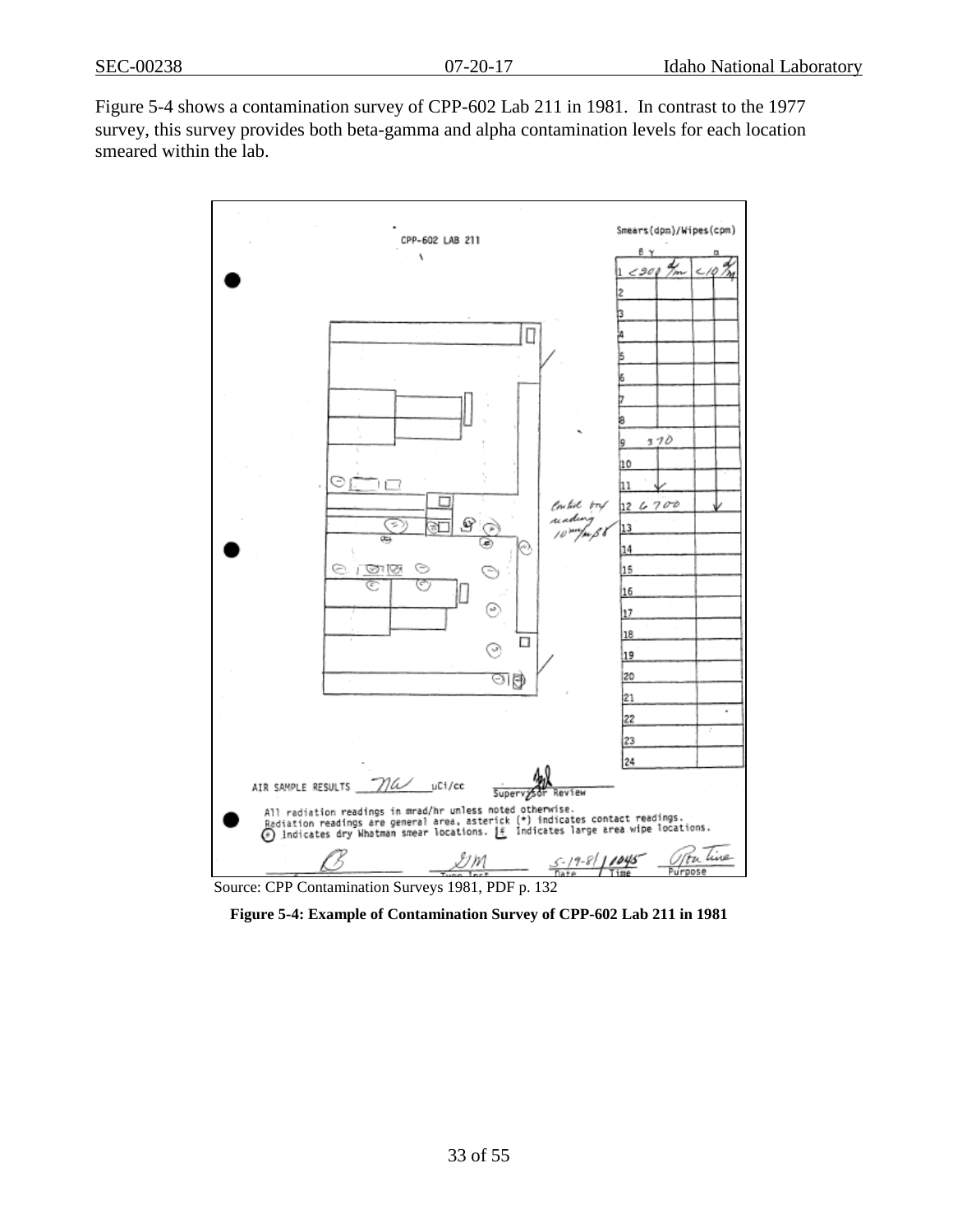Figure 5-4 shows a contamination survey of CPP-602 Lab 211 in 1981. In contrast to the 1977 survey, this survey provides both beta-gamma and alpha contamination levels for each location smeared within the lab.

CPP-602 LAB 211

Smears(dpm)/Wipes(cpm)

| | β γ | α |
|---|---|---|
| 1 | <300 d/m | <10 d/m |
| 2 | | |
| 3 | | |
| 4 | | |
| 5 | | |
| 6 | | |
| 7 | | |
| 8 | | |
| 9 | 370 | |
| 10 | | |
| 11 | ↓ | |
| 12 | 6700 | ↓ |
| 13 | | |
| 14 | | |
| 15 | | |
| 16 | | |
| 17 | | |
| 18 | | |
| 19 | | |
| 20 | | |
| 21 | | |
| 22 | | |
| 23 | | |
| 24 | | |

Contact bag reading 10 mr/hr β8

AIR SAMPLE RESULTS NA uCi/cc

Supervisor Review

All radiation readings in mrad/hr unless noted otherwise.
Radiation readings are general area, asterick (*) indicates contact readings.
(•) Indicates dry Whatman smear locations. [#] Indicates large area wipe locations.

Type Inst: GM Date: 5-19-81 Time: 1045 Purpose: Routine

Source: CPP Contamination Surveys 1981, PDF p. 132

**Figure 5-4: Example of Contamination Survey of CPP-602 Lab 211 in 1981**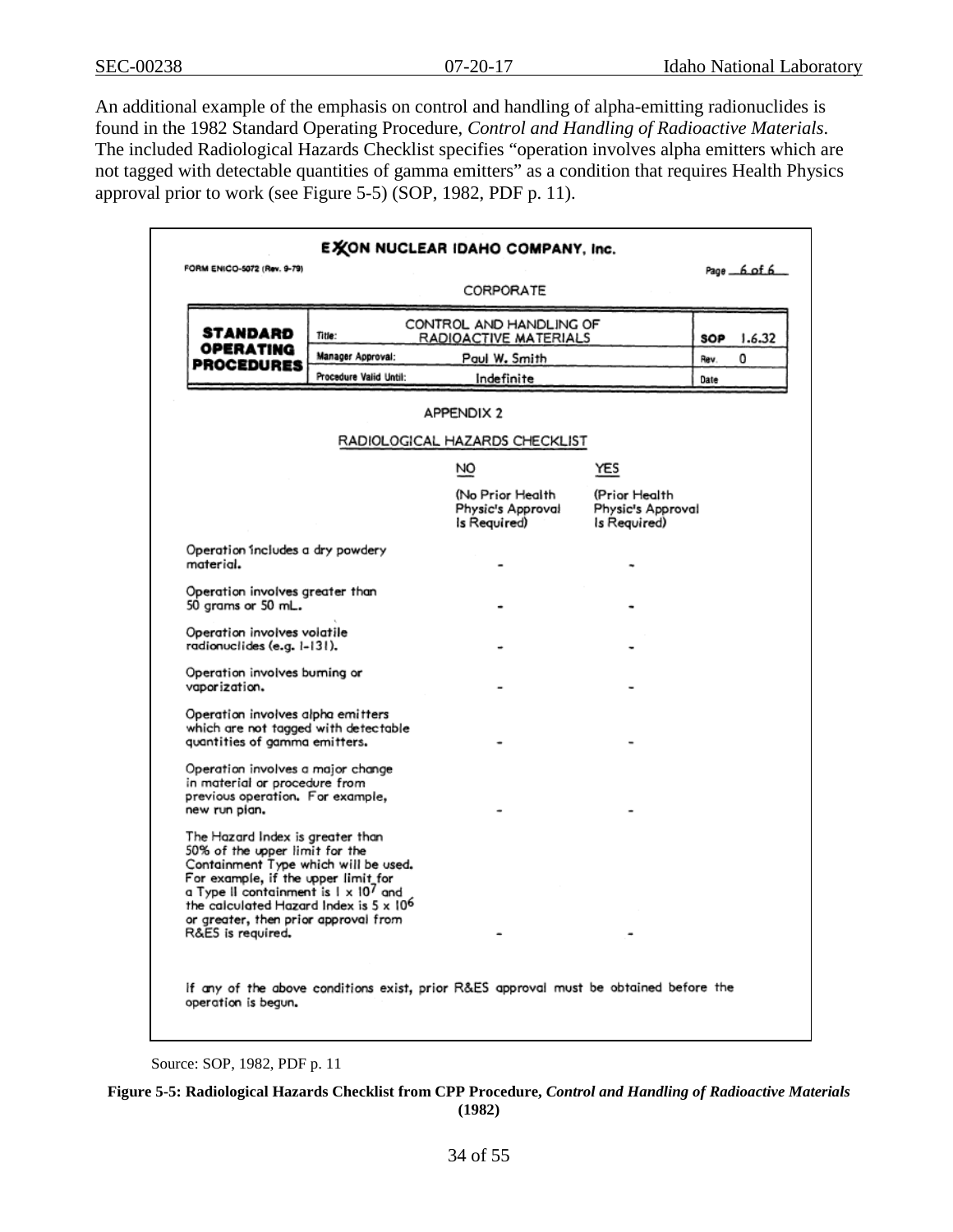An additional example of the emphasis on control and handling of alpha-emitting radionuclides is found in the 1982 Standard Operating Procedure, *Control and Handling of Radioactive Materials*. The included Radiological Hazards Checklist specifies "operation involves alpha emitters which are not tagged with detectable quantities of gamma emitters" as a condition that requires Health Physics approval prior to work (see Figure 5-5) (SOP, 1982, PDF p. 11).

EXXON NUCLEAR IDAHO COMPANY, Inc.

FORM ENICO-5072 (Rev. 9-79) Page 6 of 6

CORPORATE

| STANDARD OPERATING PROCEDURES | | | |
|---|---|---|---|
| Title: | CONTROL AND HANDLING OF RADIOACTIVE MATERIALS | SOP | 1.6.32 |
| Manager Approval: | Paul W. Smith | Rev. | 0 |
| Procedure Valid Until: | Indefinite | Date | |

APPENDIX 2

RADIOLOGICAL HAZARDS CHECKLIST

| | NO (No Prior Health Physic's Approval Is Required) | YES (Prior Health Physic's Approval Is Required) |
|---|---|---|
| Operation includes a dry powdery material. | - | - |
| Operation involves greater than 50 grams or 50 mL. | - | - |
| Operation involves volatile radionuclides (e.g. I-131). | - | - |
| Operation involves burning or vaporization. | - | - |
| Operation involves alpha emitters which are not tagged with detectable quantities of gamma emitters. | - | - |
| Operation involves a major change in material or procedure from previous operation. For example, new run plan. | - | - |
| The Hazard Index is greater than 50% of the upper limit for the Containment Type which will be used. For example, if the upper limit for a Type II containment is $1 \times 10^7$ and the calculated Hazard Index is $5 \times 10^6$ or greater, then prior approval from R&ES is required. | - | - |

If any of the above conditions exist, prior R&ES approval must be obtained before the operation is begun.

Source: SOP, 1982, PDF p. 11

**Figure 5-5: Radiological Hazards Checklist from CPP Procedure, *Control and Handling of Radioactive Materials* (1982)**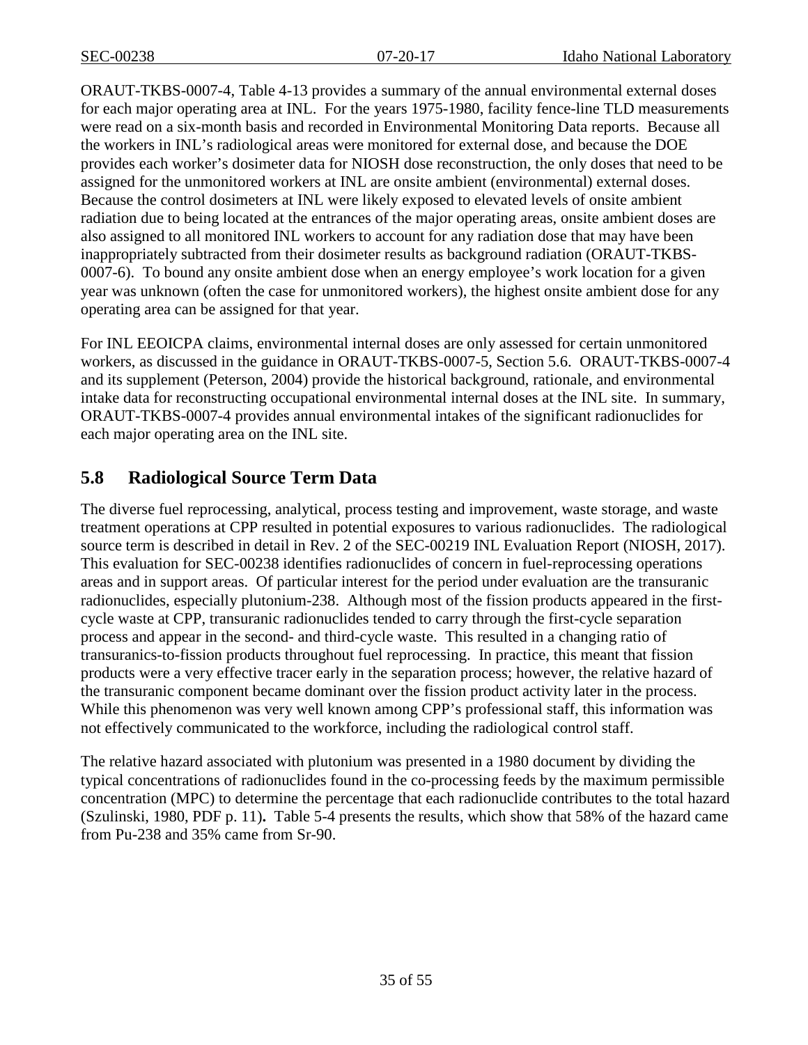ORAUT-TKBS-0007-4, Table 4-13 provides a summary of the annual environmental external doses for each major operating area at INL. For the years 1975-1980, facility fence-line TLD measurements were read on a six-month basis and recorded in Environmental Monitoring Data reports. Because all the workers in INL's radiological areas were monitored for external dose, and because the DOE provides each worker's dosimeter data for NIOSH dose reconstruction, the only doses that need to be assigned for the unmonitored workers at INL are onsite ambient (environmental) external doses. Because the control dosimeters at INL were likely exposed to elevated levels of onsite ambient radiation due to being located at the entrances of the major operating areas, onsite ambient doses are also assigned to all monitored INL workers to account for any radiation dose that may have been inappropriately subtracted from their dosimeter results as background radiation (ORAUT-TKBS-0007-6). To bound any onsite ambient dose when an energy employee's work location for a given year was unknown (often the case for unmonitored workers), the highest onsite ambient dose for any operating area can be assigned for that year.

For INL EEOICPA claims, environmental internal doses are only assessed for certain unmonitored workers, as discussed in the guidance in ORAUT-TKBS-0007-5, Section 5.6. ORAUT-TKBS-0007-4 and its supplement (Peterson, 2004) provide the historical background, rationale, and environmental intake data for reconstructing occupational environmental internal doses at the INL site. In summary, ORAUT-TKBS-0007-4 provides annual environmental intakes of the significant radionuclides for each major operating area on the INL site.

## 5.8 Radiological Source Term Data

The diverse fuel reprocessing, analytical, process testing and improvement, waste storage, and waste treatment operations at CPP resulted in potential exposures to various radionuclides. The radiological source term is described in detail in Rev. 2 of the SEC-00219 INL Evaluation Report (NIOSH, 2017). This evaluation for SEC-00238 identifies radionuclides of concern in fuel-reprocessing operations areas and in support areas. Of particular interest for the period under evaluation are the transuranic radionuclides, especially plutonium-238. Although most of the fission products appeared in the first-cycle waste at CPP, transuranic radionuclides tended to carry through the first-cycle separation process and appear in the second- and third-cycle waste. This resulted in a changing ratio of transuranics-to-fission products throughout fuel reprocessing. In practice, this meant that fission products were a very effective tracer early in the separation process; however, the relative hazard of the transuranic component became dominant over the fission product activity later in the process. While this phenomenon was very well known among CPP's professional staff, this information was not effectively communicated to the workforce, including the radiological control staff.

The relative hazard associated with plutonium was presented in a 1980 document by dividing the typical concentrations of radionuclides found in the co-processing feeds by the maximum permissible concentration (MPC) to determine the percentage that each radionuclide contributes to the total hazard (Szulinski, 1980, PDF p. 11)**.** Table 5-4 presents the results, which show that 58% of the hazard came from Pu-238 and 35% came from Sr-90.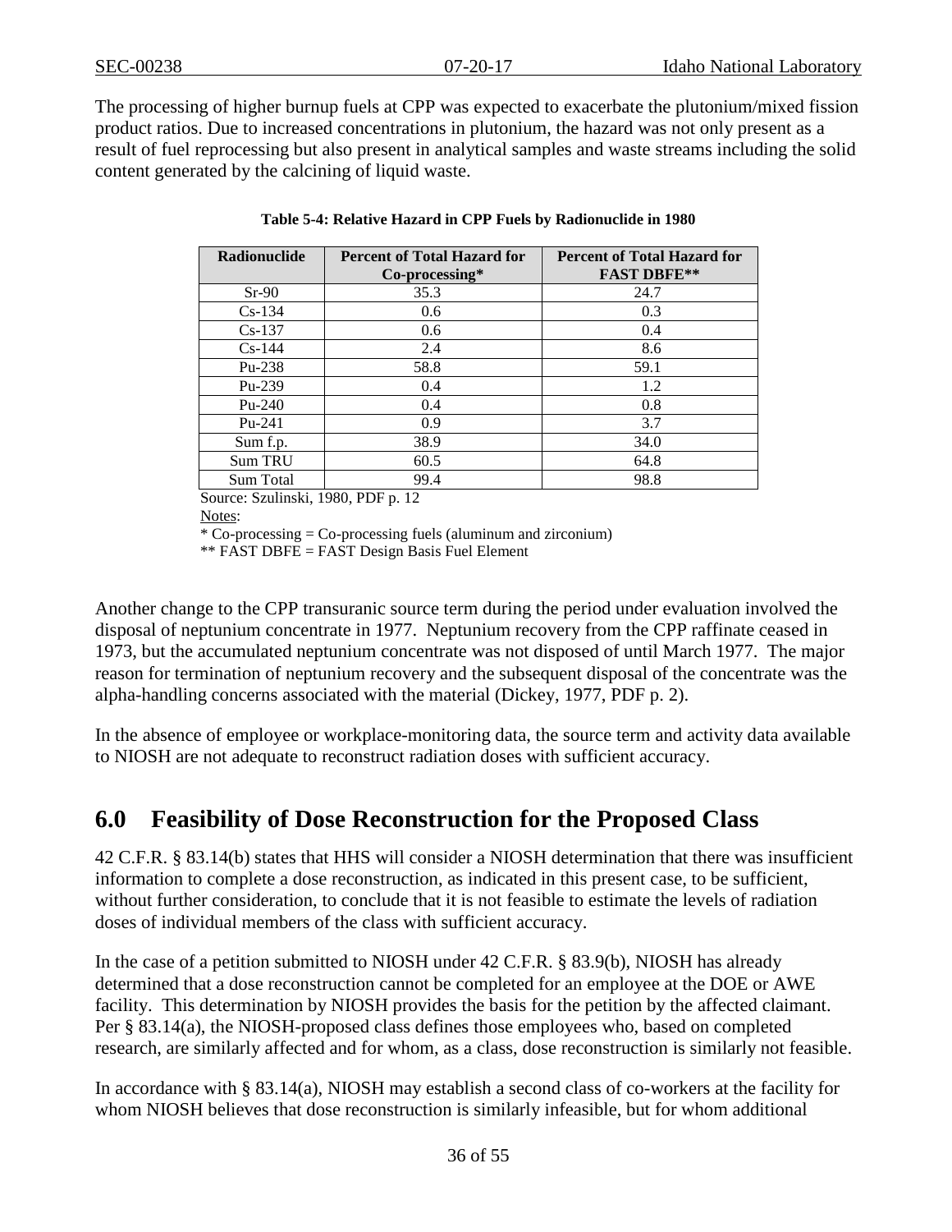The processing of higher burnup fuels at CPP was expected to exacerbate the plutonium/mixed fission product ratios. Due to increased concentrations in plutonium, the hazard was not only present as a result of fuel reprocessing but also present in analytical samples and waste streams including the solid content generated by the calcining of liquid waste.

**Table 5-4: Relative Hazard in CPP Fuels by Radionuclide in 1980**

| Radionuclide | Percent of Total Hazard for Co-processing* | Percent of Total Hazard for FAST DBFE** |
|---|---|---|
| Sr-90 | 35.3 | 24.7 |
| Cs-134 | 0.6 | 0.3 |
| Cs-137 | 0.6 | 0.4 |
| Cs-144 | 2.4 | 8.6 |
| Pu-238 | 58.8 | 59.1 |
| Pu-239 | 0.4 | 1.2 |
| Pu-240 | 0.4 | 0.8 |
| Pu-241 | 0.9 | 3.7 |
| Sum f.p. | 38.9 | 34.0 |
| Sum TRU | 60.5 | 64.8 |
| Sum Total | 99.4 | 98.8 |

Source: Szulinski, 1980, PDF p. 12

Notes:

* Co-processing = Co-processing fuels (aluminum and zirconium)

** FAST DBFE = FAST Design Basis Fuel Element

Another change to the CPP transuranic source term during the period under evaluation involved the disposal of neptunium concentrate in 1977. Neptunium recovery from the CPP raffinate ceased in 1973, but the accumulated neptunium concentrate was not disposed of until March 1977. The major reason for termination of neptunium recovery and the subsequent disposal of the concentrate was the alpha-handling concerns associated with the material (Dickey, 1977, PDF p. 2).

In the absence of employee or workplace-monitoring data, the source term and activity data available to NIOSH are not adequate to reconstruct radiation doses with sufficient accuracy.

# 6.0 Feasibility of Dose Reconstruction for the Proposed Class

42 C.F.R. § 83.14(b) states that HHS will consider a NIOSH determination that there was insufficient information to complete a dose reconstruction, as indicated in this present case, to be sufficient, without further consideration, to conclude that it is not feasible to estimate the levels of radiation doses of individual members of the class with sufficient accuracy.

In the case of a petition submitted to NIOSH under 42 C.F.R. § 83.9(b), NIOSH has already determined that a dose reconstruction cannot be completed for an employee at the DOE or AWE facility. This determination by NIOSH provides the basis for the petition by the affected claimant. Per § 83.14(a), the NIOSH-proposed class defines those employees who, based on completed research, are similarly affected and for whom, as a class, dose reconstruction is similarly not feasible.

In accordance with § 83.14(a), NIOSH may establish a second class of co-workers at the facility for whom NIOSH believes that dose reconstruction is similarly infeasible, but for whom additional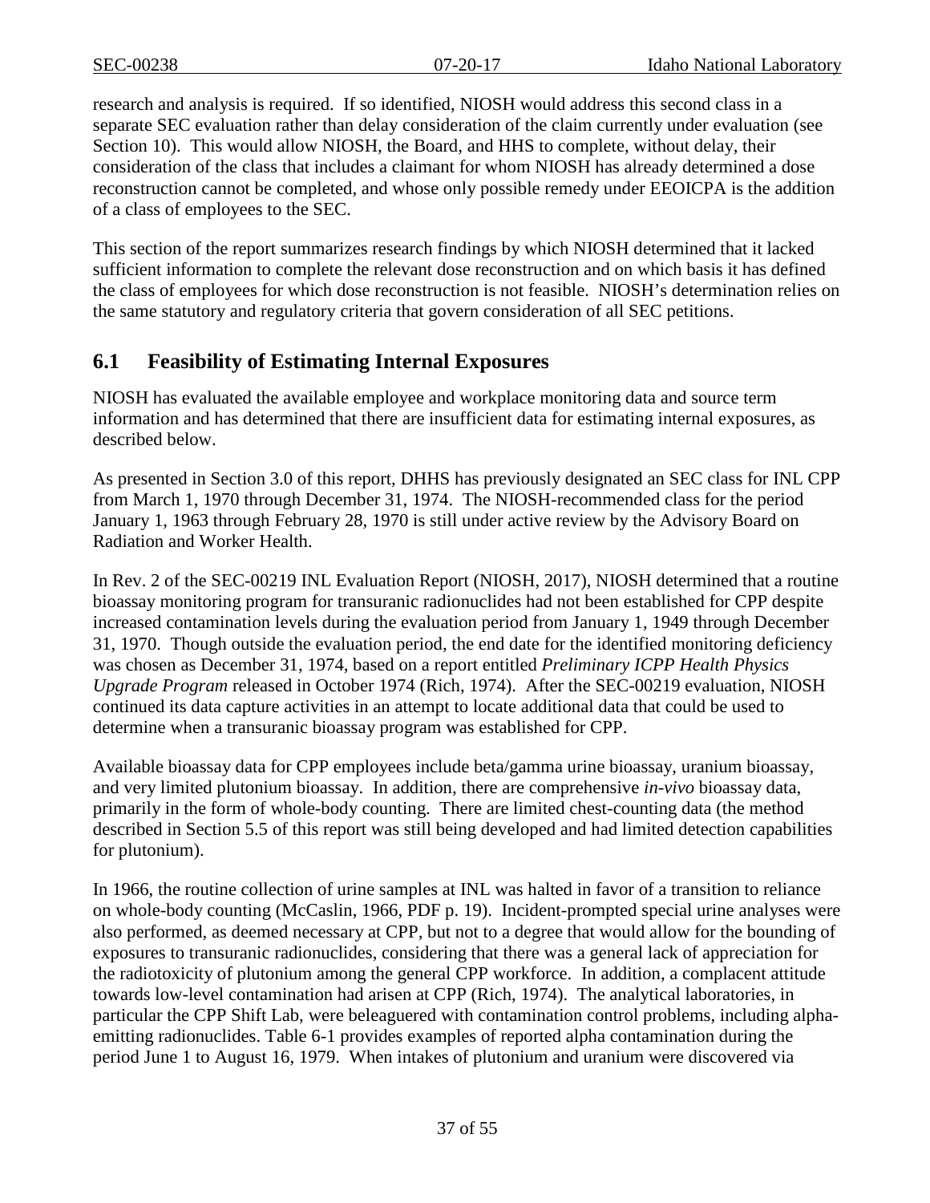research and analysis is required. If so identified, NIOSH would address this second class in a separate SEC evaluation rather than delay consideration of the claim currently under evaluation (see Section 10). This would allow NIOSH, the Board, and HHS to complete, without delay, their consideration of the class that includes a claimant for whom NIOSH has already determined a dose reconstruction cannot be completed, and whose only possible remedy under EEOICPA is the addition of a class of employees to the SEC.

This section of the report summarizes research findings by which NIOSH determined that it lacked sufficient information to complete the relevant dose reconstruction and on which basis it has defined the class of employees for which dose reconstruction is not feasible. NIOSH's determination relies on the same statutory and regulatory criteria that govern consideration of all SEC petitions.

## 6.1 Feasibility of Estimating Internal Exposures

NIOSH has evaluated the available employee and workplace monitoring data and source term information and has determined that there are insufficient data for estimating internal exposures, as described below.

As presented in Section 3.0 of this report, DHHS has previously designated an SEC class for INL CPP from March 1, 1970 through December 31, 1974. The NIOSH-recommended class for the period January 1, 1963 through February 28, 1970 is still under active review by the Advisory Board on Radiation and Worker Health.

In Rev. 2 of the SEC-00219 INL Evaluation Report (NIOSH, 2017), NIOSH determined that a routine bioassay monitoring program for transuranic radionuclides had not been established for CPP despite increased contamination levels during the evaluation period from January 1, 1949 through December 31, 1970. Though outside the evaluation period, the end date for the identified monitoring deficiency was chosen as December 31, 1974, based on a report entitled *Preliminary ICPP Health Physics Upgrade Program* released in October 1974 (Rich, 1974). After the SEC-00219 evaluation, NIOSH continued its data capture activities in an attempt to locate additional data that could be used to determine when a transuranic bioassay program was established for CPP.

Available bioassay data for CPP employees include beta/gamma urine bioassay, uranium bioassay, and very limited plutonium bioassay. In addition, there are comprehensive *in-vivo* bioassay data, primarily in the form of whole-body counting. There are limited chest-counting data (the method described in Section 5.5 of this report was still being developed and had limited detection capabilities for plutonium).

In 1966, the routine collection of urine samples at INL was halted in favor of a transition to reliance on whole-body counting (McCaslin, 1966, PDF p. 19). Incident-prompted special urine analyses were also performed, as deemed necessary at CPP, but not to a degree that would allow for the bounding of exposures to transuranic radionuclides, considering that there was a general lack of appreciation for the radiotoxicity of plutonium among the general CPP workforce. In addition, a complacent attitude towards low-level contamination had arisen at CPP (Rich, 1974). The analytical laboratories, in particular the CPP Shift Lab, were beleaguered with contamination control problems, including alpha-emitting radionuclides. Table 6-1 provides examples of reported alpha contamination during the period June 1 to August 16, 1979. When intakes of plutonium and uranium were discovered via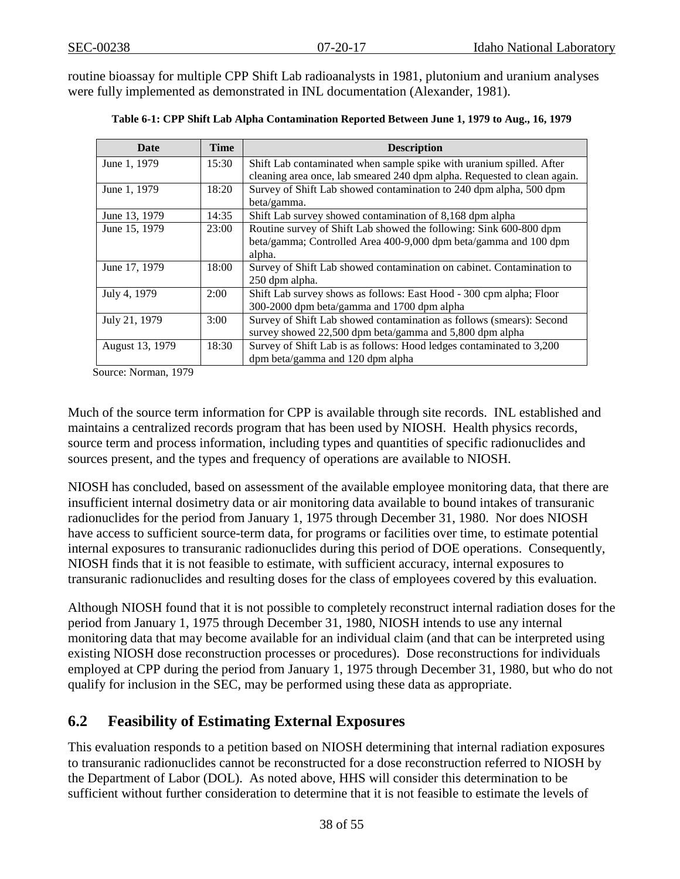routine bioassay for multiple CPP Shift Lab radioanalysts in 1981, plutonium and uranium analyses were fully implemented as demonstrated in INL documentation (Alexander, 1981).

**Table 6-1: CPP Shift Lab Alpha Contamination Reported Between June 1, 1979 to Aug., 16, 1979**

| Date | Time | Description |
|---|---|---|
| June 1, 1979 | 15:30 | Shift Lab contaminated when sample spike with uranium spilled. After cleaning area once, lab smeared 240 dpm alpha. Requested to clean again. |
| June 1, 1979 | 18:20 | Survey of Shift Lab showed contamination to 240 dpm alpha, 500 dpm beta/gamma. |
| June 13, 1979 | 14:35 | Shift Lab survey showed contamination of 8,168 dpm alpha |
| June 15, 1979 | 23:00 | Routine survey of Shift Lab showed the following: Sink 600-800 dpm beta/gamma; Controlled Area 400-9,000 dpm beta/gamma and 100 dpm alpha. |
| June 17, 1979 | 18:00 | Survey of Shift Lab showed contamination on cabinet. Contamination to 250 dpm alpha. |
| July 4, 1979 | 2:00 | Shift Lab survey shows as follows: East Hood - 300 cpm alpha; Floor 300-2000 dpm beta/gamma and 1700 dpm alpha |
| July 21, 1979 | 3:00 | Survey of Shift Lab showed contamination as follows (smears): Second survey showed 22,500 dpm beta/gamma and 5,800 dpm alpha |
| August 13, 1979 | 18:30 | Survey of Shift Lab is as follows: Hood ledges contaminated to 3,200 dpm beta/gamma and 120 dpm alpha |

Source: Norman, 1979

Much of the source term information for CPP is available through site records. INL established and maintains a centralized records program that has been used by NIOSH. Health physics records, source term and process information, including types and quantities of specific radionuclides and sources present, and the types and frequency of operations are available to NIOSH.

NIOSH has concluded, based on assessment of the available employee monitoring data, that there are insufficient internal dosimetry data or air monitoring data available to bound intakes of transuranic radionuclides for the period from January 1, 1975 through December 31, 1980. Nor does NIOSH have access to sufficient source-term data, for programs or facilities over time, to estimate potential internal exposures to transuranic radionuclides during this period of DOE operations. Consequently, NIOSH finds that it is not feasible to estimate, with sufficient accuracy, internal exposures to transuranic radionuclides and resulting doses for the class of employees covered by this evaluation.

Although NIOSH found that it is not possible to completely reconstruct internal radiation doses for the period from January 1, 1975 through December 31, 1980, NIOSH intends to use any internal monitoring data that may become available for an individual claim (and that can be interpreted using existing NIOSH dose reconstruction processes or procedures). Dose reconstructions for individuals employed at CPP during the period from January 1, 1975 through December 31, 1980, but who do not qualify for inclusion in the SEC, may be performed using these data as appropriate.

## 6.2 Feasibility of Estimating External Exposures

This evaluation responds to a petition based on NIOSH determining that internal radiation exposures to transuranic radionuclides cannot be reconstructed for a dose reconstruction referred to NIOSH by the Department of Labor (DOL). As noted above, HHS will consider this determination to be sufficient without further consideration to determine that it is not feasible to estimate the levels of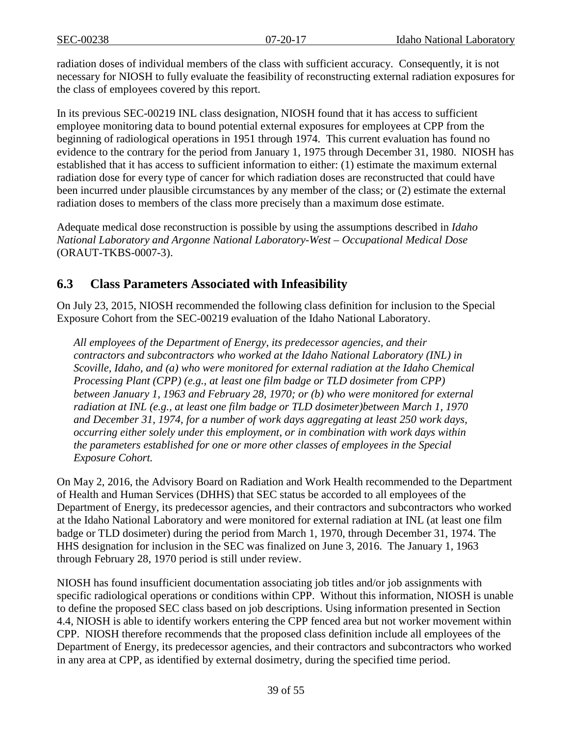radiation doses of individual members of the class with sufficient accuracy. Consequently, it is not necessary for NIOSH to fully evaluate the feasibility of reconstructing external radiation exposures for the class of employees covered by this report.

In its previous SEC-00219 INL class designation, NIOSH found that it has access to sufficient employee monitoring data to bound potential external exposures for employees at CPP from the beginning of radiological operations in 1951 through 1974. This current evaluation has found no evidence to the contrary for the period from January 1, 1975 through December 31, 1980. NIOSH has established that it has access to sufficient information to either: (1) estimate the maximum external radiation dose for every type of cancer for which radiation doses are reconstructed that could have been incurred under plausible circumstances by any member of the class; or (2) estimate the external radiation doses to members of the class more precisely than a maximum dose estimate.

Adequate medical dose reconstruction is possible by using the assumptions described in *Idaho National Laboratory and Argonne National Laboratory-West – Occupational Medical Dose* (ORAUT-TKBS-0007-3).

## 6.3 Class Parameters Associated with Infeasibility

On July 23, 2015, NIOSH recommended the following class definition for inclusion to the Special Exposure Cohort from the SEC-00219 evaluation of the Idaho National Laboratory.

> *All employees of the Department of Energy, its predecessor agencies, and their contractors and subcontractors who worked at the Idaho National Laboratory (INL) in Scoville, Idaho, and (a) who were monitored for external radiation at the Idaho Chemical Processing Plant (CPP) (e.g., at least one film badge or TLD dosimeter from CPP) between January 1, 1963 and February 28, 1970; or (b) who were monitored for external radiation at INL (e.g., at least one film badge or TLD dosimeter)between March 1, 1970 and December 31, 1974, for a number of work days aggregating at least 250 work days, occurring either solely under this employment, or in combination with work days within the parameters established for one or more other classes of employees in the Special Exposure Cohort.*

On May 2, 2016, the Advisory Board on Radiation and Work Health recommended to the Department of Health and Human Services (DHHS) that SEC status be accorded to all employees of the Department of Energy, its predecessor agencies, and their contractors and subcontractors who worked at the Idaho National Laboratory and were monitored for external radiation at INL (at least one film badge or TLD dosimeter) during the period from March 1, 1970, through December 31, 1974. The HHS designation for inclusion in the SEC was finalized on June 3, 2016. The January 1, 1963 through February 28, 1970 period is still under review.

NIOSH has found insufficient documentation associating job titles and/or job assignments with specific radiological operations or conditions within CPP. Without this information, NIOSH is unable to define the proposed SEC class based on job descriptions. Using information presented in Section 4.4, NIOSH is able to identify workers entering the CPP fenced area but not worker movement within CPP. NIOSH therefore recommends that the proposed class definition include all employees of the Department of Energy, its predecessor agencies, and their contractors and subcontractors who worked in any area at CPP, as identified by external dosimetry, during the specified time period.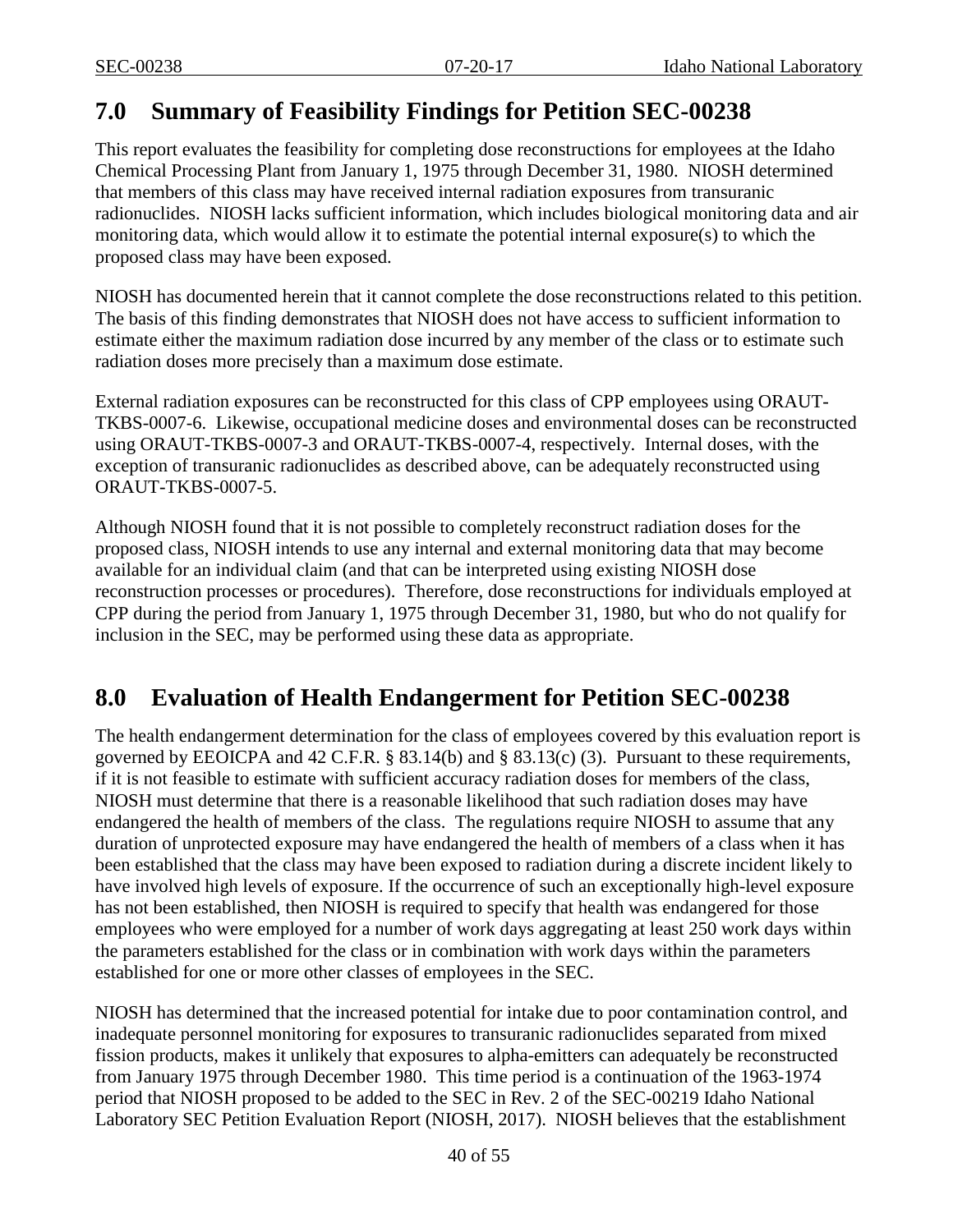## 7.0 Summary of Feasibility Findings for Petition SEC-00238

This report evaluates the feasibility for completing dose reconstructions for employees at the Idaho Chemical Processing Plant from January 1, 1975 through December 31, 1980. NIOSH determined that members of this class may have received internal radiation exposures from transuranic radionuclides. NIOSH lacks sufficient information, which includes biological monitoring data and air monitoring data, which would allow it to estimate the potential internal exposure(s) to which the proposed class may have been exposed.

NIOSH has documented herein that it cannot complete the dose reconstructions related to this petition. The basis of this finding demonstrates that NIOSH does not have access to sufficient information to estimate either the maximum radiation dose incurred by any member of the class or to estimate such radiation doses more precisely than a maximum dose estimate.

External radiation exposures can be reconstructed for this class of CPP employees using ORAUT-TKBS-0007-6. Likewise, occupational medicine doses and environmental doses can be reconstructed using ORAUT-TKBS-0007-3 and ORAUT-TKBS-0007-4, respectively. Internal doses, with the exception of transuranic radionuclides as described above, can be adequately reconstructed using ORAUT-TKBS-0007-5.

Although NIOSH found that it is not possible to completely reconstruct radiation doses for the proposed class, NIOSH intends to use any internal and external monitoring data that may become available for an individual claim (and that can be interpreted using existing NIOSH dose reconstruction processes or procedures). Therefore, dose reconstructions for individuals employed at CPP during the period from January 1, 1975 through December 31, 1980, but who do not qualify for inclusion in the SEC, may be performed using these data as appropriate.

## 8.0 Evaluation of Health Endangerment for Petition SEC-00238

The health endangerment determination for the class of employees covered by this evaluation report is governed by EEOICPA and 42 C.F.R. § 83.14(b) and § 83.13(c) (3). Pursuant to these requirements, if it is not feasible to estimate with sufficient accuracy radiation doses for members of the class, NIOSH must determine that there is a reasonable likelihood that such radiation doses may have endangered the health of members of the class. The regulations require NIOSH to assume that any duration of unprotected exposure may have endangered the health of members of a class when it has been established that the class may have been exposed to radiation during a discrete incident likely to have involved high levels of exposure. If the occurrence of such an exceptionally high-level exposure has not been established, then NIOSH is required to specify that health was endangered for those employees who were employed for a number of work days aggregating at least 250 work days within the parameters established for the class or in combination with work days within the parameters established for one or more other classes of employees in the SEC.

NIOSH has determined that the increased potential for intake due to poor contamination control, and inadequate personnel monitoring for exposures to transuranic radionuclides separated from mixed fission products, makes it unlikely that exposures to alpha-emitters can adequately be reconstructed from January 1975 through December 1980. This time period is a continuation of the 1963-1974 period that NIOSH proposed to be added to the SEC in Rev. 2 of the SEC-00219 Idaho National Laboratory SEC Petition Evaluation Report (NIOSH, 2017). NIOSH believes that the establishment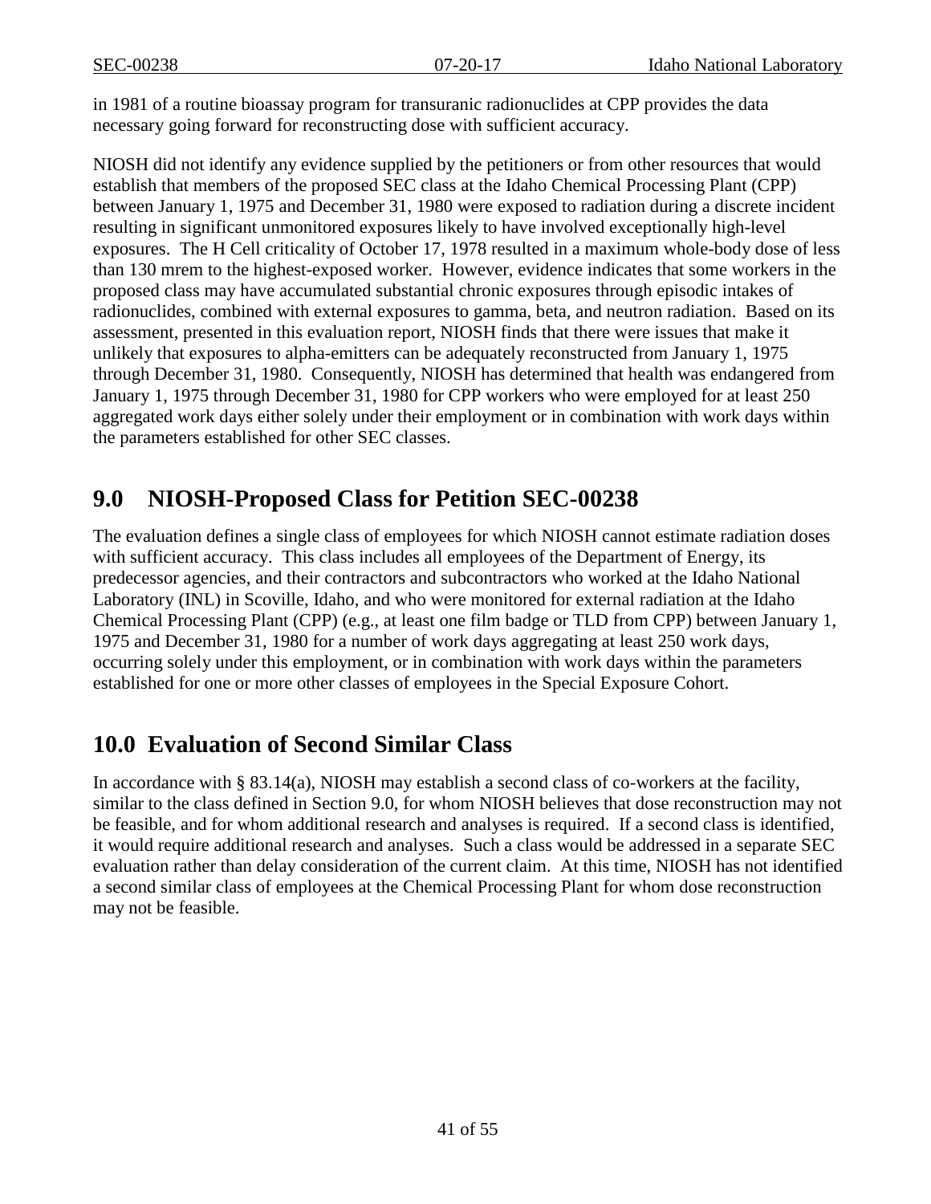in 1981 of a routine bioassay program for transuranic radionuclides at CPP provides the data necessary going forward for reconstructing dose with sufficient accuracy.

NIOSH did not identify any evidence supplied by the petitioners or from other resources that would establish that members of the proposed SEC class at the Idaho Chemical Processing Plant (CPP) between January 1, 1975 and December 31, 1980 were exposed to radiation during a discrete incident resulting in significant unmonitored exposures likely to have involved exceptionally high-level exposures. The H Cell criticality of October 17, 1978 resulted in a maximum whole-body dose of less than 130 mrem to the highest-exposed worker. However, evidence indicates that some workers in the proposed class may have accumulated substantial chronic exposures through episodic intakes of radionuclides, combined with external exposures to gamma, beta, and neutron radiation. Based on its assessment, presented in this evaluation report, NIOSH finds that there were issues that make it unlikely that exposures to alpha-emitters can be adequately reconstructed from January 1, 1975 through December 31, 1980. Consequently, NIOSH has determined that health was endangered from January 1, 1975 through December 31, 1980 for CPP workers who were employed for at least 250 aggregated work days either solely under their employment or in combination with work days within the parameters established for other SEC classes.

# 9.0 NIOSH-Proposed Class for Petition SEC-00238

The evaluation defines a single class of employees for which NIOSH cannot estimate radiation doses with sufficient accuracy. This class includes all employees of the Department of Energy, its predecessor agencies, and their contractors and subcontractors who worked at the Idaho National Laboratory (INL) in Scoville, Idaho, and who were monitored for external radiation at the Idaho Chemical Processing Plant (CPP) (e.g., at least one film badge or TLD from CPP) between January 1, 1975 and December 31, 1980 for a number of work days aggregating at least 250 work days, occurring solely under this employment, or in combination with work days within the parameters established for one or more other classes of employees in the Special Exposure Cohort.

# 10.0 Evaluation of Second Similar Class

In accordance with § 83.14(a), NIOSH may establish a second class of co-workers at the facility, similar to the class defined in Section 9.0, for whom NIOSH believes that dose reconstruction may not be feasible, and for whom additional research and analyses is required. If a second class is identified, it would require additional research and analyses. Such a class would be addressed in a separate SEC evaluation rather than delay consideration of the current claim. At this time, NIOSH has not identified a second similar class of employees at the Chemical Processing Plant for whom dose reconstruction may not be feasible.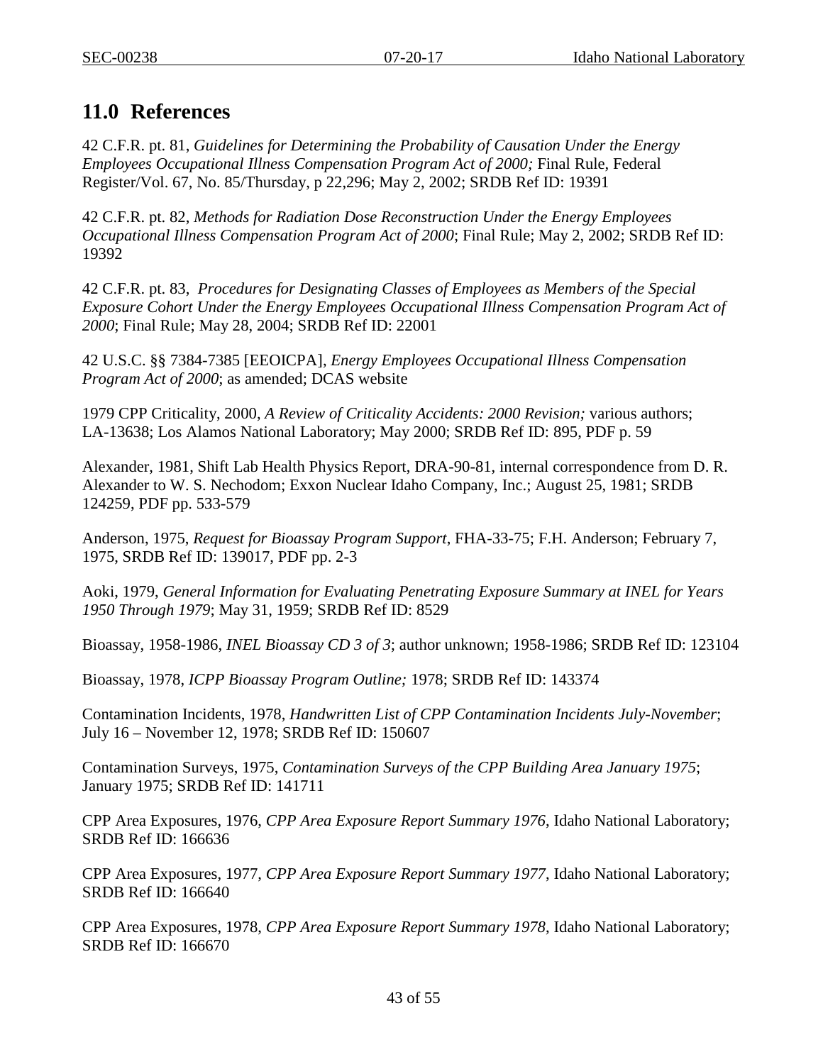## 11.0 References

42 C.F.R. pt. 81, *Guidelines for Determining the Probability of Causation Under the Energy Employees Occupational Illness Compensation Program Act of 2000;* Final Rule, Federal Register/Vol. 67, No. 85/Thursday, p 22,296; May 2, 2002; SRDB Ref ID: 19391

42 C.F.R. pt. 82, *Methods for Radiation Dose Reconstruction Under the Energy Employees Occupational Illness Compensation Program Act of 2000*; Final Rule; May 2, 2002; SRDB Ref ID: 19392

42 C.F.R. pt. 83, *Procedures for Designating Classes of Employees as Members of the Special Exposure Cohort Under the Energy Employees Occupational Illness Compensation Program Act of 2000*; Final Rule; May 28, 2004; SRDB Ref ID: 22001

42 U.S.C. §§ 7384-7385 [EEOICPA], *Energy Employees Occupational Illness Compensation Program Act of 2000*; as amended; DCAS website

1979 CPP Criticality, 2000, *A Review of Criticality Accidents: 2000 Revision;* various authors; LA-13638; Los Alamos National Laboratory; May 2000; SRDB Ref ID: 895, PDF p. 59

Alexander, 1981, Shift Lab Health Physics Report, DRA-90-81, internal correspondence from D. R. Alexander to W. S. Nechodom; Exxon Nuclear Idaho Company, Inc.; August 25, 1981; SRDB 124259, PDF pp. 533-579

Anderson, 1975, *Request for Bioassay Program Support*, FHA-33-75; F.H. Anderson; February 7, 1975, SRDB Ref ID: 139017, PDF pp. 2-3

Aoki, 1979, *General Information for Evaluating Penetrating Exposure Summary at INEL for Years 1950 Through 1979*; May 31, 1959; SRDB Ref ID: 8529

Bioassay, 1958-1986, *INEL Bioassay CD 3 of 3*; author unknown; 1958-1986; SRDB Ref ID: 123104

Bioassay, 1978, *ICPP Bioassay Program Outline;* 1978; SRDB Ref ID: 143374

Contamination Incidents, 1978, *Handwritten List of CPP Contamination Incidents July-November*; July 16 – November 12, 1978; SRDB Ref ID: 150607

Contamination Surveys, 1975, *Contamination Surveys of the CPP Building Area January 1975*; January 1975; SRDB Ref ID: 141711

CPP Area Exposures, 1976, *CPP Area Exposure Report Summary 1976*, Idaho National Laboratory; SRDB Ref ID: 166636

CPP Area Exposures, 1977, *CPP Area Exposure Report Summary 1977*, Idaho National Laboratory; SRDB Ref ID: 166640

CPP Area Exposures, 1978, *CPP Area Exposure Report Summary 1978*, Idaho National Laboratory; SRDB Ref ID: 166670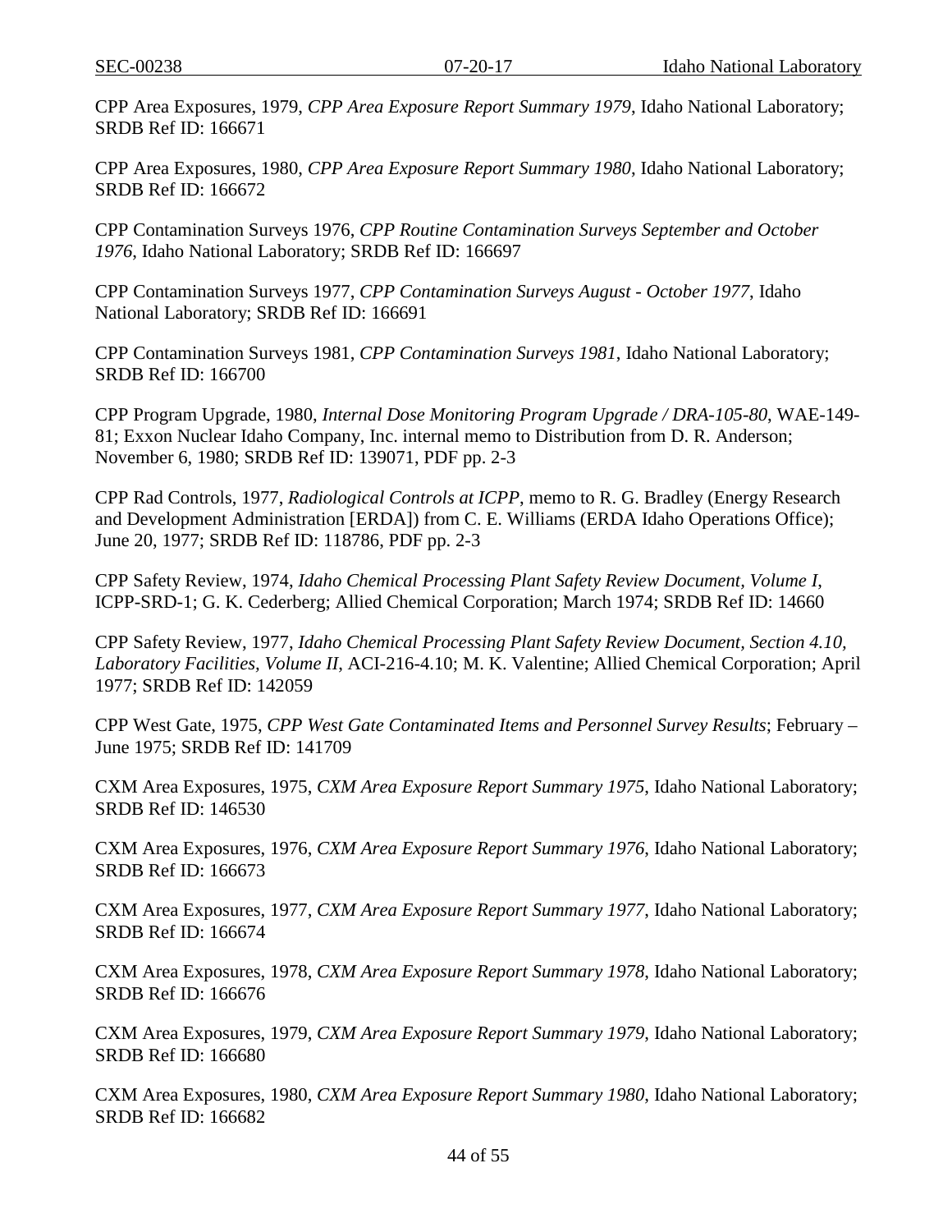CPP Area Exposures, 1979, *CPP Area Exposure Report Summary 1979*, Idaho National Laboratory; SRDB Ref ID: 166671

CPP Area Exposures, 1980, *CPP Area Exposure Report Summary 1980*, Idaho National Laboratory; SRDB Ref ID: 166672

CPP Contamination Surveys 1976, *CPP Routine Contamination Surveys September and October 1976*, Idaho National Laboratory; SRDB Ref ID: 166697

CPP Contamination Surveys 1977, *CPP Contamination Surveys August - October 1977*, Idaho National Laboratory; SRDB Ref ID: 166691

CPP Contamination Surveys 1981, *CPP Contamination Surveys 1981*, Idaho National Laboratory; SRDB Ref ID: 166700

CPP Program Upgrade, 1980, *Internal Dose Monitoring Program Upgrade / DRA-105-80*, WAE-149-81; Exxon Nuclear Idaho Company, Inc. internal memo to Distribution from D. R. Anderson; November 6, 1980; SRDB Ref ID: 139071, PDF pp. 2-3

CPP Rad Controls, 1977, *Radiological Controls at ICPP*, memo to R. G. Bradley (Energy Research and Development Administration [ERDA]) from C. E. Williams (ERDA Idaho Operations Office); June 20, 1977; SRDB Ref ID: 118786, PDF pp. 2-3

CPP Safety Review, 1974, *Idaho Chemical Processing Plant Safety Review Document, Volume I*, ICPP-SRD-1; G. K. Cederberg; Allied Chemical Corporation; March 1974; SRDB Ref ID: 14660

CPP Safety Review, 1977, *Idaho Chemical Processing Plant Safety Review Document, Section 4.10, Laboratory Facilities, Volume II*, ACI-216-4.10; M. K. Valentine; Allied Chemical Corporation; April 1977; SRDB Ref ID: 142059

CPP West Gate, 1975, *CPP West Gate Contaminated Items and Personnel Survey Results*; February – June 1975; SRDB Ref ID: 141709

CXM Area Exposures, 1975, *CXM Area Exposure Report Summary 1975*, Idaho National Laboratory; SRDB Ref ID: 146530

CXM Area Exposures, 1976, *CXM Area Exposure Report Summary 1976*, Idaho National Laboratory; SRDB Ref ID: 166673

CXM Area Exposures, 1977, *CXM Area Exposure Report Summary 1977*, Idaho National Laboratory; SRDB Ref ID: 166674

CXM Area Exposures, 1978, *CXM Area Exposure Report Summary 1978*, Idaho National Laboratory; SRDB Ref ID: 166676

CXM Area Exposures, 1979, *CXM Area Exposure Report Summary 1979*, Idaho National Laboratory; SRDB Ref ID: 166680

CXM Area Exposures, 1980, *CXM Area Exposure Report Summary 1980*, Idaho National Laboratory; SRDB Ref ID: 166682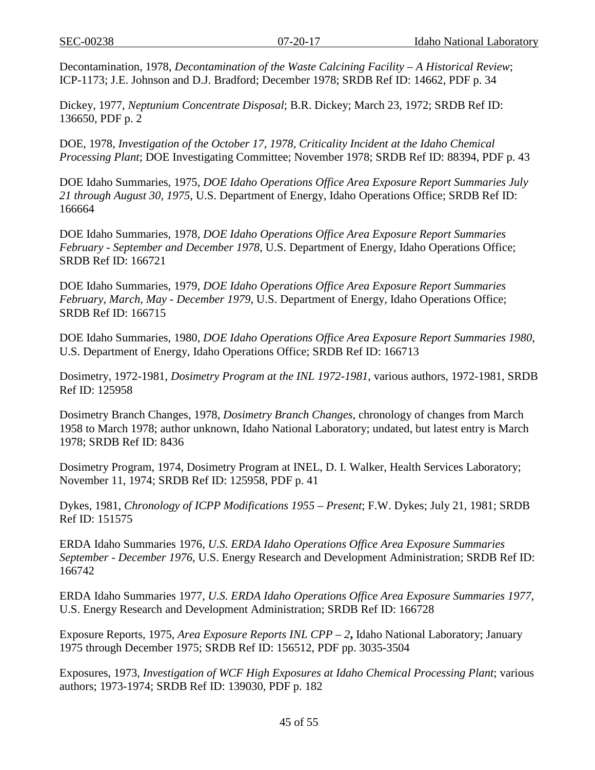Decontamination, 1978, *Decontamination of the Waste Calcining Facility – A Historical Review*; ICP-1173; J.E. Johnson and D.J. Bradford; December 1978; SRDB Ref ID: 14662, PDF p. 34

Dickey, 1977, *Neptunium Concentrate Disposal*; B.R. Dickey; March 23, 1972; SRDB Ref ID: 136650, PDF p. 2

DOE, 1978, *Investigation of the October 17, 1978, Criticality Incident at the Idaho Chemical Processing Plant*; DOE Investigating Committee; November 1978; SRDB Ref ID: 88394, PDF p. 43

DOE Idaho Summaries, 1975, *DOE Idaho Operations Office Area Exposure Report Summaries July 21 through August 30, 1975*, U.S. Department of Energy, Idaho Operations Office; SRDB Ref ID: 166664

DOE Idaho Summaries, 1978, *DOE Idaho Operations Office Area Exposure Report Summaries February - September and December 1978*, U.S. Department of Energy, Idaho Operations Office; SRDB Ref ID: 166721

DOE Idaho Summaries, 1979, *DOE Idaho Operations Office Area Exposure Report Summaries February, March, May - December 1979*, U.S. Department of Energy, Idaho Operations Office; SRDB Ref ID: 166715

DOE Idaho Summaries, 1980, *DOE Idaho Operations Office Area Exposure Report Summaries 1980*, U.S. Department of Energy, Idaho Operations Office; SRDB Ref ID: 166713

Dosimetry, 1972-1981, *Dosimetry Program at the INL 1972-1981*, various authors, 1972-1981, SRDB Ref ID: 125958

Dosimetry Branch Changes, 1978, *Dosimetry Branch Changes*, chronology of changes from March 1958 to March 1978; author unknown, Idaho National Laboratory; undated, but latest entry is March 1978; SRDB Ref ID: 8436

Dosimetry Program, 1974, Dosimetry Program at INEL, D. I. Walker, Health Services Laboratory; November 11, 1974; SRDB Ref ID: 125958, PDF p. 41

Dykes, 1981, *Chronology of ICPP Modifications 1955 – Present*; F.W. Dykes; July 21, 1981; SRDB Ref ID: 151575

ERDA Idaho Summaries 1976, *U.S. ERDA Idaho Operations Office Area Exposure Summaries September - December 1976*, U.S. Energy Research and Development Administration; SRDB Ref ID: 166742

ERDA Idaho Summaries 1977, *U.S. ERDA Idaho Operations Office Area Exposure Summaries 1977*, U.S. Energy Research and Development Administration; SRDB Ref ID: 166728

Exposure Reports, 1975, *Area Exposure Reports INL CPP – 2***,** Idaho National Laboratory; January 1975 through December 1975; SRDB Ref ID: 156512, PDF pp. 3035-3504

Exposures, 1973, *Investigation of WCF High Exposures at Idaho Chemical Processing Plant*; various authors; 1973-1974; SRDB Ref ID: 139030, PDF p. 182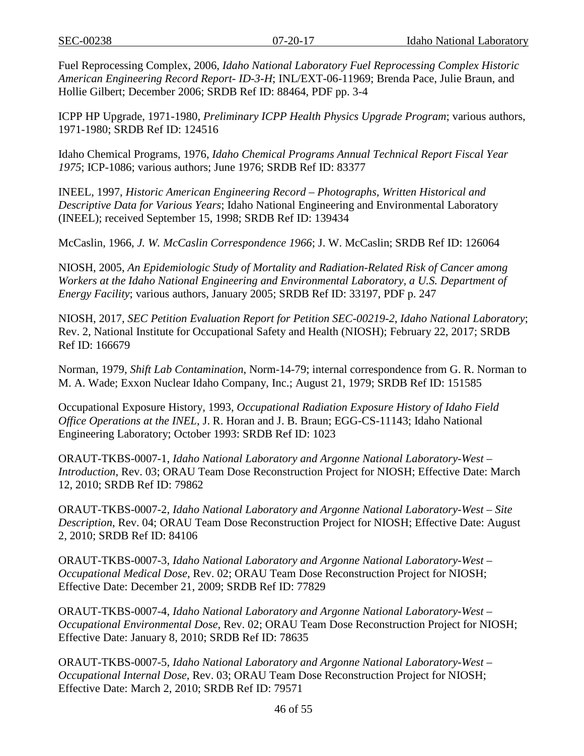Fuel Reprocessing Complex, 2006, *Idaho National Laboratory Fuel Reprocessing Complex Historic American Engineering Record Report- ID-3-H*; INL/EXT-06-11969; Brenda Pace, Julie Braun, and Hollie Gilbert; December 2006; SRDB Ref ID: 88464, PDF pp. 3-4

ICPP HP Upgrade, 1971-1980, *Preliminary ICPP Health Physics Upgrade Program*; various authors, 1971-1980; SRDB Ref ID: 124516

Idaho Chemical Programs, 1976, *Idaho Chemical Programs Annual Technical Report Fiscal Year 1975*; ICP-1086; various authors; June 1976; SRDB Ref ID: 83377

INEEL, 1997, *Historic American Engineering Record – Photographs, Written Historical and Descriptive Data for Various Years*; Idaho National Engineering and Environmental Laboratory (INEEL); received September 15, 1998; SRDB Ref ID: 139434

McCaslin, 1966, *J. W. McCaslin Correspondence 1966*; J. W. McCaslin; SRDB Ref ID: 126064

NIOSH, 2005, *An Epidemiologic Study of Mortality and Radiation-Related Risk of Cancer among Workers at the Idaho National Engineering and Environmental Laboratory, a U.S. Department of Energy Facility*; various authors, January 2005; SRDB Ref ID: 33197, PDF p. 247

NIOSH, 2017, *SEC Petition Evaluation Report for Petition SEC-00219-2, Idaho National Laboratory*; Rev. 2, National Institute for Occupational Safety and Health (NIOSH); February 22, 2017; SRDB Ref ID: 166679

Norman, 1979, *Shift Lab Contamination*, Norm-14-79; internal correspondence from G. R. Norman to M. A. Wade; Exxon Nuclear Idaho Company, Inc.; August 21, 1979; SRDB Ref ID: 151585

Occupational Exposure History, 1993, *Occupational Radiation Exposure History of Idaho Field Office Operations at the INEL*, J. R. Horan and J. B. Braun; EGG-CS-11143; Idaho National Engineering Laboratory; October 1993: SRDB Ref ID: 1023

ORAUT-TKBS-0007-1, *Idaho National Laboratory and Argonne National Laboratory-West – Introduction*, Rev. 03; ORAU Team Dose Reconstruction Project for NIOSH; Effective Date: March 12, 2010; SRDB Ref ID: 79862

ORAUT-TKBS-0007-2, *Idaho National Laboratory and Argonne National Laboratory-West – Site Description*, Rev. 04; ORAU Team Dose Reconstruction Project for NIOSH; Effective Date: August 2, 2010; SRDB Ref ID: 84106

ORAUT-TKBS-0007-3, *Idaho National Laboratory and Argonne National Laboratory-West – Occupational Medical Dose*, Rev. 02; ORAU Team Dose Reconstruction Project for NIOSH; Effective Date: December 21, 2009; SRDB Ref ID: 77829

ORAUT-TKBS-0007-4, *Idaho National Laboratory and Argonne National Laboratory-West – Occupational Environmental Dose*, Rev. 02; ORAU Team Dose Reconstruction Project for NIOSH; Effective Date: January 8, 2010; SRDB Ref ID: 78635

ORAUT-TKBS-0007-5, *Idaho National Laboratory and Argonne National Laboratory-West – Occupational Internal Dose*, Rev. 03; ORAU Team Dose Reconstruction Project for NIOSH; Effective Date: March 2, 2010; SRDB Ref ID: 79571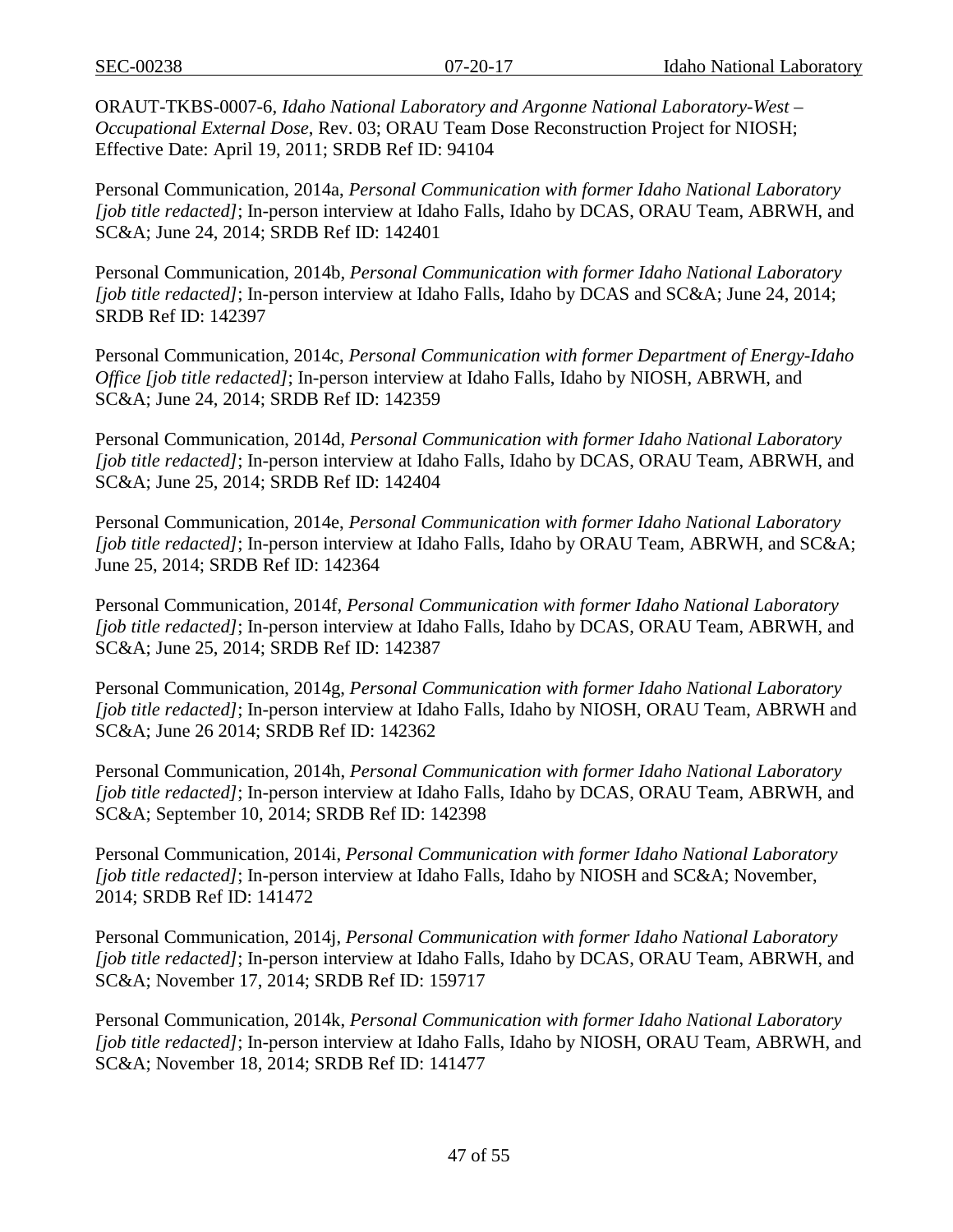ORAUT-TKBS-0007-6, *Idaho National Laboratory and Argonne National Laboratory-West – Occupational External Dose*, Rev. 03; ORAU Team Dose Reconstruction Project for NIOSH; Effective Date: April 19, 2011; SRDB Ref ID: 94104

Personal Communication, 2014a, *Personal Communication with former Idaho National Laboratory [job title redacted]*; In-person interview at Idaho Falls, Idaho by DCAS, ORAU Team, ABRWH, and SC&A; June 24, 2014; SRDB Ref ID: 142401

Personal Communication, 2014b, *Personal Communication with former Idaho National Laboratory [job title redacted]*; In-person interview at Idaho Falls, Idaho by DCAS and SC&A; June 24, 2014; SRDB Ref ID: 142397

Personal Communication, 2014c, *Personal Communication with former Department of Energy-Idaho Office [job title redacted]*; In-person interview at Idaho Falls, Idaho by NIOSH, ABRWH, and SC&A; June 24, 2014; SRDB Ref ID: 142359

Personal Communication, 2014d, *Personal Communication with former Idaho National Laboratory [job title redacted]*; In-person interview at Idaho Falls, Idaho by DCAS, ORAU Team, ABRWH, and SC&A; June 25, 2014; SRDB Ref ID: 142404

Personal Communication, 2014e, *Personal Communication with former Idaho National Laboratory [job title redacted]*; In-person interview at Idaho Falls, Idaho by ORAU Team, ABRWH, and SC&A; June 25, 2014; SRDB Ref ID: 142364

Personal Communication, 2014f, *Personal Communication with former Idaho National Laboratory [job title redacted]*; In-person interview at Idaho Falls, Idaho by DCAS, ORAU Team, ABRWH, and SC&A; June 25, 2014; SRDB Ref ID: 142387

Personal Communication, 2014g, *Personal Communication with former Idaho National Laboratory [job title redacted]*; In-person interview at Idaho Falls, Idaho by NIOSH, ORAU Team, ABRWH and SC&A; June 26 2014; SRDB Ref ID: 142362

Personal Communication, 2014h, *Personal Communication with former Idaho National Laboratory [job title redacted]*; In-person interview at Idaho Falls, Idaho by DCAS, ORAU Team, ABRWH, and SC&A; September 10, 2014; SRDB Ref ID: 142398

Personal Communication, 2014i, *Personal Communication with former Idaho National Laboratory [job title redacted]*; In-person interview at Idaho Falls, Idaho by NIOSH and SC&A; November, 2014; SRDB Ref ID: 141472

Personal Communication, 2014j, *Personal Communication with former Idaho National Laboratory [job title redacted]*; In-person interview at Idaho Falls, Idaho by DCAS, ORAU Team, ABRWH, and SC&A; November 17, 2014; SRDB Ref ID: 159717

Personal Communication, 2014k, *Personal Communication with former Idaho National Laboratory [job title redacted]*; In-person interview at Idaho Falls, Idaho by NIOSH, ORAU Team, ABRWH, and SC&A; November 18, 2014; SRDB Ref ID: 141477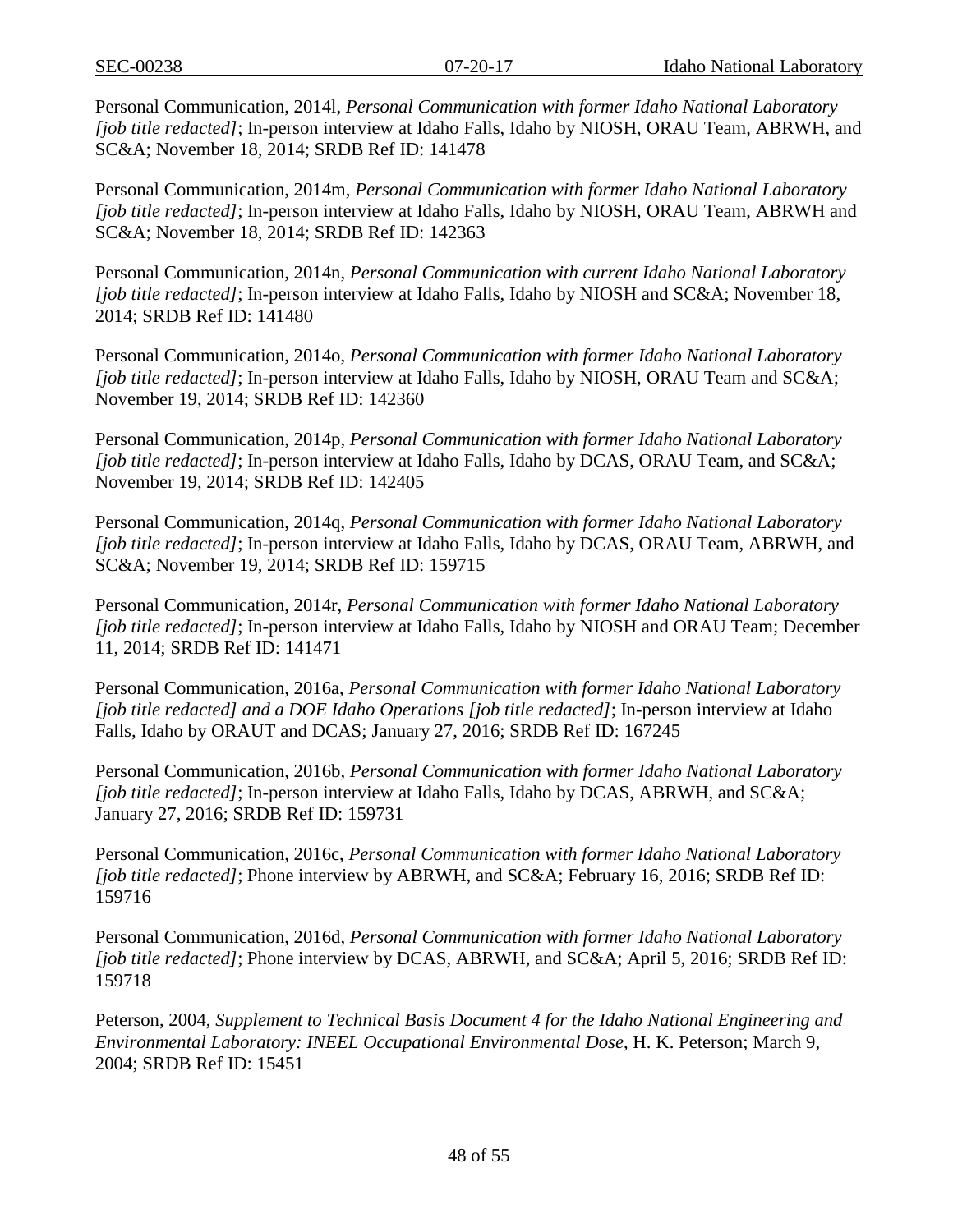Personal Communication, 2014l, *Personal Communication with former Idaho National Laboratory [job title redacted]*; In-person interview at Idaho Falls, Idaho by NIOSH, ORAU Team, ABRWH, and SC&A; November 18, 2014; SRDB Ref ID: 141478

Personal Communication, 2014m, *Personal Communication with former Idaho National Laboratory [job title redacted]*; In-person interview at Idaho Falls, Idaho by NIOSH, ORAU Team, ABRWH and SC&A; November 18, 2014; SRDB Ref ID: 142363

Personal Communication, 2014n, *Personal Communication with current Idaho National Laboratory [job title redacted]*; In-person interview at Idaho Falls, Idaho by NIOSH and SC&A; November 18, 2014; SRDB Ref ID: 141480

Personal Communication, 2014o, *Personal Communication with former Idaho National Laboratory [job title redacted]*; In-person interview at Idaho Falls, Idaho by NIOSH, ORAU Team and SC&A; November 19, 2014; SRDB Ref ID: 142360

Personal Communication, 2014p, *Personal Communication with former Idaho National Laboratory [job title redacted]*; In-person interview at Idaho Falls, Idaho by DCAS, ORAU Team, and SC&A; November 19, 2014; SRDB Ref ID: 142405

Personal Communication, 2014q, *Personal Communication with former Idaho National Laboratory [job title redacted]*; In-person interview at Idaho Falls, Idaho by DCAS, ORAU Team, ABRWH, and SC&A; November 19, 2014; SRDB Ref ID: 159715

Personal Communication, 2014r, *Personal Communication with former Idaho National Laboratory [job title redacted]*; In-person interview at Idaho Falls, Idaho by NIOSH and ORAU Team; December 11, 2014; SRDB Ref ID: 141471

Personal Communication, 2016a, *Personal Communication with former Idaho National Laboratory [job title redacted] and a DOE Idaho Operations [job title redacted]*; In-person interview at Idaho Falls, Idaho by ORAUT and DCAS; January 27, 2016; SRDB Ref ID: 167245

Personal Communication, 2016b, *Personal Communication with former Idaho National Laboratory [job title redacted]*; In-person interview at Idaho Falls, Idaho by DCAS, ABRWH, and SC&A; January 27, 2016; SRDB Ref ID: 159731

Personal Communication, 2016c, *Personal Communication with former Idaho National Laboratory [job title redacted]*; Phone interview by ABRWH, and SC&A; February 16, 2016; SRDB Ref ID: 159716

Personal Communication, 2016d, *Personal Communication with former Idaho National Laboratory [job title redacted]*; Phone interview by DCAS, ABRWH, and SC&A; April 5, 2016; SRDB Ref ID: 159718

Peterson, 2004, *Supplement to Technical Basis Document 4 for the Idaho National Engineering and Environmental Laboratory: INEEL Occupational Environmental Dose*, H. K. Peterson; March 9, 2004; SRDB Ref ID: 15451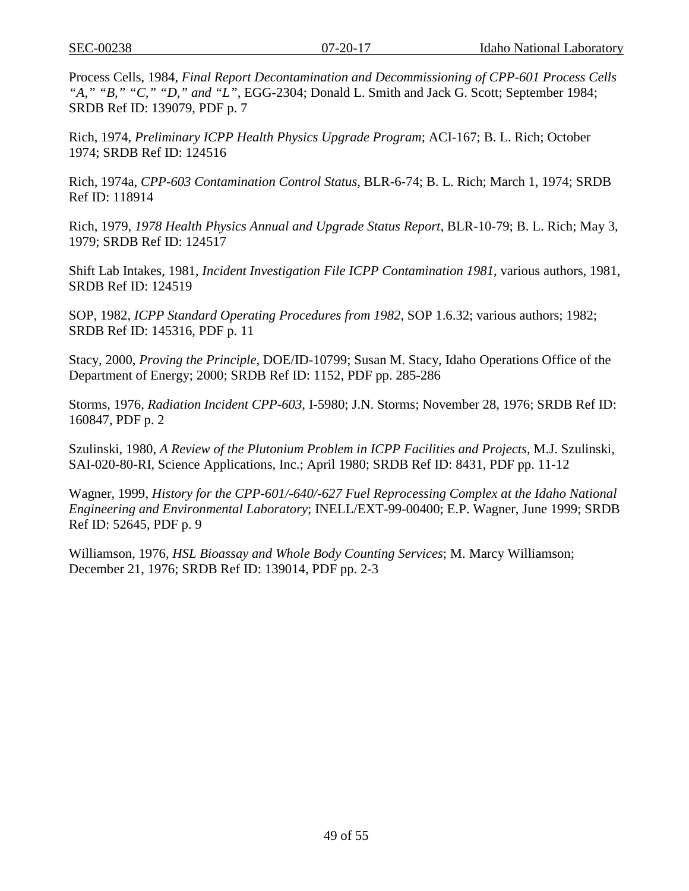Process Cells, 1984, *Final Report Decontamination and Decommissioning of CPP-601 Process Cells "A," "B," "C," "D," and "L"*, EGG-2304; Donald L. Smith and Jack G. Scott; September 1984; SRDB Ref ID: 139079, PDF p. 7

Rich, 1974, *Preliminary ICPP Health Physics Upgrade Program*; ACI-167; B. L. Rich; October 1974; SRDB Ref ID: 124516

Rich, 1974a, *CPP-603 Contamination Control Status*, BLR-6-74; B. L. Rich; March 1, 1974; SRDB Ref ID: 118914

Rich, 1979, *1978 Health Physics Annual and Upgrade Status Report*, BLR-10-79; B. L. Rich; May 3, 1979; SRDB Ref ID: 124517

Shift Lab Intakes, 1981, *Incident Investigation File ICPP Contamination 1981*, various authors, 1981, SRDB Ref ID: 124519

SOP, 1982, *ICPP Standard Operating Procedures from 1982*, SOP 1.6.32; various authors; 1982; SRDB Ref ID: 145316, PDF p. 11

Stacy, 2000, *Proving the Principle*, DOE/ID-10799; Susan M. Stacy, Idaho Operations Office of the Department of Energy; 2000; SRDB Ref ID: 1152, PDF pp. 285-286

Storms, 1976, *Radiation Incident CPP-603*, I-5980; J.N. Storms; November 28, 1976; SRDB Ref ID: 160847, PDF p. 2

Szulinski, 1980, *A Review of the Plutonium Problem in ICPP Facilities and Projects*, M.J. Szulinski, SAI-020-80-RI, Science Applications, Inc.; April 1980; SRDB Ref ID: 8431, PDF pp. 11-12

Wagner, 1999, *History for the CPP-601/-640/-627 Fuel Reprocessing Complex at the Idaho National Engineering and Environmental Laboratory*; INELL/EXT-99-00400; E.P. Wagner, June 1999; SRDB Ref ID: 52645, PDF p. 9

Williamson, 1976, *HSL Bioassay and Whole Body Counting Services*; M. Marcy Williamson; December 21, 1976; SRDB Ref ID: 139014, PDF pp. 2-3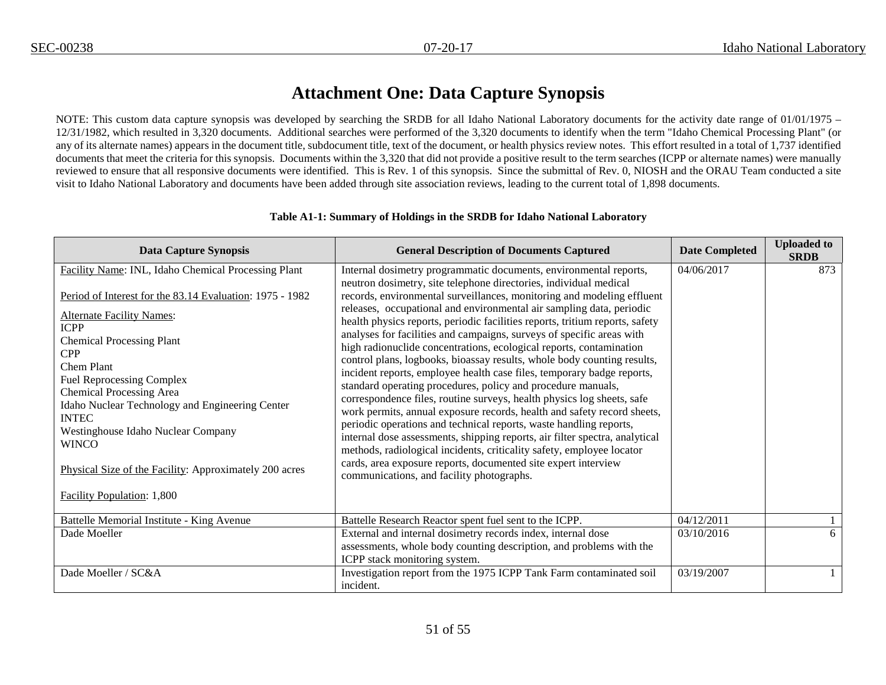# Attachment One: Data Capture Synopsis

NOTE: This custom data capture synopsis was developed by searching the SRDB for all Idaho National Laboratory documents for the activity date range of 01/01/1975 – 12/31/1982, which resulted in 3,320 documents. Additional searches were performed of the 3,320 documents to identify when the term "Idaho Chemical Processing Plant" (or any of its alternate names) appears in the document title, subdocument title, text of the document, or health physics review notes. This effort resulted in a total of 1,737 identified documents that meet the criteria for this synopsis. Documents within the 3,320 that did not provide a positive result to the term searches (ICPP or alternate names) were manually reviewed to ensure that all responsive documents were identified. This is Rev. 1 of this synopsis. Since the submittal of Rev. 0, NIOSH and the ORAU Team conducted a site visit to Idaho National Laboratory and documents have been added through site association reviews, leading to the current total of 1,898 documents.

**Table A1-1: Summary of Holdings in the SRDB for Idaho National Laboratory**

| Data Capture Synopsis | General Description of Documents Captured | Date Completed | Uploaded to SRDB |
|---|---|---|---|
| Facility Name: INL, Idaho Chemical Processing Plant<br><br>Period of Interest for the 83.14 Evaluation: 1975 - 1982<br><br>Alternate Facility Names:<br>ICPP<br>Chemical Processing Plant<br>CPP<br>Chem Plant<br>Fuel Reprocessing Complex<br>Chemical Processing Area<br>Idaho Nuclear Technology and Engineering Center<br>INTEC<br>Westinghouse Idaho Nuclear Company<br>WINCO<br><br>Physical Size of the Facility: Approximately 200 acres<br><br>Facility Population: 1,800 | Internal dosimetry programmatic documents, environmental reports, neutron dosimetry, site telephone directories, individual medical records, environmental surveillances, monitoring and modeling effluent releases, occupational and environmental air sampling data, periodic health physics reports, periodic facilities reports, tritium reports, safety analyses for facilities and campaigns, surveys of specific areas with high radionuclide concentrations, ecological reports, contamination control plans, logbooks, bioassay results, whole body counting results, incident reports, employee health case files, temporary badge reports, standard operating procedures, policy and procedure manuals, correspondence files, routine surveys, health physics log sheets, safe work permits, annual exposure records, health and safety record sheets, periodic operations and technical reports, waste handling reports, internal dose assessments, shipping reports, air filter spectra, analytical methods, radiological incidents, criticality safety, employee locator cards, area exposure reports, documented site expert interview communications, and facility photographs. | 04/06/2017 | 873 |
| Battelle Memorial Institute - King Avenue | Battelle Research Reactor spent fuel sent to the ICPP. | 04/12/2011 | 1 |
| Dade Moeller | External and internal dosimetry records index, internal dose assessments, whole body counting description, and problems with the ICPP stack monitoring system. | 03/10/2016 | 6 |
| Dade Moeller / SC&A | Investigation report from the 1975 ICPP Tank Farm contaminated soil incident. | 03/19/2007 | 1 |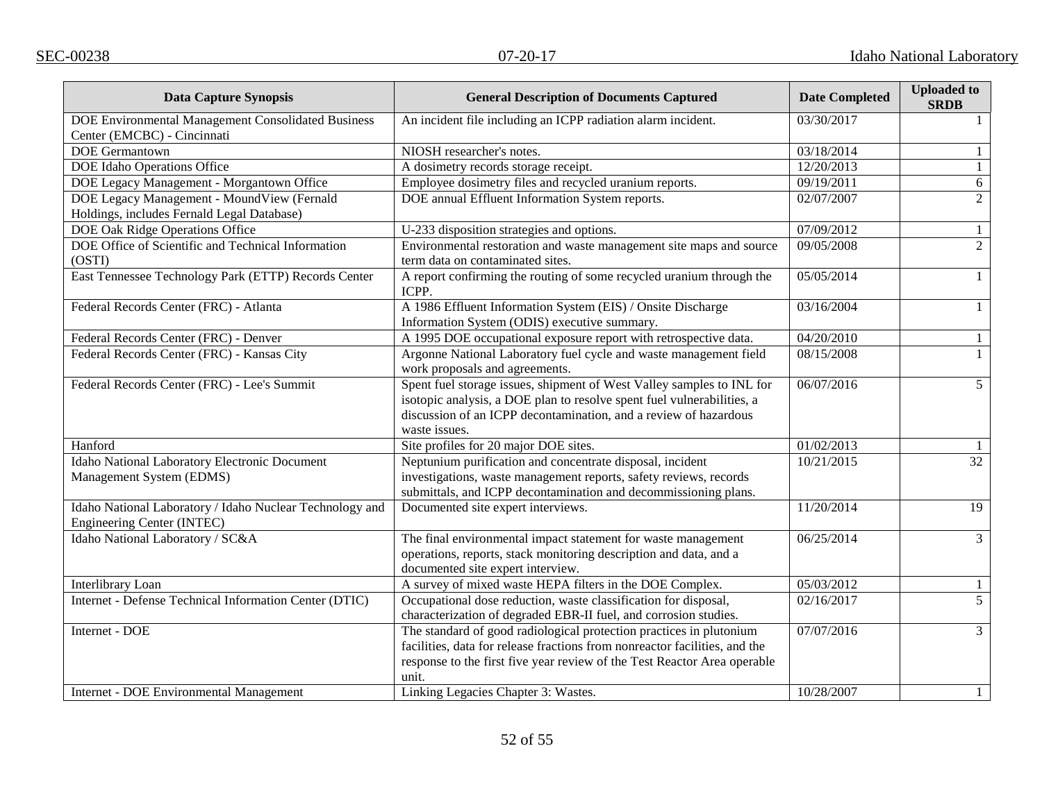| Data Capture Synopsis | General Description of Documents Captured | Date Completed | Uploaded to SRDB |
|---|---|---|---|
| DOE Environmental Management Consolidated Business Center (EMCBC) - Cincinnati | An incident file including an ICPP radiation alarm incident. | 03/30/2017 | 1 |
| DOE Germantown | NIOSH researcher's notes. | 03/18/2014 | 1 |
| DOE Idaho Operations Office | A dosimetry records storage receipt. | 12/20/2013 | 1 |
| DOE Legacy Management - Morgantown Office | Employee dosimetry files and recycled uranium reports. | 09/19/2011 | 6 |
| DOE Legacy Management - MoundView (Fernald Holdings, includes Fernald Legal Database) | DOE annual Effluent Information System reports. | 02/07/2007 | 2 |
| DOE Oak Ridge Operations Office | U-233 disposition strategies and options. | 07/09/2012 | 1 |
| DOE Office of Scientific and Technical Information (OSTI) | Environmental restoration and waste management site maps and source term data on contaminated sites. | 09/05/2008 | 2 |
| East Tennessee Technology Park (ETTP) Records Center | A report confirming the routing of some recycled uranium through the ICPP. | 05/05/2014 | 1 |
| Federal Records Center (FRC) - Atlanta | A 1986 Effluent Information System (EIS) / Onsite Discharge Information System (ODIS) executive summary. | 03/16/2004 | 1 |
| Federal Records Center (FRC) - Denver | A 1995 DOE occupational exposure report with retrospective data. | 04/20/2010 | 1 |
| Federal Records Center (FRC) - Kansas City | Argonne National Laboratory fuel cycle and waste management field work proposals and agreements. | 08/15/2008 | 1 |
| Federal Records Center (FRC) - Lee's Summit | Spent fuel storage issues, shipment of West Valley samples to INL for isotopic analysis, a DOE plan to resolve spent fuel vulnerabilities, a discussion of an ICPP decontamination, and a review of hazardous waste issues. | 06/07/2016 | 5 |
| Hanford | Site profiles for 20 major DOE sites. | 01/02/2013 | 1 |
| Idaho National Laboratory Electronic Document Management System (EDMS) | Neptunium purification and concentrate disposal, incident investigations, waste management reports, safety reviews, records submittals, and ICPP decontamination and decommissioning plans. | 10/21/2015 | 32 |
| Idaho National Laboratory / Idaho Nuclear Technology and Engineering Center (INTEC) | Documented site expert interviews. | 11/20/2014 | 19 |
| Idaho National Laboratory / SC&A | The final environmental impact statement for waste management operations, reports, stack monitoring description and data, and a documented site expert interview. | 06/25/2014 | 3 |
| Interlibrary Loan | A survey of mixed waste HEPA filters in the DOE Complex. | 05/03/2012 | 1 |
| Internet - Defense Technical Information Center (DTIC) | Occupational dose reduction, waste classification for disposal, characterization of degraded EBR-II fuel, and corrosion studies. | 02/16/2017 | 5 |
| Internet - DOE | The standard of good radiological protection practices in plutonium facilities, data for release fractions from nonreactor facilities, and the response to the first five year review of the Test Reactor Area operable unit. | 07/07/2016 | 3 |
| Internet - DOE Environmental Management | Linking Legacies Chapter 3: Wastes. | 10/28/2007 | 1 |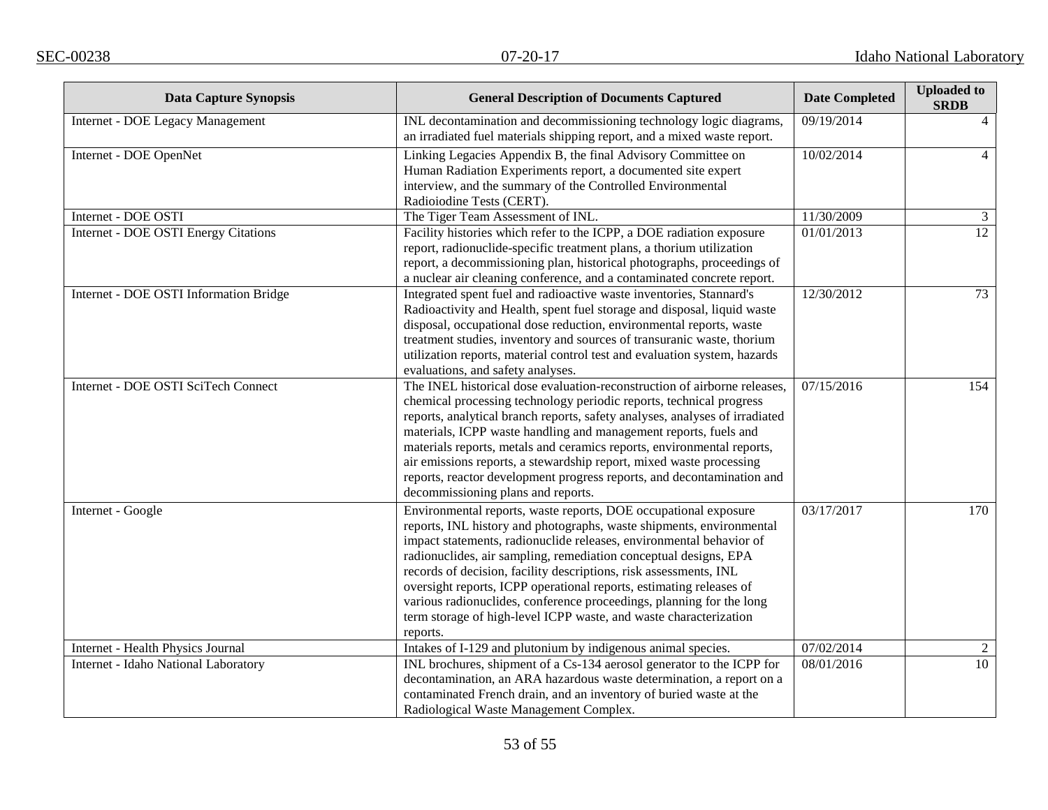| Data Capture Synopsis | General Description of Documents Captured | Date Completed | Uploaded to SRDB |
|---|---|---|---|
| Internet - DOE Legacy Management | INL decontamination and decommissioning technology logic diagrams, an irradiated fuel materials shipping report, and a mixed waste report. | 09/19/2014 | 4 |
| Internet - DOE OpenNet | Linking Legacies Appendix B, the final Advisory Committee on Human Radiation Experiments report, a documented site expert interview, and the summary of the Controlled Environmental Radioiodine Tests (CERT). | 10/02/2014 | 4 |
| Internet - DOE OSTI | The Tiger Team Assessment of INL. | 11/30/2009 | 3 |
| Internet - DOE OSTI Energy Citations | Facility histories which refer to the ICPP, a DOE radiation exposure report, radionuclide-specific treatment plans, a thorium utilization report, a decommissioning plan, historical photographs, proceedings of a nuclear air cleaning conference, and a contaminated concrete report. | 01/01/2013 | 12 |
| Internet - DOE OSTI Information Bridge | Integrated spent fuel and radioactive waste inventories, Stannard's Radioactivity and Health, spent fuel storage and disposal, liquid waste disposal, occupational dose reduction, environmental reports, waste treatment studies, inventory and sources of transuranic waste, thorium utilization reports, material control test and evaluation system, hazards evaluations, and safety analyses. | 12/30/2012 | 73 |
| Internet - DOE OSTI SciTech Connect | The INEL historical dose evaluation-reconstruction of airborne releases, chemical processing technology periodic reports, technical progress reports, analytical branch reports, safety analyses, analyses of irradiated materials, ICPP waste handling and management reports, fuels and materials reports, metals and ceramics reports, environmental reports, air emissions reports, a stewardship report, mixed waste processing reports, reactor development progress reports, and decontamination and decommissioning plans and reports. | 07/15/2016 | 154 |
| Internet - Google | Environmental reports, waste reports, DOE occupational exposure reports, INL history and photographs, waste shipments, environmental impact statements, radionuclide releases, environmental behavior of radionuclides, air sampling, remediation conceptual designs, EPA records of decision, facility descriptions, risk assessments, INL oversight reports, ICPP operational reports, estimating releases of various radionuclides, conference proceedings, planning for the long term storage of high-level ICPP waste, and waste characterization reports. | 03/17/2017 | 170 |
| Internet - Health Physics Journal | Intakes of I-129 and plutonium by indigenous animal species. | 07/02/2014 | 2 |
| Internet - Idaho National Laboratory | INL brochures, shipment of a Cs-134 aerosol generator to the ICPP for decontamination, an ARA hazardous waste determination, a report on a contaminated French drain, and an inventory of buried waste at the Radiological Waste Management Complex. | 08/01/2016 | 10 |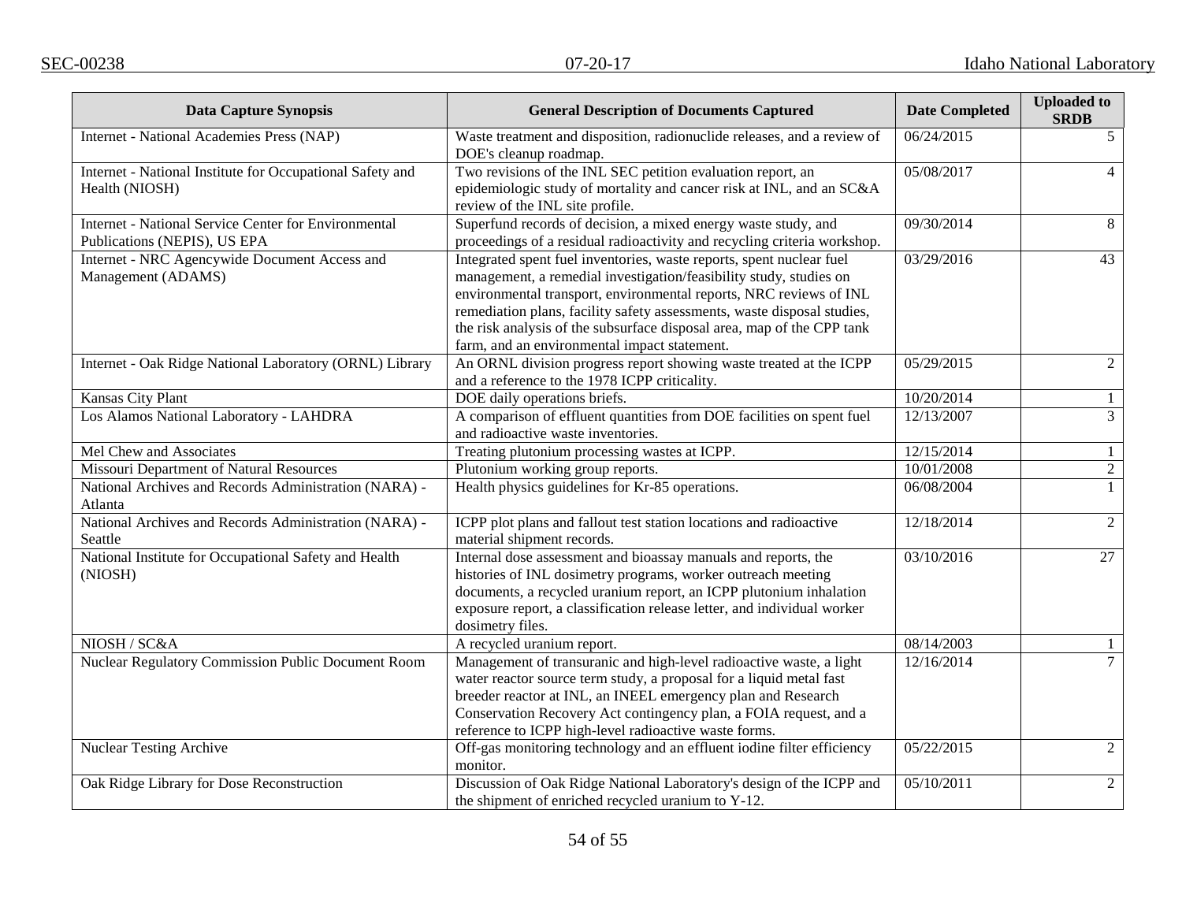| Data Capture Synopsis | General Description of Documents Captured | Date Completed | Uploaded to SRDB |
|---|---|---|---|
| Internet - National Academies Press (NAP) | Waste treatment and disposition, radionuclide releases, and a review of DOE's cleanup roadmap. | 06/24/2015 | 5 |
| Internet - National Institute for Occupational Safety and Health (NIOSH) | Two revisions of the INL SEC petition evaluation report, an epidemiologic study of mortality and cancer risk at INL, and an SC&A review of the INL site profile. | 05/08/2017 | 4 |
| Internet - National Service Center for Environmental Publications (NEPIS), US EPA | Superfund records of decision, a mixed energy waste study, and proceedings of a residual radioactivity and recycling criteria workshop. | 09/30/2014 | 8 |
| Internet - NRC Agencywide Document Access and Management (ADAMS) | Integrated spent fuel inventories, waste reports, spent nuclear fuel management, a remedial investigation/feasibility study, studies on environmental transport, environmental reports, NRC reviews of INL remediation plans, facility safety assessments, waste disposal studies, the risk analysis of the subsurface disposal area, map of the CPP tank farm, and an environmental impact statement. | 03/29/2016 | 43 |
| Internet - Oak Ridge National Laboratory (ORNL) Library | An ORNL division progress report showing waste treated at the ICPP and a reference to the 1978 ICPP criticality. | 05/29/2015 | 2 |
| Kansas City Plant | DOE daily operations briefs. | 10/20/2014 | 1 |
| Los Alamos National Laboratory - LAHDRA | A comparison of effluent quantities from DOE facilities on spent fuel and radioactive waste inventories. | 12/13/2007 | 3 |
| Mel Chew and Associates | Treating plutonium processing wastes at ICPP. | 12/15/2014 | 1 |
| Missouri Department of Natural Resources | Plutonium working group reports. | 10/01/2008 | 2 |
| National Archives and Records Administration (NARA) - Atlanta | Health physics guidelines for Kr-85 operations. | 06/08/2004 | 1 |
| National Archives and Records Administration (NARA) - Seattle | ICPP plot plans and fallout test station locations and radioactive material shipment records. | 12/18/2014 | 2 |
| National Institute for Occupational Safety and Health (NIOSH) | Internal dose assessment and bioassay manuals and reports, the histories of INL dosimetry programs, worker outreach meeting documents, a recycled uranium report, an ICPP plutonium inhalation exposure report, a classification release letter, and individual worker dosimetry files. | 03/10/2016 | 27 |
| NIOSH / SC&A | A recycled uranium report. | 08/14/2003 | 1 |
| Nuclear Regulatory Commission Public Document Room | Management of transuranic and high-level radioactive waste, a light water reactor source term study, a proposal for a liquid metal fast breeder reactor at INL, an INEEL emergency plan and Research Conservation Recovery Act contingency plan, a FOIA request, and a reference to ICPP high-level radioactive waste forms. | 12/16/2014 | 7 |
| Nuclear Testing Archive | Off-gas monitoring technology and an effluent iodine filter efficiency monitor. | 05/22/2015 | 2 |
| Oak Ridge Library for Dose Reconstruction | Discussion of Oak Ridge National Laboratory's design of the ICPP and the shipment of enriched recycled uranium to Y-12. | 05/10/2011 | 2 |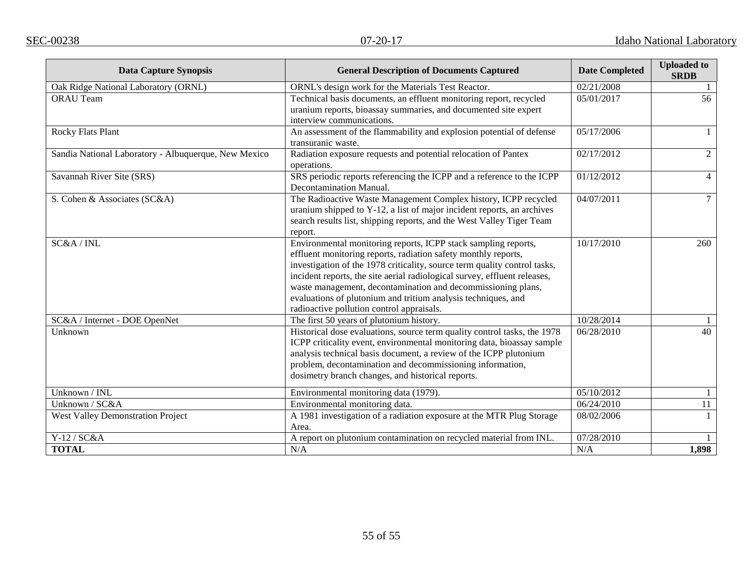| Data Capture Synopsis | General Description of Documents Captured | Date Completed | Uploaded to SRDB |
|---|---|---|---|
| Oak Ridge National Laboratory (ORNL) | ORNL's design work for the Materials Test Reactor. | 02/21/2008 | 1 |
| ORAU Team | Technical basis documents, an effluent monitoring report, recycled uranium reports, bioassay summaries, and documented site expert interview communications. | 05/01/2017 | 56 |
| Rocky Flats Plant | An assessment of the flammability and explosion potential of defense transuranic waste. | 05/17/2006 | 1 |
| Sandia National Laboratory - Albuquerque, New Mexico | Radiation exposure requests and potential relocation of Pantex operations. | 02/17/2012 | 2 |
| Savannah River Site (SRS) | SRS periodic reports referencing the ICPP and a reference to the ICPP Decontamination Manual. | 01/12/2012 | 4 |
| S. Cohen & Associates (SC&A) | The Radioactive Waste Management Complex history, ICPP recycled uranium shipped to Y-12, a list of major incident reports, an archives search results list, shipping reports, and the West Valley Tiger Team report. | 04/07/2011 | 7 |
| SC&A / INL | Environmental monitoring reports, ICPP stack sampling reports, effluent monitoring reports, radiation safety monthly reports, investigation of the 1978 criticality, source term quality control tasks, incident reports, the site aerial radiological survey, effluent releases, waste management, decontamination and decommissioning plans, evaluations of plutonium and tritium analysis techniques, and radioactive pollution control appraisals. | 10/17/2010 | 260 |
| SC&A / Internet - DOE OpenNet | The first 50 years of plutonium history. | 10/28/2014 | 1 |
| Unknown | Historical dose evaluations, source term quality control tasks, the 1978 ICPP criticality event, environmental monitoring data, bioassay sample analysis technical basis document, a review of the ICPP plutonium problem, decontamination and decommissioning information, dosimetry branch changes, and historical reports. | 06/28/2010 | 40 |
| Unknown / INL | Environmental monitoring data (1979). | 05/10/2012 | 1 |
| Unknown / SC&A | Environmental monitoring data. | 06/24/2010 | 11 |
| West Valley Demonstration Project | A 1981 investigation of a radiation exposure at the MTR Plug Storage Area. | 08/02/2006 | 1 |
| Y-12 / SC&A | A report on plutonium contamination on recycled material from INL. | 07/28/2010 | 1 |
| **TOTAL** | N/A | N/A | **1,898** |